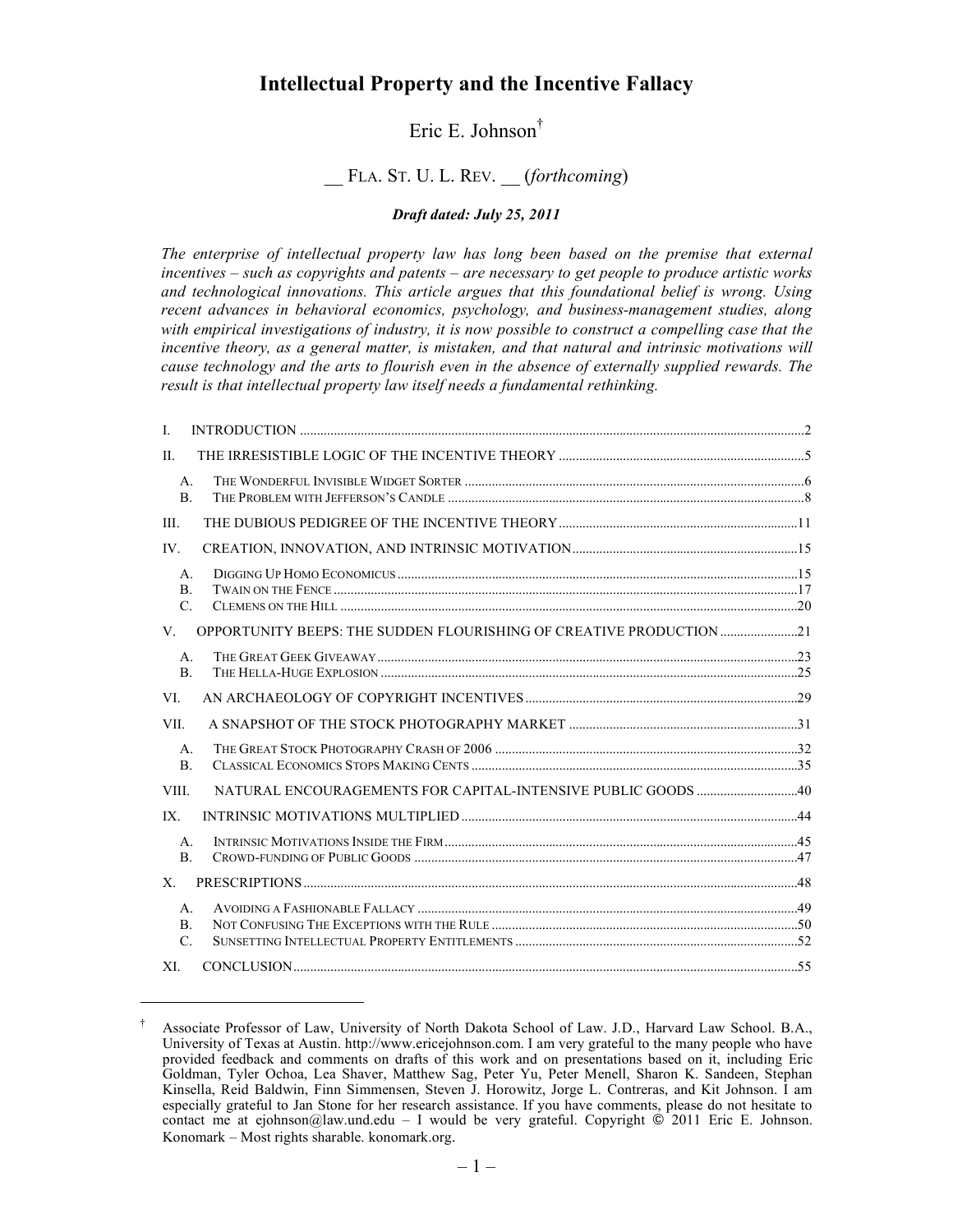# Intellectual Property and the Incentive Fallacy

Eric E. Johnson[†]

__ FLA. ST. U. L. REV. __ (*forthcoming*)

***Draft dated: July 25, 2011***

*The enterprise of intellectual property law has long been based on the premise that external incentives – such as copyrights and patents – are necessary to get people to produce artistic works and technological innovations. This article argues that this foundational belief is wrong. Using recent advances in behavioral economics, psychology, and business-management studies, along with empirical investigations of industry, it is now possible to construct a compelling case that the incentive theory, as a general matter, is mistaken, and that natural and intrinsic motivations will cause technology and the arts to flourish even in the absence of externally supplied rewards. The result is that intellectual property law itself needs a fundamental rethinking.*

- I. INTRODUCTION .......... 2
- II. THE IRRESISTIBLE LOGIC OF THE INCENTIVE THEORY .......... 5
  - A. THE WONDERFUL INVISIBLE WIDGET SORTER .......... 6
  - B. THE PROBLEM WITH JEFFERSON'S CANDLE .......... 8
- III. THE DUBIOUS PEDIGREE OF THE INCENTIVE THEORY .......... 11
- IV. CREATION, INNOVATION, AND INTRINSIC MOTIVATION .......... 15
  - A. DIGGING UP HOMO ECONOMICUS .......... 15
  - B. TWAIN ON THE FENCE .......... 17
  - C. CLEMENS ON THE HILL .......... 20
- V. OPPORTUNITY BEEPS: THE SUDDEN FLOURISHING OF CREATIVE PRODUCTION .......... 21
  - A. THE GREAT GEEK GIVEAWAY .......... 23
  - B. THE HELLA-HUGE EXPLOSION .......... 25
- VI. AN ARCHAEOLOGY OF COPYRIGHT INCENTIVES .......... 29
- VII. A SNAPSHOT OF THE STOCK PHOTOGRAPHY MARKET .......... 31
  - A. THE GREAT STOCK PHOTOGRAPHY CRASH OF 2006 .......... 32
  - B. CLASSICAL ECONOMICS STOPS MAKING CENTS .......... 35
- VIII. NATURAL ENCOURAGEMENTS FOR CAPITAL-INTENSIVE PUBLIC GOODS .......... 40
- IX. INTRINSIC MOTIVATIONS MULTIPLIED .......... 44
  - A. INTRINSIC MOTIVATIONS INSIDE THE FIRM .......... 45
  - B. CROWD-FUNDING OF PUBLIC GOODS .......... 47
- X. PRESCRIPTIONS .......... 48
  - A. AVOIDING A FASHIONABLE FALLACY .......... 49
  - B. NOT CONFUSING THE EXCEPTIONS WITH THE RULE .......... 50
  - C. SUNSETTING INTELLECTUAL PROPERTY ENTITLEMENTS .......... 52
- XI. CONCLUSION .......... 55

---

[†] Associate Professor of Law, University of North Dakota School of Law. J.D., Harvard Law School. B.A., University of Texas at Austin. http://www.ericejohnson.com. I am very grateful to the many people who have provided feedback and comments on drafts of this work and on presentations based on it, including Eric Goldman, Tyler Ochoa, Lea Shaver, Matthew Sag, Peter Yu, Peter Menell, Sharon K. Sandeen, Stephan Kinsella, Reid Baldwin, Finn Simmensen, Steven J. Horowitz, Jorge L. Contreras, and Kit Johnson. I am especially grateful to Jan Stone for her research assistance. If you have comments, please do not hesitate to contact me at ejohnson@law.und.edu – I would be very grateful. Copyright © 2011 Eric E. Johnson. Konomark – Most rights sharable. konomark.org.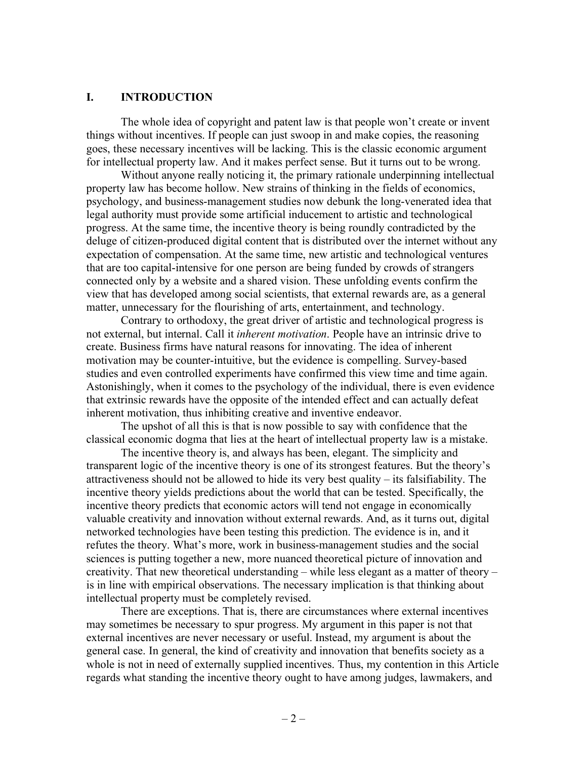## I. INTRODUCTION

The whole idea of copyright and patent law is that people won't create or invent things without incentives. If people can just swoop in and make copies, the reasoning goes, these necessary incentives will be lacking. This is the classic economic argument for intellectual property law. And it makes perfect sense. But it turns out to be wrong.

Without anyone really noticing it, the primary rationale underpinning intellectual property law has become hollow. New strains of thinking in the fields of economics, psychology, and business-management studies now debunk the long-venerated idea that legal authority must provide some artificial inducement to artistic and technological progress. At the same time, the incentive theory is being roundly contradicted by the deluge of citizen-produced digital content that is distributed over the internet without any expectation of compensation. At the same time, new artistic and technological ventures that are too capital-intensive for one person are being funded by crowds of strangers connected only by a website and a shared vision. These unfolding events confirm the view that has developed among social scientists, that external rewards are, as a general matter, unnecessary for the flourishing of arts, entertainment, and technology.

Contrary to orthodoxy, the great driver of artistic and technological progress is not external, but internal. Call it *inherent motivation*. People have an intrinsic drive to create. Business firms have natural reasons for innovating. The idea of inherent motivation may be counter-intuitive, but the evidence is compelling. Survey-based studies and even controlled experiments have confirmed this view time and time again. Astonishingly, when it comes to the psychology of the individual, there is even evidence that extrinsic rewards have the opposite of the intended effect and can actually defeat inherent motivation, thus inhibiting creative and inventive endeavor.

The upshot of all this is that is now possible to say with confidence that the classical economic dogma that lies at the heart of intellectual property law is a mistake.

The incentive theory is, and always has been, elegant. The simplicity and transparent logic of the incentive theory is one of its strongest features. But the theory's attractiveness should not be allowed to hide its very best quality – its falsifiability. The incentive theory yields predictions about the world that can be tested. Specifically, the incentive theory predicts that economic actors will tend not engage in economically valuable creativity and innovation without external rewards. And, as it turns out, digital networked technologies have been testing this prediction. The evidence is in, and it refutes the theory. What's more, work in business-management studies and the social sciences is putting together a new, more nuanced theoretical picture of innovation and creativity. That new theoretical understanding – while less elegant as a matter of theory – is in line with empirical observations. The necessary implication is that thinking about intellectual property must be completely revised.

There are exceptions. That is, there are circumstances where external incentives may sometimes be necessary to spur progress. My argument in this paper is not that external incentives are never necessary or useful. Instead, my argument is about the general case. In general, the kind of creativity and innovation that benefits society as a whole is not in need of externally supplied incentives. Thus, my contention in this Article regards what standing the incentive theory ought to have among judges, lawmakers, and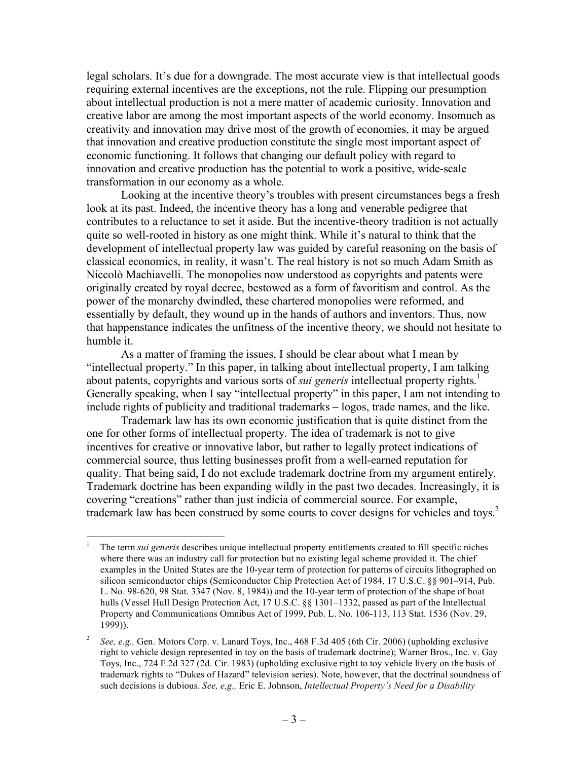legal scholars. It's due for a downgrade. The most accurate view is that intellectual goods requiring external incentives are the exceptions, not the rule. Flipping our presumption about intellectual production is not a mere matter of academic curiosity. Innovation and creative labor are among the most important aspects of the world economy. Insomuch as creativity and innovation may drive most of the growth of economies, it may be argued that innovation and creative production constitute the single most important aspect of economic functioning. It follows that changing our default policy with regard to innovation and creative production has the potential to work a positive, wide-scale transformation in our economy as a whole.

Looking at the incentive theory's troubles with present circumstances begs a fresh look at its past. Indeed, the incentive theory has a long and venerable pedigree that contributes to a reluctance to set it aside. But the incentive-theory tradition is not actually quite so well-rooted in history as one might think. While it's natural to think that the development of intellectual property law was guided by careful reasoning on the basis of classical economics, in reality, it wasn't. The real history is not so much Adam Smith as Niccolò Machiavelli. The monopolies now understood as copyrights and patents were originally created by royal decree, bestowed as a form of favoritism and control. As the power of the monarchy dwindled, these chartered monopolies were reformed, and essentially by default, they wound up in the hands of authors and inventors. Thus, now that happenstance indicates the unfitness of the incentive theory, we should not hesitate to humble it.

As a matter of framing the issues, I should be clear about what I mean by "intellectual property." In this paper, in talking about intellectual property, I am talking about patents, copyrights and various sorts of *sui generis* intellectual property rights.[1] Generally speaking, when I say "intellectual property" in this paper, I am not intending to include rights of publicity and traditional trademarks – logos, trade names, and the like.

Trademark law has its own economic justification that is quite distinct from the one for other forms of intellectual property. The idea of trademark is not to give incentives for creative or innovative labor, but rather to legally protect indications of commercial source, thus letting businesses profit from a well-earned reputation for quality. That being said, I do not exclude trademark doctrine from my argument entirely. Trademark doctrine has been expanding wildly in the past two decades. Increasingly, it is covering "creations" rather than just indicia of commercial source. For example, trademark law has been construed by some courts to cover designs for vehicles and toys.[2]

---

[1] The term *sui generis* describes unique intellectual property entitlements created to fill specific niches where there was an industry call for protection but no existing legal scheme provided it. The chief examples in the United States are the 10-year term of protection for patterns of circuits lithographed on silicon semiconductor chips (Semiconductor Chip Protection Act of 1984, 17 U.S.C. §§ 901–914, Pub. L. No. 98-620, 98 Stat. 3347 (Nov. 8, 1984)) and the 10-year term of protection of the shape of boat hulls (Vessel Hull Design Protection Act, 17 U.S.C. §§ 1301–1332, passed as part of the Intellectual Property and Communications Omnibus Act of 1999, Pub. L. No. 106-113, 113 Stat. 1536 (Nov. 29, 1999)).

[2] *See, e.g.,* Gen. Motors Corp. v. Lanard Toys, Inc., 468 F.3d 405 (6th Cir. 2006) (upholding exclusive right to vehicle design represented in toy on the basis of trademark doctrine); Warner Bros., Inc. v. Gay Toys, Inc., 724 F.2d 327 (2d. Cir. 1983) (upholding exclusive right to toy vehicle livery on the basis of trademark rights to "Dukes of Hazard" television series). Note, however, that the doctrinal soundness of such decisions is dubious. *See, e,g.,* Eric E. Johnson, *Intellectual Property's Need for a Disability*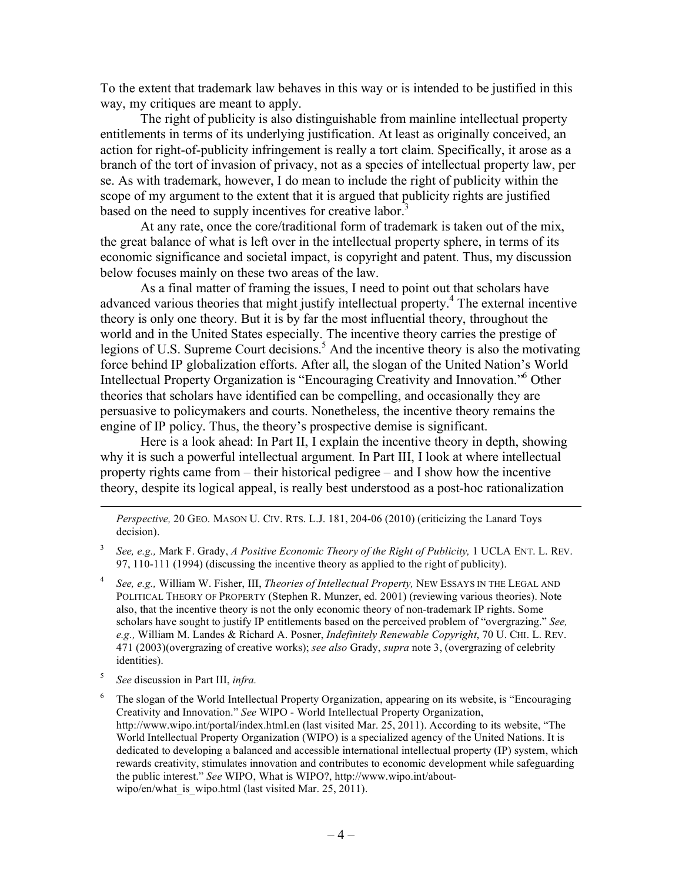To the extent that trademark law behaves in this way or is intended to be justified in this way, my critiques are meant to apply.

The right of publicity is also distinguishable from mainline intellectual property entitlements in terms of its underlying justification. At least as originally conceived, an action for right-of-publicity infringement is really a tort claim. Specifically, it arose as a branch of the tort of invasion of privacy, not as a species of intellectual property law, per se. As with trademark, however, I do mean to include the right of publicity within the scope of my argument to the extent that it is argued that publicity rights are justified based on the need to supply incentives for creative labor.[3]

At any rate, once the core/traditional form of trademark is taken out of the mix, the great balance of what is left over in the intellectual property sphere, in terms of its economic significance and societal impact, is copyright and patent. Thus, my discussion below focuses mainly on these two areas of the law.

As a final matter of framing the issues, I need to point out that scholars have advanced various theories that might justify intellectual property.[4] The external incentive theory is only one theory. But it is by far the most influential theory, throughout the world and in the United States especially. The incentive theory carries the prestige of legions of U.S. Supreme Court decisions.[5] And the incentive theory is also the motivating force behind IP globalization efforts. After all, the slogan of the United Nation's World Intellectual Property Organization is "Encouraging Creativity and Innovation."[6] Other theories that scholars have identified can be compelling, and occasionally they are persuasive to policymakers and courts. Nonetheless, the incentive theory remains the engine of IP policy. Thus, the theory's prospective demise is significant.

Here is a look ahead: In Part II, I explain the incentive theory in depth, showing why it is such a powerful intellectual argument. In Part III, I look at where intellectual property rights came from – their historical pedigree – and I show how the incentive theory, despite its logical appeal, is really best understood as a post-hoc rationalization

---

*Perspective,* 20 GEO. MASON U. CIV. RTS. L.J. 181, 204-06 (2010) (criticizing the Lanard Toys decision).

[3] *See, e.g.,* Mark F. Grady, *A Positive Economic Theory of the Right of Publicity,* 1 UCLA ENT. L. REV. 97, 110-111 (1994) (discussing the incentive theory as applied to the right of publicity).

[4] *See, e.g.,* William W. Fisher, III, *Theories of Intellectual Property,* NEW ESSAYS IN THE LEGAL AND POLITICAL THEORY OF PROPERTY (Stephen R. Munzer, ed. 2001) (reviewing various theories). Note also, that the incentive theory is not the only economic theory of non-trademark IP rights. Some scholars have sought to justify IP entitlements based on the perceived problem of "overgrazing." *See, e.g.,* William M. Landes & Richard A. Posner, *Indefinitely Renewable Copyright*, 70 U. CHI. L. REV. 471 (2003)(overgrazing of creative works); *see also* Grady, *supra* note 3, (overgrazing of celebrity identities).

[5] *See* discussion in Part III, *infra.*

[6] The slogan of the World Intellectual Property Organization, appearing on its website, is "Encouraging Creativity and Innovation." *See* WIPO - World Intellectual Property Organization, http://www.wipo.int/portal/index.html.en (last visited Mar. 25, 2011). According to its website, "The World Intellectual Property Organization (WIPO) is a specialized agency of the United Nations. It is dedicated to developing a balanced and accessible international intellectual property (IP) system, which rewards creativity, stimulates innovation and contributes to economic development while safeguarding the public interest." *See* WIPO, What is WIPO?, http://www.wipo.int/about-wipo/en/what_is_wipo.html (last visited Mar. 25, 2011).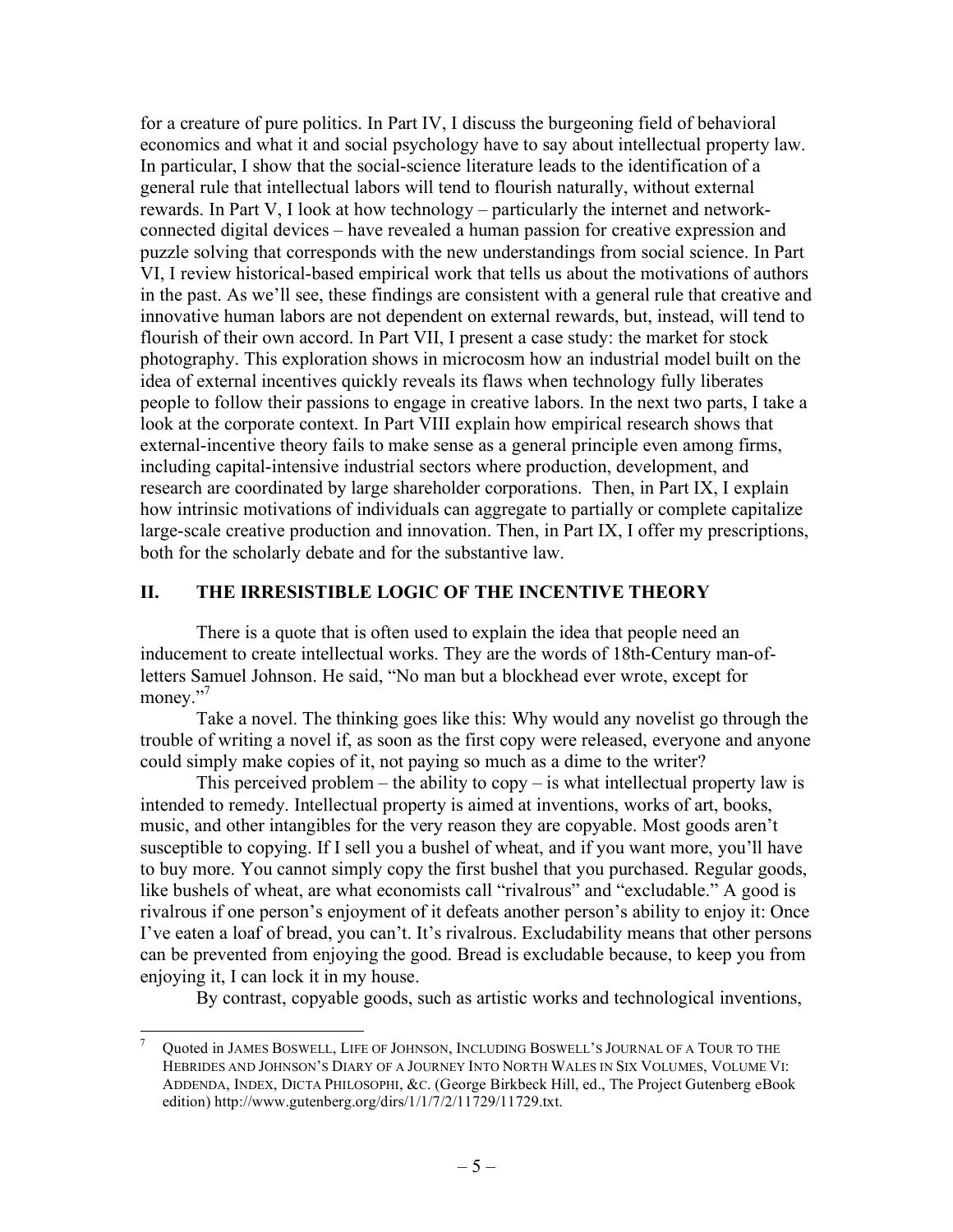for a creature of pure politics. In Part IV, I discuss the burgeoning field of behavioral economics and what it and social psychology have to say about intellectual property law. In particular, I show that the social-science literature leads to the identification of a general rule that intellectual labors will tend to flourish naturally, without external rewards. In Part V, I look at how technology – particularly the internet and network-connected digital devices – have revealed a human passion for creative expression and puzzle solving that corresponds with the new understandings from social science. In Part VI, I review historical-based empirical work that tells us about the motivations of authors in the past. As we'll see, these findings are consistent with a general rule that creative and innovative human labors are not dependent on external rewards, but, instead, will tend to flourish of their own accord. In Part VII, I present a case study: the market for stock photography. This exploration shows in microcosm how an industrial model built on the idea of external incentives quickly reveals its flaws when technology fully liberates people to follow their passions to engage in creative labors. In the next two parts, I take a look at the corporate context. In Part VIII explain how empirical research shows that external-incentive theory fails to make sense as a general principle even among firms, including capital-intensive industrial sectors where production, development, and research are coordinated by large shareholder corporations. Then, in Part IX, I explain how intrinsic motivations of individuals can aggregate to partially or complete capitalize large-scale creative production and innovation. Then, in Part IX, I offer my prescriptions, both for the scholarly debate and for the substantive law.

## II. THE IRRESISTIBLE LOGIC OF THE INCENTIVE THEORY

There is a quote that is often used to explain the idea that people need an inducement to create intellectual works. They are the words of 18th-Century man-of-letters Samuel Johnson. He said, "No man but a blockhead ever wrote, except for money."[7]

Take a novel. The thinking goes like this: Why would any novelist go through the trouble of writing a novel if, as soon as the first copy were released, everyone and anyone could simply make copies of it, not paying so much as a dime to the writer?

This perceived problem – the ability to copy – is what intellectual property law is intended to remedy. Intellectual property is aimed at inventions, works of art, books, music, and other intangibles for the very reason they are copyable. Most goods aren't susceptible to copying. If I sell you a bushel of wheat, and if you want more, you'll have to buy more. You cannot simply copy the first bushel that you purchased. Regular goods, like bushels of wheat, are what economists call "rivalrous" and "excludable." A good is rivalrous if one person's enjoyment of it defeats another person's ability to enjoy it: Once I've eaten a loaf of bread, you can't. It's rivalrous. Excludability means that other persons can be prevented from enjoying the good. Bread is excludable because, to keep you from enjoying it, I can lock it in my house.

By contrast, copyable goods, such as artistic works and technological inventions,

---

[7] Quoted in JAMES BOSWELL, LIFE OF JOHNSON, INCLUDING BOSWELL'S JOURNAL OF A TOUR TO THE HEBRIDES AND JOHNSON'S DIARY OF A JOURNEY INTO NORTH WALES IN SIX VOLUMES, VOLUME VI: ADDENDA, INDEX, DICTA PHILOSOPHI, &C. (George Birkbeck Hill, ed., The Project Gutenberg eBook edition) http://www.gutenberg.org/dirs/1/1/7/2/11729/11729.txt.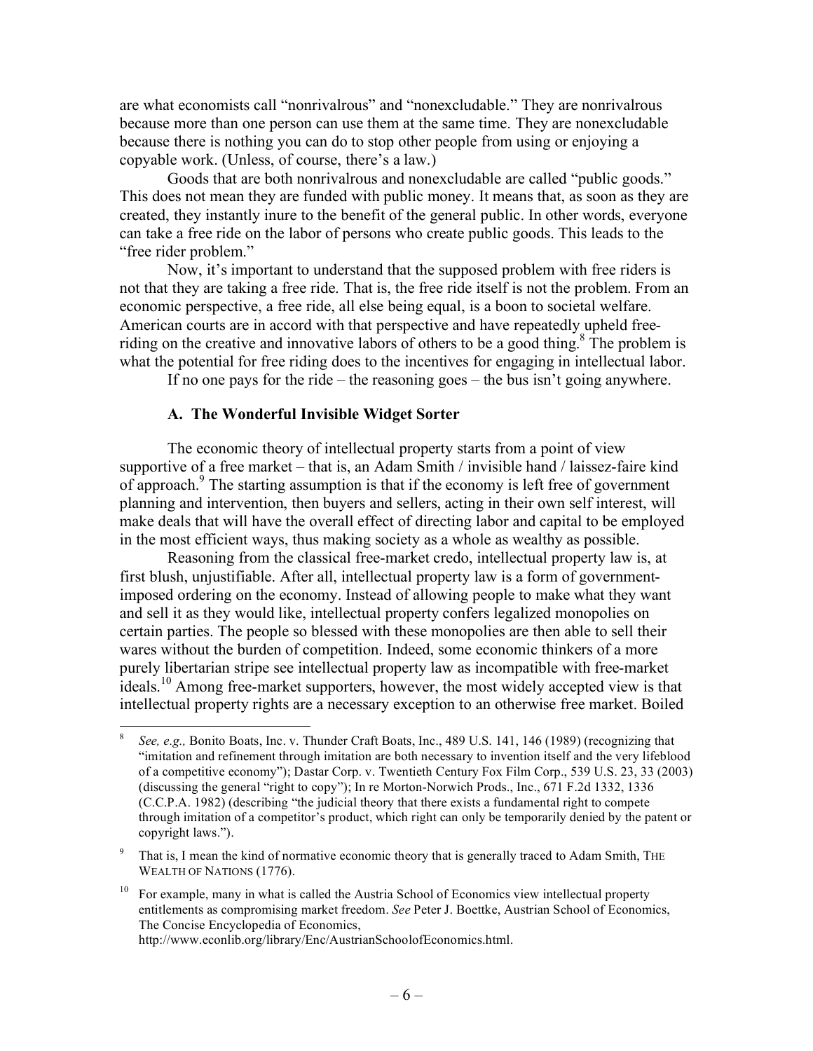are what economists call "nonrivalrous" and "nonexcludable." They are nonrivalrous because more than one person can use them at the same time. They are nonexcludable because there is nothing you can do to stop other people from using or enjoying a copyable work. (Unless, of course, there's a law.)

Goods that are both nonrivalrous and nonexcludable are called "public goods." This does not mean they are funded with public money. It means that, as soon as they are created, they instantly inure to the benefit of the general public. In other words, everyone can take a free ride on the labor of persons who create public goods. This leads to the "free rider problem."

Now, it's important to understand that the supposed problem with free riders is not that they are taking a free ride. That is, the free ride itself is not the problem. From an economic perspective, a free ride, all else being equal, is a boon to societal welfare. American courts are in accord with that perspective and have repeatedly upheld free-riding on the creative and innovative labors of others to be a good thing.[8] The problem is what the potential for free riding does to the incentives for engaging in intellectual labor.

If no one pays for the ride – the reasoning goes – the bus isn't going anywhere.

### A. The Wonderful Invisible Widget Sorter

The economic theory of intellectual property starts from a point of view supportive of a free market – that is, an Adam Smith / invisible hand / laissez-faire kind of approach.[9] The starting assumption is that if the economy is left free of government planning and intervention, then buyers and sellers, acting in their own self interest, will make deals that will have the overall effect of directing labor and capital to be employed in the most efficient ways, thus making society as a whole as wealthy as possible.

Reasoning from the classical free-market credo, intellectual property law is, at first blush, unjustifiable. After all, intellectual property law is a form of government-imposed ordering on the economy. Instead of allowing people to make what they want and sell it as they would like, intellectual property confers legalized monopolies on certain parties. The people so blessed with these monopolies are then able to sell their wares without the burden of competition. Indeed, some economic thinkers of a more purely libertarian stripe see intellectual property law as incompatible with free-market ideals.[10] Among free-market supporters, however, the most widely accepted view is that intellectual property rights are a necessary exception to an otherwise free market. Boiled

---

[8] *See, e.g.,* Bonito Boats, Inc. v. Thunder Craft Boats, Inc., 489 U.S. 141, 146 (1989) (recognizing that "imitation and refinement through imitation are both necessary to invention itself and the very lifeblood of a competitive economy"); Dastar Corp. v. Twentieth Century Fox Film Corp., 539 U.S. 23, 33 (2003) (discussing the general "right to copy"); In re Morton-Norwich Prods., Inc., 671 F.2d 1332, 1336 (C.C.P.A. 1982) (describing "the judicial theory that there exists a fundamental right to compete through imitation of a competitor's product, which right can only be temporarily denied by the patent or copyright laws.").

[9] That is, I mean the kind of normative economic theory that is generally traced to Adam Smith, THE WEALTH OF NATIONS (1776).

[10] For example, many in what is called the Austria School of Economics view intellectual property entitlements as compromising market freedom. *See* Peter J. Boettke, Austrian School of Economics, The Concise Encyclopedia of Economics, http://www.econlib.org/library/Enc/AustrianSchoolofEconomics.html.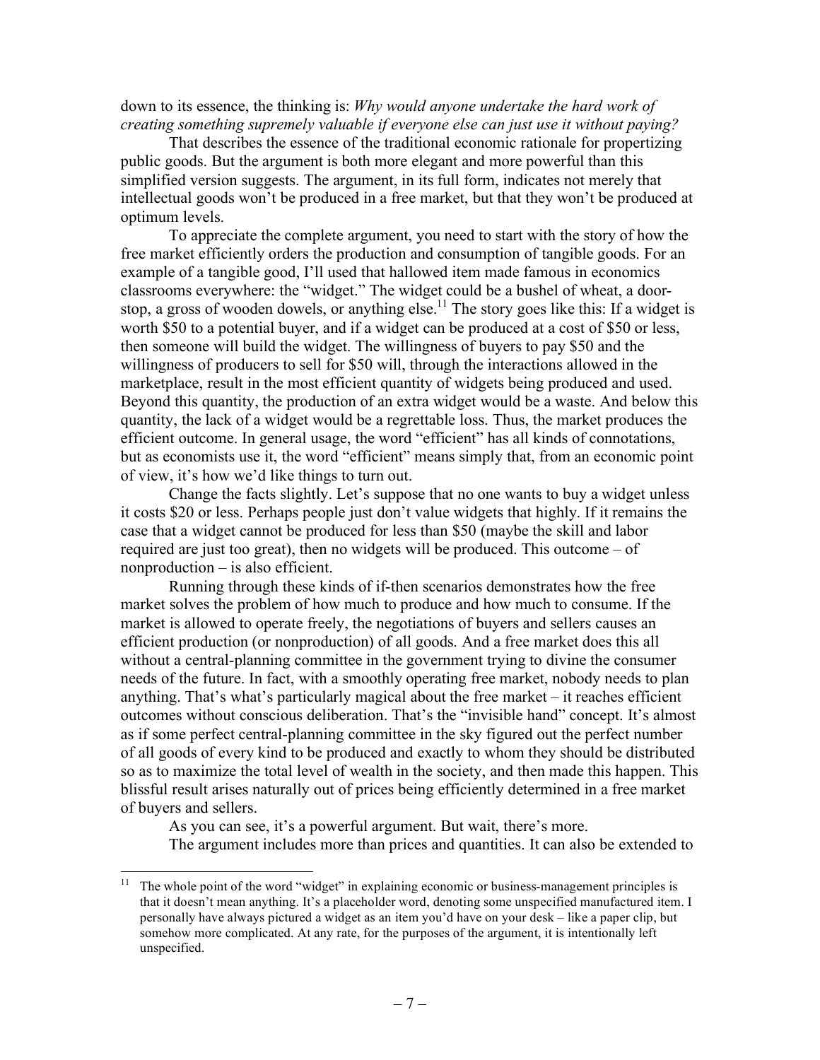down to its essence, the thinking is: *Why would anyone undertake the hard work of creating something supremely valuable if everyone else can just use it without paying?*

That describes the essence of the traditional economic rationale for propertizing public goods. But the argument is both more elegant and more powerful than this simplified version suggests. The argument, in its full form, indicates not merely that intellectual goods won't be produced in a free market, but that they won't be produced at optimum levels.

To appreciate the complete argument, you need to start with the story of how the free market efficiently orders the production and consumption of tangible goods. For an example of a tangible good, I'll used that hallowed item made famous in economics classrooms everywhere: the "widget." The widget could be a bushel of wheat, a door-stop, a gross of wooden dowels, or anything else.[11] The story goes like this: If a widget is worth $50 to a potential buyer, and if a widget can be produced at a cost of $50 or less, then someone will build the widget. The willingness of buyers to pay $50 and the willingness of producers to sell for $50 will, through the interactions allowed in the marketplace, result in the most efficient quantity of widgets being produced and used. Beyond this quantity, the production of an extra widget would be a waste. And below this quantity, the lack of a widget would be a regrettable loss. Thus, the market produces the efficient outcome. In general usage, the word "efficient" has all kinds of connotations, but as economists use it, the word "efficient" means simply that, from an economic point of view, it's how we'd like things to turn out.

Change the facts slightly. Let's suppose that no one wants to buy a widget unless it costs $20 or less. Perhaps people just don't value widgets that highly. If it remains the case that a widget cannot be produced for less than $50 (maybe the skill and labor required are just too great), then no widgets will be produced. This outcome – of nonproduction – is also efficient.

Running through these kinds of if-then scenarios demonstrates how the free market solves the problem of how much to produce and how much to consume. If the market is allowed to operate freely, the negotiations of buyers and sellers causes an efficient production (or nonproduction) of all goods. And a free market does this all without a central-planning committee in the government trying to divine the consumer needs of the future. In fact, with a smoothly operating free market, nobody needs to plan anything. That's what's particularly magical about the free market – it reaches efficient outcomes without conscious deliberation. That's the "invisible hand" concept. It's almost as if some perfect central-planning committee in the sky figured out the perfect number of all goods of every kind to be produced and exactly to whom they should be distributed so as to maximize the total level of wealth in the society, and then made this happen. This blissful result arises naturally out of prices being efficiently determined in a free market of buyers and sellers.

As you can see, it's a powerful argument. But wait, there's more.

The argument includes more than prices and quantities. It can also be extended to

[11] The whole point of the word "widget" in explaining economic or business-management principles is that it doesn't mean anything. It's a placeholder word, denoting some unspecified manufactured item. I personally have always pictured a widget as an item you'd have on your desk – like a paper clip, but somehow more complicated. At any rate, for the purposes of the argument, it is intentionally left unspecified.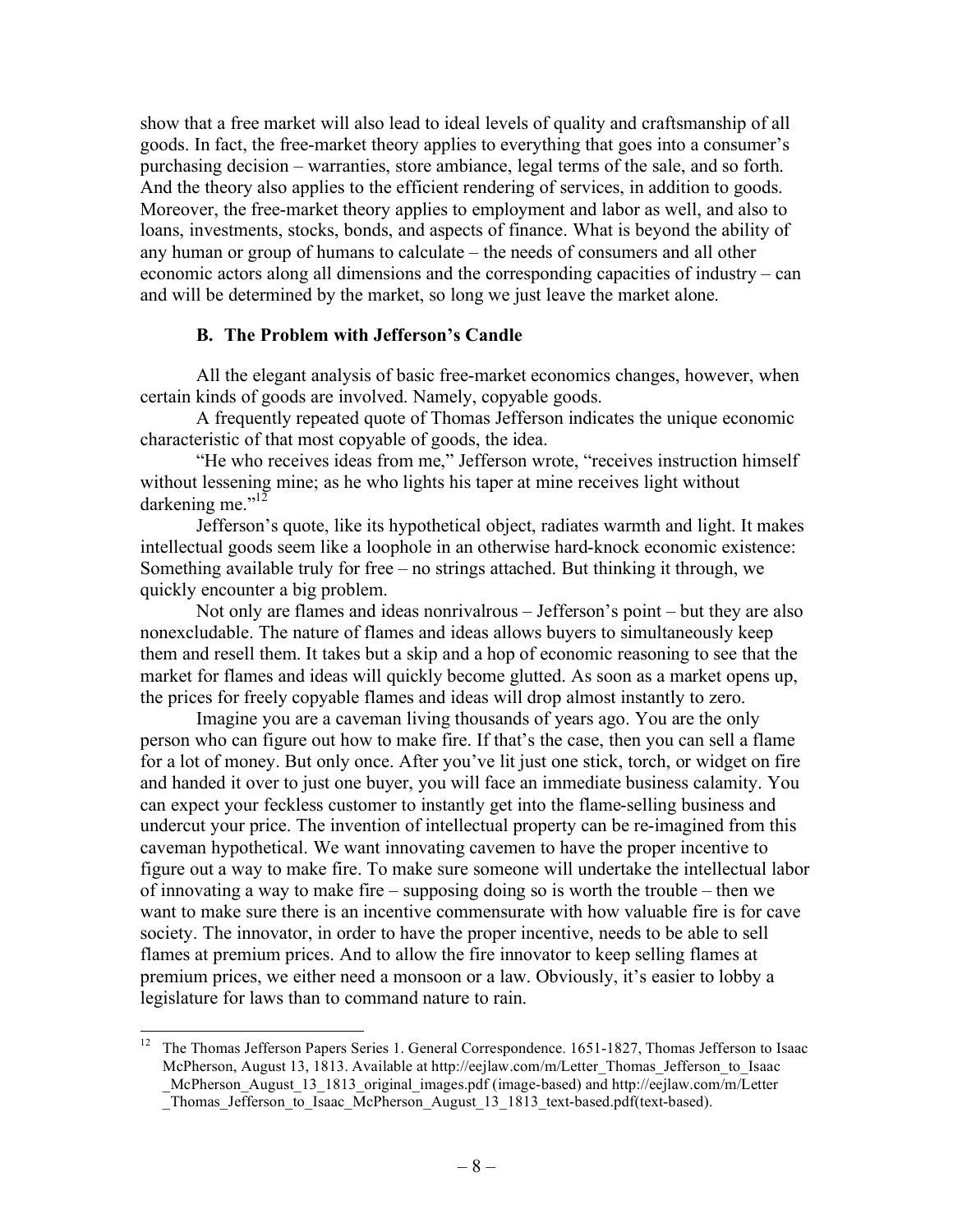show that a free market will also lead to ideal levels of quality and craftsmanship of all goods. In fact, the free-market theory applies to everything that goes into a consumer's purchasing decision – warranties, store ambiance, legal terms of the sale, and so forth. And the theory also applies to the efficient rendering of services, in addition to goods. Moreover, the free-market theory applies to employment and labor as well, and also to loans, investments, stocks, bonds, and aspects of finance. What is beyond the ability of any human or group of humans to calculate – the needs of consumers and all other economic actors along all dimensions and the corresponding capacities of industry – can and will be determined by the market, so long we just leave the market alone.

### B. The Problem with Jefferson's Candle

All the elegant analysis of basic free-market economics changes, however, when certain kinds of goods are involved. Namely, copyable goods.

A frequently repeated quote of Thomas Jefferson indicates the unique economic characteristic of that most copyable of goods, the idea.

"He who receives ideas from me," Jefferson wrote, "receives instruction himself without lessening mine; as he who lights his taper at mine receives light without darkening me."[12]

Jefferson's quote, like its hypothetical object, radiates warmth and light. It makes intellectual goods seem like a loophole in an otherwise hard-knock economic existence: Something available truly for free – no strings attached. But thinking it through, we quickly encounter a big problem.

Not only are flames and ideas nonrivalrous – Jefferson's point – but they are also nonexcludable. The nature of flames and ideas allows buyers to simultaneously keep them and resell them. It takes but a skip and a hop of economic reasoning to see that the market for flames and ideas will quickly become glutted. As soon as a market opens up, the prices for freely copyable flames and ideas will drop almost instantly to zero.

Imagine you are a caveman living thousands of years ago. You are the only person who can figure out how to make fire. If that's the case, then you can sell a flame for a lot of money. But only once. After you've lit just one stick, torch, or widget on fire and handed it over to just one buyer, you will face an immediate business calamity. You can expect your feckless customer to instantly get into the flame-selling business and undercut your price. The invention of intellectual property can be re-imagined from this caveman hypothetical. We want innovating cavemen to have the proper incentive to figure out a way to make fire. To make sure someone will undertake the intellectual labor of innovating a way to make fire – supposing doing so is worth the trouble – then we want to make sure there is an incentive commensurate with how valuable fire is for cave society. The innovator, in order to have the proper incentive, needs to be able to sell flames at premium prices. And to allow the fire innovator to keep selling flames at premium prices, we either need a monsoon or a law. Obviously, it's easier to lobby a legislature for laws than to command nature to rain.

---

[12] The Thomas Jefferson Papers Series 1. General Correspondence. 1651-1827, Thomas Jefferson to Isaac McPherson, August 13, 1813. Available at http://eejlaw.com/m/Letter_Thomas_Jefferson_to_Isaac_McPherson_August_13_1813_original_images.pdf (image-based) and http://eejlaw.com/m/Letter_Thomas_Jefferson_to_Isaac_McPherson_August_13_1813_text-based.pdf(text-based).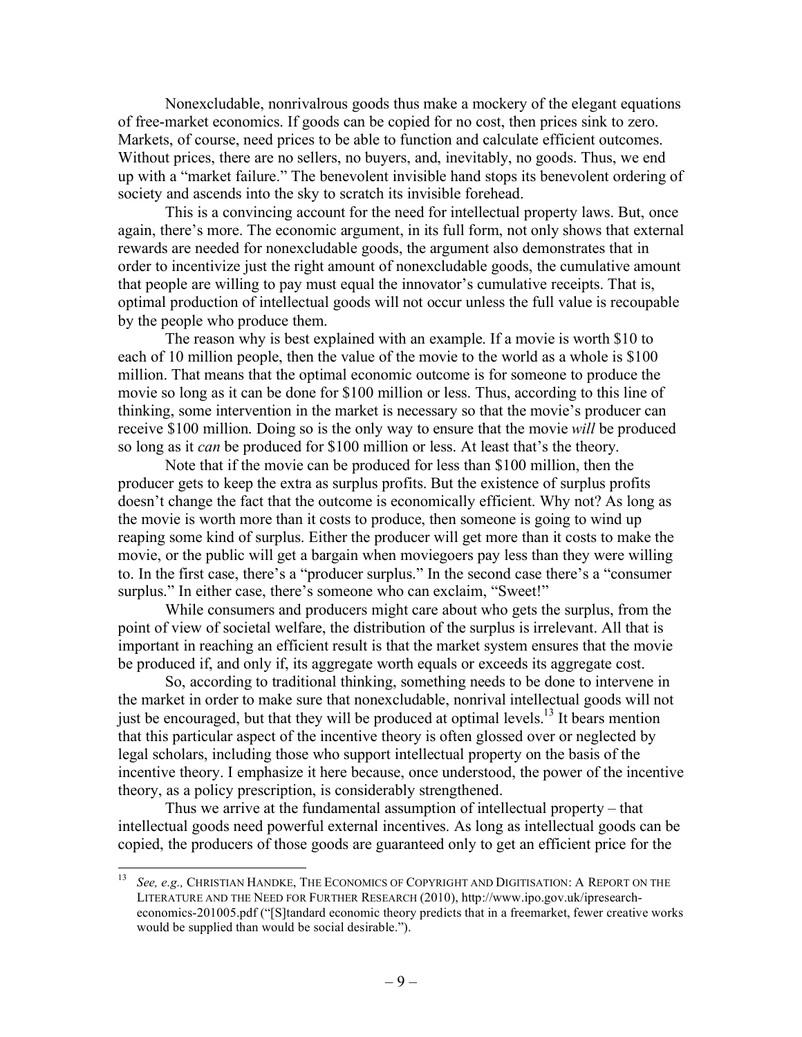Nonexcludable, nonrivalrous goods thus make a mockery of the elegant equations of free-market economics. If goods can be copied for no cost, then prices sink to zero. Markets, of course, need prices to be able to function and calculate efficient outcomes. Without prices, there are no sellers, no buyers, and, inevitably, no goods. Thus, we end up with a "market failure." The benevolent invisible hand stops its benevolent ordering of society and ascends into the sky to scratch its invisible forehead.

This is a convincing account for the need for intellectual property laws. But, once again, there's more. The economic argument, in its full form, not only shows that external rewards are needed for nonexcludable goods, the argument also demonstrates that in order to incentivize just the right amount of nonexcludable goods, the cumulative amount that people are willing to pay must equal the innovator's cumulative receipts. That is, optimal production of intellectual goods will not occur unless the full value is recoupable by the people who produce them.

The reason why is best explained with an example. If a movie is worth $10 to each of 10 million people, then the value of the movie to the world as a whole is $100 million. That means that the optimal economic outcome is for someone to produce the movie so long as it can be done for $100 million or less. Thus, according to this line of thinking, some intervention in the market is necessary so that the movie's producer can receive $100 million. Doing so is the only way to ensure that the movie *will* be produced so long as it *can* be produced for $100 million or less. At least that's the theory.

Note that if the movie can be produced for less than $100 million, then the producer gets to keep the extra as surplus profits. But the existence of surplus profits doesn't change the fact that the outcome is economically efficient. Why not? As long as the movie is worth more than it costs to produce, then someone is going to wind up reaping some kind of surplus. Either the producer will get more than it costs to make the movie, or the public will get a bargain when moviegoers pay less than they were willing to. In the first case, there's a "producer surplus." In the second case there's a "consumer surplus." In either case, there's someone who can exclaim, "Sweet!"

While consumers and producers might care about who gets the surplus, from the point of view of societal welfare, the distribution of the surplus is irrelevant. All that is important in reaching an efficient result is that the market system ensures that the movie be produced if, and only if, its aggregate worth equals or exceeds its aggregate cost.

So, according to traditional thinking, something needs to be done to intervene in the market in order to make sure that nonexcludable, nonrival intellectual goods will not just be encouraged, but that they will be produced at optimal levels.[13] It bears mention that this particular aspect of the incentive theory is often glossed over or neglected by legal scholars, including those who support intellectual property on the basis of the incentive theory. I emphasize it here because, once understood, the power of the incentive theory, as a policy prescription, is considerably strengthened.

Thus we arrive at the fundamental assumption of intellectual property – that intellectual goods need powerful external incentives. As long as intellectual goods can be copied, the producers of those goods are guaranteed only to get an efficient price for the

---

[13] *See, e.g.,* CHRISTIAN HANDKE, THE ECONOMICS OF COPYRIGHT AND DIGITISATION: A REPORT ON THE LITERATURE AND THE NEED FOR FURTHER RESEARCH (2010), http://www.ipo.gov.uk/ipresearch-economics-201005.pdf ("[S]tandard economic theory predicts that in a freemarket, fewer creative works would be supplied than would be social desirable.").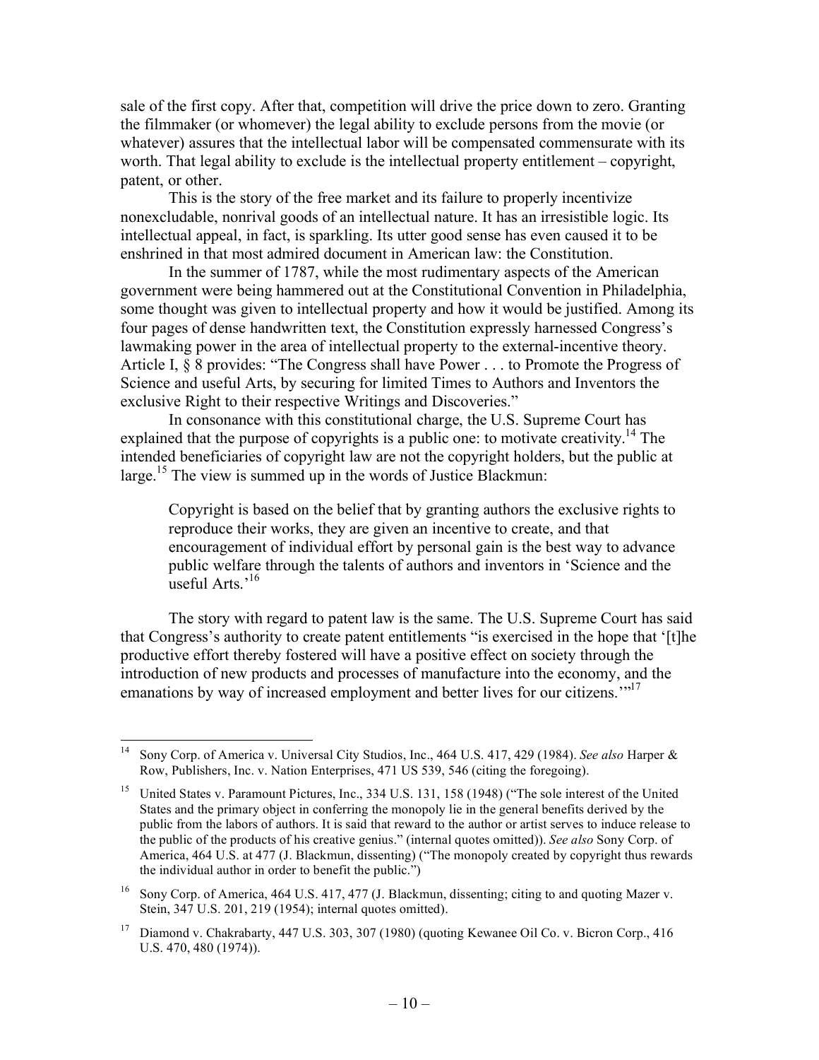sale of the first copy. After that, competition will drive the price down to zero. Granting the filmmaker (or whomever) the legal ability to exclude persons from the movie (or whatever) assures that the intellectual labor will be compensated commensurate with its worth. That legal ability to exclude is the intellectual property entitlement – copyright, patent, or other.

This is the story of the free market and its failure to properly incentivize nonexcludable, nonrival goods of an intellectual nature. It has an irresistible logic. Its intellectual appeal, in fact, is sparkling. Its utter good sense has even caused it to be enshrined in that most admired document in American law: the Constitution.

In the summer of 1787, while the most rudimentary aspects of the American government were being hammered out at the Constitutional Convention in Philadelphia, some thought was given to intellectual property and how it would be justified. Among its four pages of dense handwritten text, the Constitution expressly harnessed Congress's lawmaking power in the area of intellectual property to the external-incentive theory. Article I, § 8 provides: "The Congress shall have Power . . . to Promote the Progress of Science and useful Arts, by securing for limited Times to Authors and Inventors the exclusive Right to their respective Writings and Discoveries."

In consonance with this constitutional charge, the U.S. Supreme Court has explained that the purpose of copyrights is a public one: to motivate creativity.[14] The intended beneficiaries of copyright law are not the copyright holders, but the public at large.[15] The view is summed up in the words of Justice Blackmun:

> Copyright is based on the belief that by granting authors the exclusive rights to reproduce their works, they are given an incentive to create, and that encouragement of individual effort by personal gain is the best way to advance public welfare through the talents of authors and inventors in 'Science and the useful Arts.'[16]

The story with regard to patent law is the same. The U.S. Supreme Court has said that Congress's authority to create patent entitlements "is exercised in the hope that '[t]he productive effort thereby fostered will have a positive effect on society through the introduction of new products and processes of manufacture into the economy, and the emanations by way of increased employment and better lives for our citizens.'"[17]

---

[14] Sony Corp. of America v. Universal City Studios, Inc., 464 U.S. 417, 429 (1984). *See also* Harper & Row, Publishers, Inc. v. Nation Enterprises, 471 US 539, 546 (citing the foregoing).

[15] United States v. Paramount Pictures, Inc., 334 U.S. 131, 158 (1948) ("The sole interest of the United States and the primary object in conferring the monopoly lie in the general benefits derived by the public from the labors of authors. It is said that reward to the author or artist serves to induce release to the public of the products of his creative genius." (internal quotes omitted)). *See also* Sony Corp. of America, 464 U.S. at 477 (J. Blackmun, dissenting) ("The monopoly created by copyright thus rewards the individual author in order to benefit the public.")

[16] Sony Corp. of America, 464 U.S. 417, 477 (J. Blackmun, dissenting; citing to and quoting Mazer v. Stein, 347 U.S. 201, 219 (1954); internal quotes omitted).

[17] Diamond v. Chakrabarty, 447 U.S. 303, 307 (1980) (quoting Kewanee Oil Co. v. Bicron Corp., 416 U.S. 470, 480 (1974)).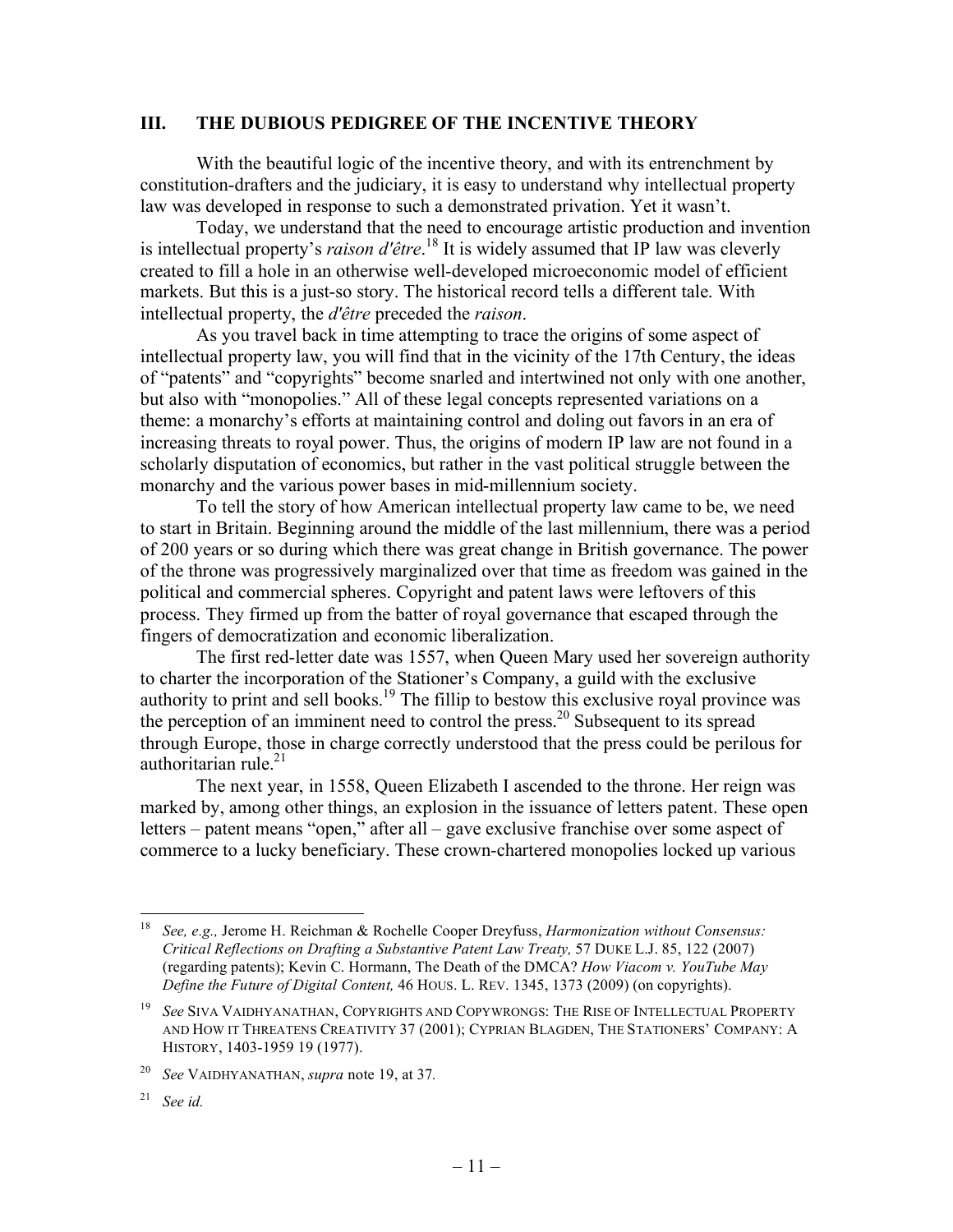## III. THE DUBIOUS PEDIGREE OF THE INCENTIVE THEORY

With the beautiful logic of the incentive theory, and with its entrenchment by constitution-drafters and the judiciary, it is easy to understand why intellectual property law was developed in response to such a demonstrated privation. Yet it wasn't.

Today, we understand that the need to encourage artistic production and invention is intellectual property's *raison d'être*.[18] It is widely assumed that IP law was cleverly created to fill a hole in an otherwise well-developed microeconomic model of efficient markets. But this is a just-so story. The historical record tells a different tale. With intellectual property, the *d'être* preceded the *raison*.

As you travel back in time attempting to trace the origins of some aspect of intellectual property law, you will find that in the vicinity of the 17th Century, the ideas of "patents" and "copyrights" become snarled and intertwined not only with one another, but also with "monopolies." All of these legal concepts represented variations on a theme: a monarchy's efforts at maintaining control and doling out favors in an era of increasing threats to royal power. Thus, the origins of modern IP law are not found in a scholarly disputation of economics, but rather in the vast political struggle between the monarchy and the various power bases in mid-millennium society.

To tell the story of how American intellectual property law came to be, we need to start in Britain. Beginning around the middle of the last millennium, there was a period of 200 years or so during which there was great change in British governance. The power of the throne was progressively marginalized over that time as freedom was gained in the political and commercial spheres. Copyright and patent laws were leftovers of this process. They firmed up from the batter of royal governance that escaped through the fingers of democratization and economic liberalization.

The first red-letter date was 1557, when Queen Mary used her sovereign authority to charter the incorporation of the Stationer's Company, a guild with the exclusive authority to print and sell books.[19] The fillip to bestow this exclusive royal province was the perception of an imminent need to control the press.[20] Subsequent to its spread through Europe, those in charge correctly understood that the press could be perilous for authoritarian rule.[21]

The next year, in 1558, Queen Elizabeth I ascended to the throne. Her reign was marked by, among other things, an explosion in the issuance of letters patent. These open letters – patent means "open," after all – gave exclusive franchise over some aspect of commerce to a lucky beneficiary. These crown-chartered monopolies locked up various

---

[18] *See, e.g.,* Jerome H. Reichman & Rochelle Cooper Dreyfuss, *Harmonization without Consensus: Critical Reflections on Drafting a Substantive Patent Law Treaty,* 57 DUKE L.J. 85, 122 (2007) (regarding patents); Kevin C. Hormann, The Death of the DMCA? *How Viacom v. YouTube May Define the Future of Digital Content,* 46 HOUS. L. REV. 1345, 1373 (2009) (on copyrights).

[19] *See* SIVA VAIDHYANATHAN, COPYRIGHTS AND COPYWRONGS: THE RISE OF INTELLECTUAL PROPERTY AND HOW IT THREATENS CREATIVITY 37 (2001); CYPRIAN BLAGDEN, THE STATIONERS' COMPANY: A HISTORY, 1403-1959 19 (1977).

[20] *See* VAIDHYANATHAN, *supra* note 19, at 37.

[21] *See id.*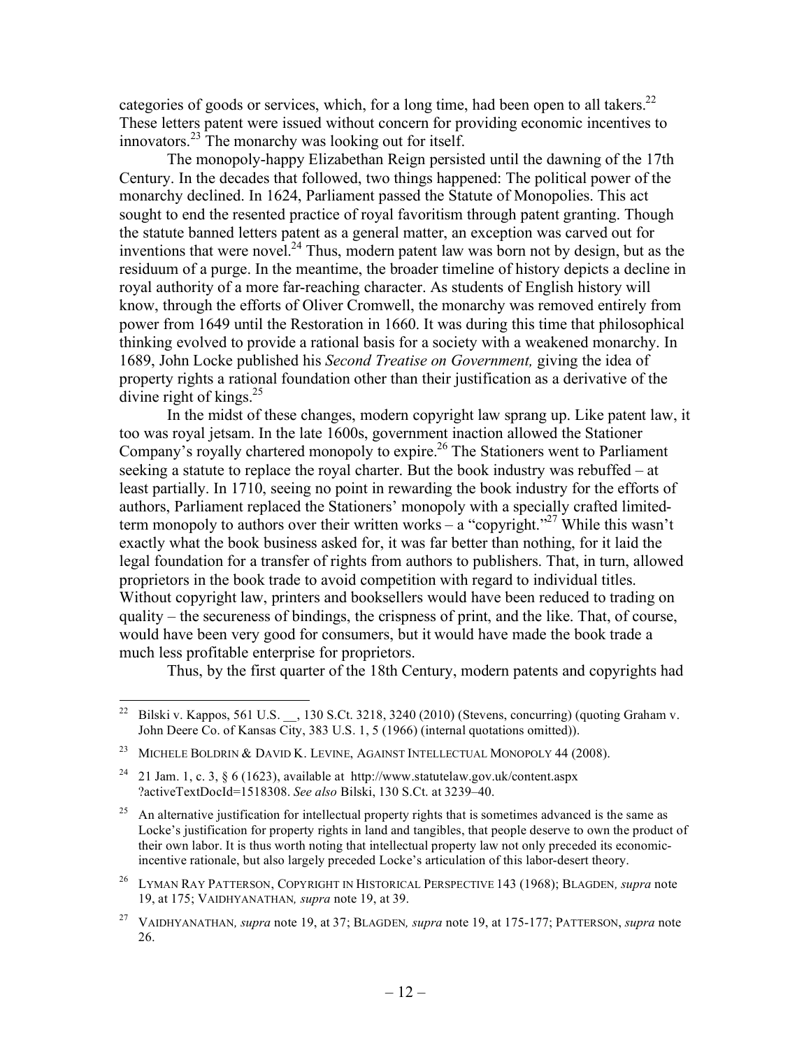categories of goods or services, which, for a long time, had been open to all takers.[22] These letters patent were issued without concern for providing economic incentives to innovators.[23] The monarchy was looking out for itself.

The monopoly-happy Elizabethan Reign persisted until the dawning of the 17th Century. In the decades that followed, two things happened: The political power of the monarchy declined. In 1624, Parliament passed the Statute of Monopolies. This act sought to end the resented practice of royal favoritism through patent granting. Though the statute banned letters patent as a general matter, an exception was carved out for inventions that were novel.[24] Thus, modern patent law was born not by design, but as the residuum of a purge. In the meantime, the broader timeline of history depicts a decline in royal authority of a more far-reaching character. As students of English history will know, through the efforts of Oliver Cromwell, the monarchy was removed entirely from power from 1649 until the Restoration in 1660. It was during this time that philosophical thinking evolved to provide a rational basis for a society with a weakened monarchy. In 1689, John Locke published his *Second Treatise on Government,* giving the idea of property rights a rational foundation other than their justification as a derivative of the divine right of kings.[25]

In the midst of these changes, modern copyright law sprang up. Like patent law, it too was royal jetsam. In the late 1600s, government inaction allowed the Stationer Company's royally chartered monopoly to expire.[26] The Stationers went to Parliament seeking a statute to replace the royal charter. But the book industry was rebuffed – at least partially. In 1710, seeing no point in rewarding the book industry for the efforts of authors, Parliament replaced the Stationers' monopoly with a specially crafted limited-term monopoly to authors over their written works – a "copyright."[27] While this wasn't exactly what the book business asked for, it was far better than nothing, for it laid the legal foundation for a transfer of rights from authors to publishers. That, in turn, allowed proprietors in the book trade to avoid competition with regard to individual titles. Without copyright law, printers and booksellers would have been reduced to trading on quality – the secureness of bindings, the crispness of print, and the like. That, of course, would have been very good for consumers, but it would have made the book trade a much less profitable enterprise for proprietors.

Thus, by the first quarter of the 18th Century, modern patents and copyrights had

---

[22] Bilski v. Kappos, 561 U.S. __, 130 S.Ct. 3218, 3240 (2010) (Stevens, concurring) (quoting Graham v. John Deere Co. of Kansas City, 383 U.S. 1, 5 (1966) (internal quotations omitted)).

[23] MICHELE BOLDRIN & DAVID K. LEVINE, AGAINST INTELLECTUAL MONOPOLY 44 (2008).

[24] 21 Jam. 1, c. 3, § 6 (1623), available at http://www.statutelaw.gov.uk/content.aspx ?activeTextDocId=1518308. *See also* Bilski, 130 S.Ct. at 3239–40.

[25] An alternative justification for intellectual property rights that is sometimes advanced is the same as Locke's justification for property rights in land and tangibles, that people deserve to own the product of their own labor. It is thus worth noting that intellectual property law not only preceded its economic-incentive rationale, but also largely preceded Locke's articulation of this labor-desert theory.

[26] LYMAN RAY PATTERSON, COPYRIGHT IN HISTORICAL PERSPECTIVE 143 (1968); BLAGDEN, *supra* note 19, at 175; VAIDHYANATHAN, *supra* note 19, at 39.

[27] VAIDHYANATHAN, *supra* note 19, at 37; BLAGDEN, *supra* note 19, at 175-177; PATTERSON, *supra* note 26.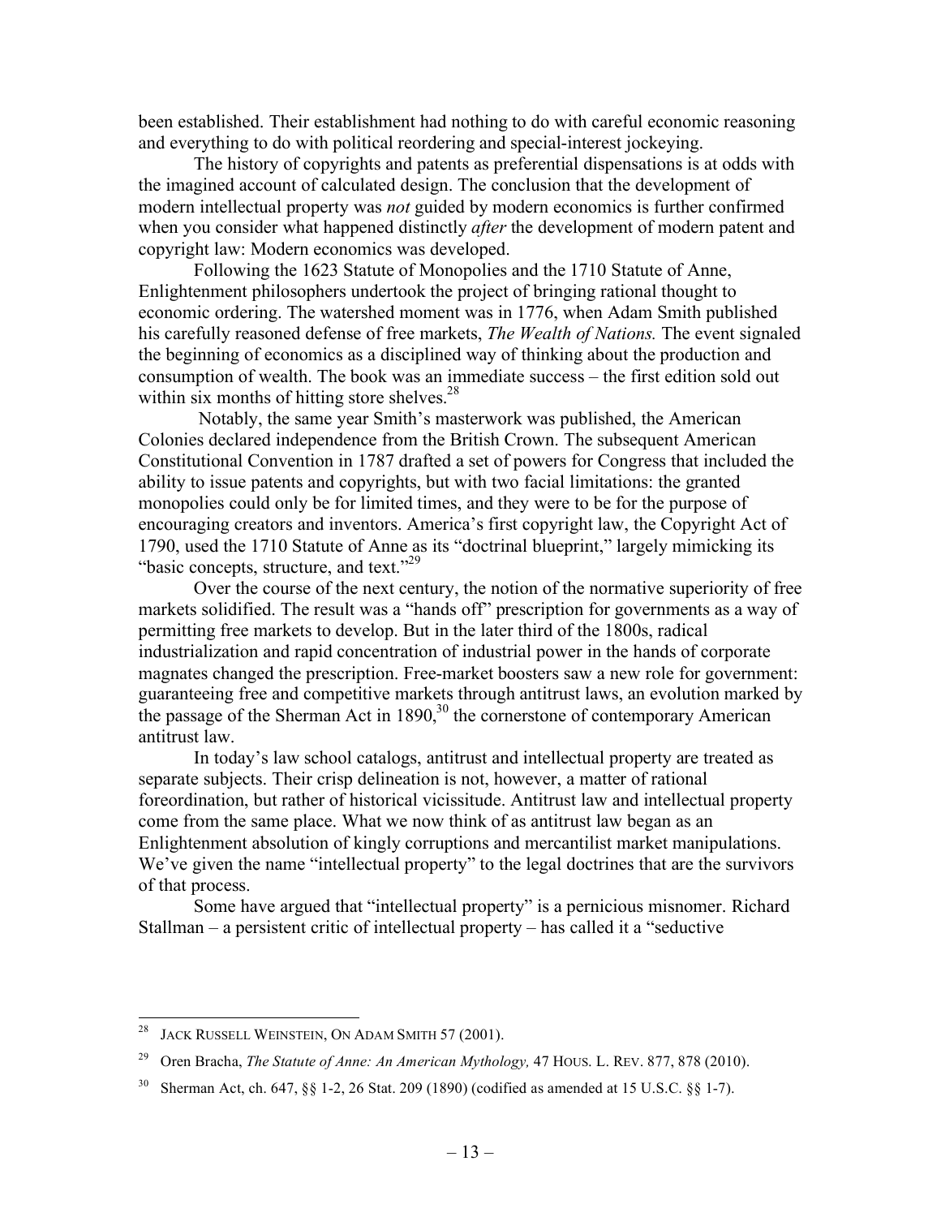been established. Their establishment had nothing to do with careful economic reasoning and everything to do with political reordering and special-interest jockeying.

The history of copyrights and patents as preferential dispensations is at odds with the imagined account of calculated design. The conclusion that the development of modern intellectual property was *not* guided by modern economics is further confirmed when you consider what happened distinctly *after* the development of modern patent and copyright law: Modern economics was developed.

Following the 1623 Statute of Monopolies and the 1710 Statute of Anne, Enlightenment philosophers undertook the project of bringing rational thought to economic ordering. The watershed moment was in 1776, when Adam Smith published his carefully reasoned defense of free markets, *The Wealth of Nations.* The event signaled the beginning of economics as a disciplined way of thinking about the production and consumption of wealth. The book was an immediate success – the first edition sold out within six months of hitting store shelves.[28]

Notably, the same year Smith's masterwork was published, the American Colonies declared independence from the British Crown. The subsequent American Constitutional Convention in 1787 drafted a set of powers for Congress that included the ability to issue patents and copyrights, but with two facial limitations: the granted monopolies could only be for limited times, and they were to be for the purpose of encouraging creators and inventors. America's first copyright law, the Copyright Act of 1790, used the 1710 Statute of Anne as its "doctrinal blueprint," largely mimicking its "basic concepts, structure, and text."[29]

Over the course of the next century, the notion of the normative superiority of free markets solidified. The result was a "hands off" prescription for governments as a way of permitting free markets to develop. But in the later third of the 1800s, radical industrialization and rapid concentration of industrial power in the hands of corporate magnates changed the prescription. Free-market boosters saw a new role for government: guaranteeing free and competitive markets through antitrust laws, an evolution marked by the passage of the Sherman Act in 1890,[30] the cornerstone of contemporary American antitrust law.

In today's law school catalogs, antitrust and intellectual property are treated as separate subjects. Their crisp delineation is not, however, a matter of rational foreordination, but rather of historical vicissitude. Antitrust law and intellectual property come from the same place. What we now think of as antitrust law began as an Enlightenment absolution of kingly corruptions and mercantilist market manipulations. We've given the name "intellectual property" to the legal doctrines that are the survivors of that process.

Some have argued that "intellectual property" is a pernicious misnomer. Richard Stallman – a persistent critic of intellectual property – has called it a "seductive

---

[28] JACK RUSSELL WEINSTEIN, ON ADAM SMITH 57 (2001).

[29] Oren Bracha, *The Statute of Anne: An American Mythology,* 47 HOUS. L. REV. 877, 878 (2010).

[30] Sherman Act, ch. 647, §§ 1-2, 26 Stat. 209 (1890) (codified as amended at 15 U.S.C. §§ 1-7).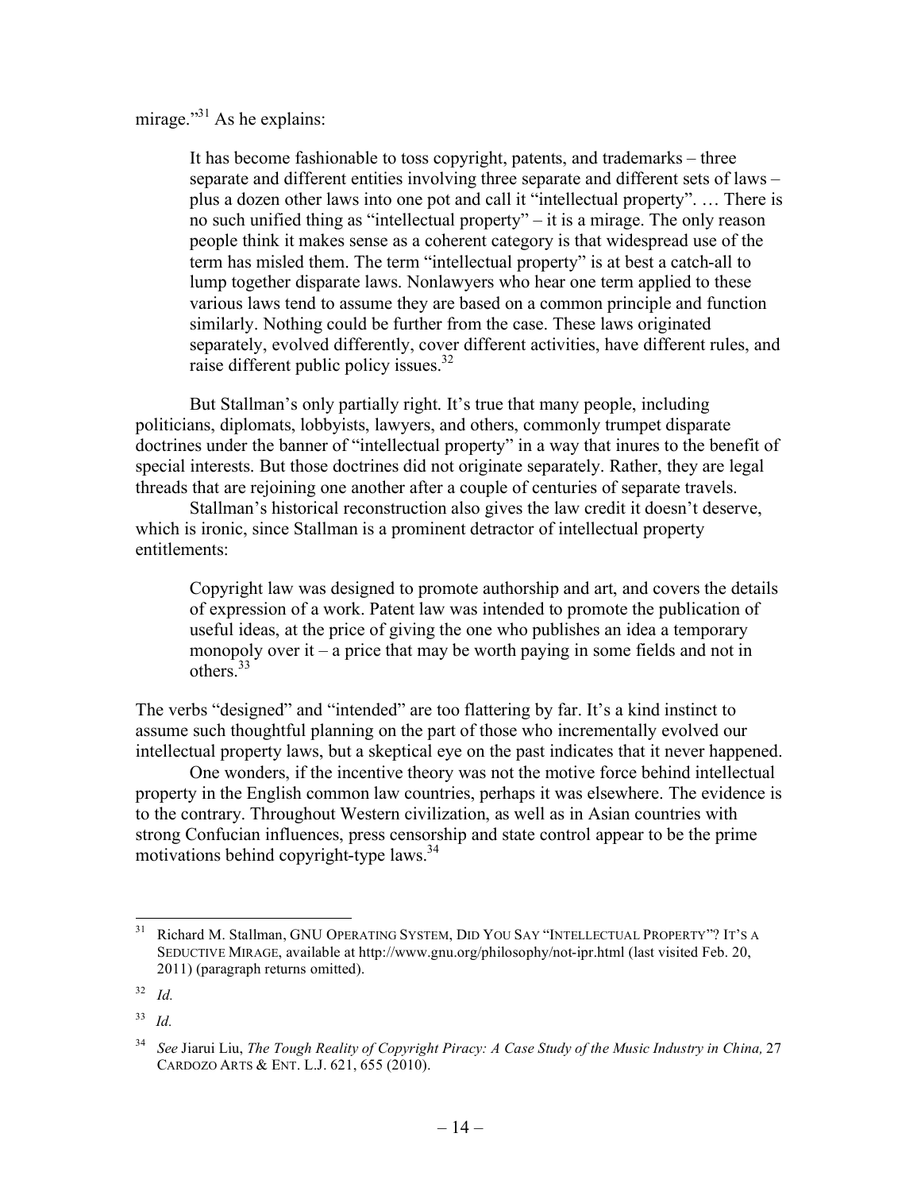mirage."[31] As he explains:

> It has become fashionable to toss copyright, patents, and trademarks – three separate and different entities involving three separate and different sets of laws – plus a dozen other laws into one pot and call it "intellectual property". … There is no such unified thing as "intellectual property" – it is a mirage. The only reason people think it makes sense as a coherent category is that widespread use of the term has misled them. The term "intellectual property" is at best a catch-all to lump together disparate laws. Nonlawyers who hear one term applied to these various laws tend to assume they are based on a common principle and function similarly. Nothing could be further from the case. These laws originated separately, evolved differently, cover different activities, have different rules, and raise different public policy issues.[32]

But Stallman's only partially right. It's true that many people, including politicians, diplomats, lobbyists, lawyers, and others, commonly trumpet disparate doctrines under the banner of "intellectual property" in a way that inures to the benefit of special interests. But those doctrines did not originate separately. Rather, they are legal threads that are rejoining one another after a couple of centuries of separate travels.

Stallman's historical reconstruction also gives the law credit it doesn't deserve, which is ironic, since Stallman is a prominent detractor of intellectual property entitlements:

> Copyright law was designed to promote authorship and art, and covers the details of expression of a work. Patent law was intended to promote the publication of useful ideas, at the price of giving the one who publishes an idea a temporary monopoly over it – a price that may be worth paying in some fields and not in others.[33]

The verbs "designed" and "intended" are too flattering by far. It's a kind instinct to assume such thoughtful planning on the part of those who incrementally evolved our intellectual property laws, but a skeptical eye on the past indicates that it never happened.

One wonders, if the incentive theory was not the motive force behind intellectual property in the English common law countries, perhaps it was elsewhere. The evidence is to the contrary. Throughout Western civilization, as well as in Asian countries with strong Confucian influences, press censorship and state control appear to be the prime motivations behind copyright-type laws.[34]

---

[31] Richard M. Stallman, GNU OPERATING SYSTEM, DID YOU SAY "INTELLECTUAL PROPERTY"? IT'S A SEDUCTIVE MIRAGE, available at http://www.gnu.org/philosophy/not-ipr.html (last visited Feb. 20, 2011) (paragraph returns omitted).

[32] *Id.*

[33] *Id.*

[34] *See* Jiarui Liu, *The Tough Reality of Copyright Piracy: A Case Study of the Music Industry in China,* 27 CARDOZO ARTS & ENT. L.J. 621, 655 (2010).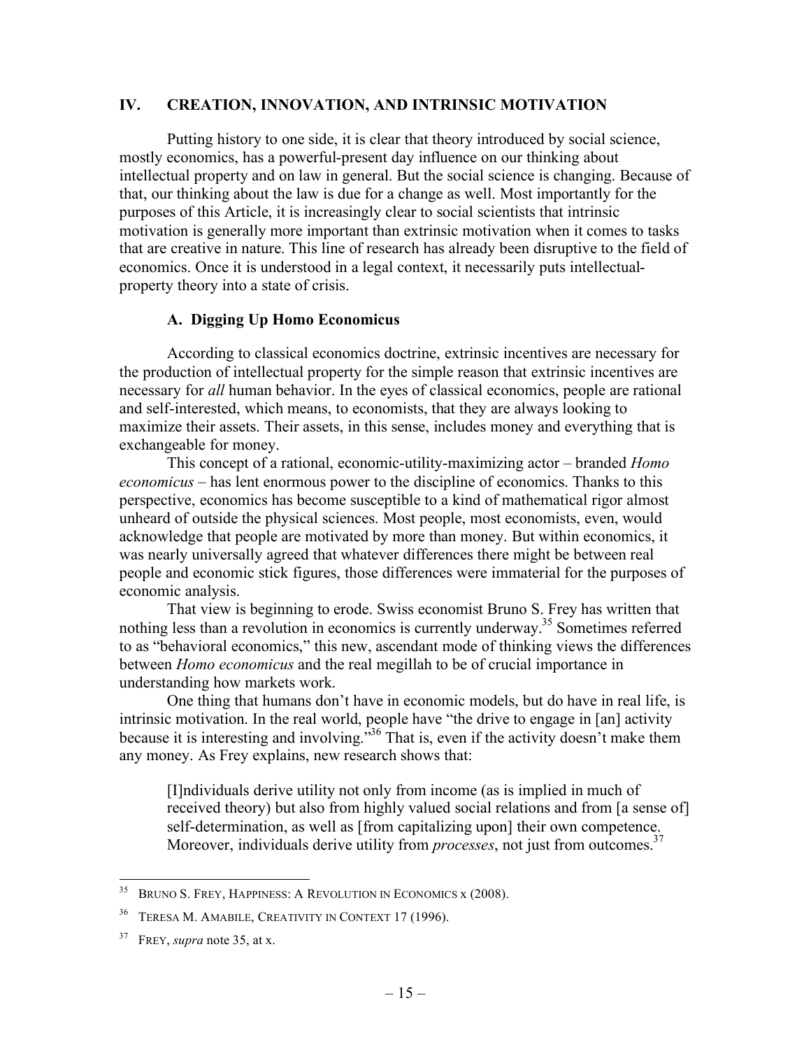## IV. CREATION, INNOVATION, AND INTRINSIC MOTIVATION

Putting history to one side, it is clear that theory introduced by social science, mostly economics, has a powerful-present day influence on our thinking about intellectual property and on law in general. But the social science is changing. Because of that, our thinking about the law is due for a change as well. Most importantly for the purposes of this Article, it is increasingly clear to social scientists that intrinsic motivation is generally more important than extrinsic motivation when it comes to tasks that are creative in nature. This line of research has already been disruptive to the field of economics. Once it is understood in a legal context, it necessarily puts intellectual-property theory into a state of crisis.

### A. Digging Up Homo Economicus

According to classical economics doctrine, extrinsic incentives are necessary for the production of intellectual property for the simple reason that extrinsic incentives are necessary for *all* human behavior. In the eyes of classical economics, people are rational and self-interested, which means, to economists, that they are always looking to maximize their assets. Their assets, in this sense, includes money and everything that is exchangeable for money.

This concept of a rational, economic-utility-maximizing actor – branded *Homo economicus* – has lent enormous power to the discipline of economics. Thanks to this perspective, economics has become susceptible to a kind of mathematical rigor almost unheard of outside the physical sciences. Most people, most economists, even, would acknowledge that people are motivated by more than money. But within economics, it was nearly universally agreed that whatever differences there might be between real people and economic stick figures, those differences were immaterial for the purposes of economic analysis.

That view is beginning to erode. Swiss economist Bruno S. Frey has written that nothing less than a revolution in economics is currently underway.[35] Sometimes referred to as "behavioral economics," this new, ascendant mode of thinking views the differences between *Homo economicus* and the real megillah to be of crucial importance in understanding how markets work.

One thing that humans don't have in economic models, but do have in real life, is intrinsic motivation. In the real world, people have "the drive to engage in [an] activity because it is interesting and involving."[36] That is, even if the activity doesn't make them any money. As Frey explains, new research shows that:

> [I]ndividuals derive utility not only from income (as is implied in much of received theory) but also from highly valued social relations and from [a sense of] self-determination, as well as [from capitalizing upon] their own competence. Moreover, individuals derive utility from *processes*, not just from outcomes.[37]

---

[35] BRUNO S. FREY, HAPPINESS: A REVOLUTION IN ECONOMICS x (2008).

[36] TERESA M. AMABILE, CREATIVITY IN CONTEXT 17 (1996).

[37] FREY, *supra* note 35, at x.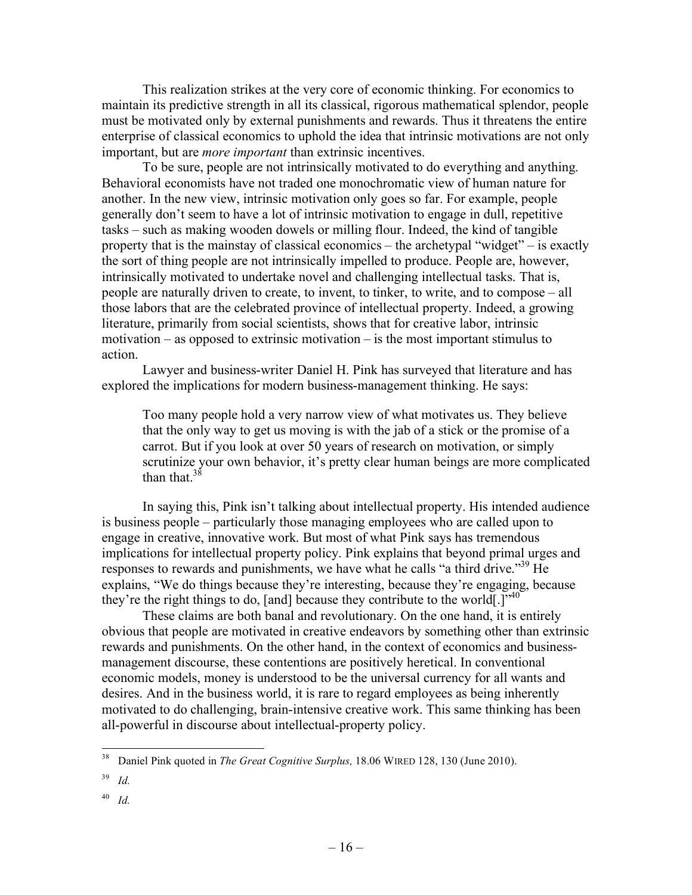This realization strikes at the very core of economic thinking. For economics to maintain its predictive strength in all its classical, rigorous mathematical splendor, people must be motivated only by external punishments and rewards. Thus it threatens the entire enterprise of classical economics to uphold the idea that intrinsic motivations are not only important, but are *more important* than extrinsic incentives.

To be sure, people are not intrinsically motivated to do everything and anything. Behavioral economists have not traded one monochromatic view of human nature for another. In the new view, intrinsic motivation only goes so far. For example, people generally don't seem to have a lot of intrinsic motivation to engage in dull, repetitive tasks – such as making wooden dowels or milling flour. Indeed, the kind of tangible property that is the mainstay of classical economics – the archetypal "widget" – is exactly the sort of thing people are not intrinsically impelled to produce. People are, however, intrinsically motivated to undertake novel and challenging intellectual tasks. That is, people are naturally driven to create, to invent, to tinker, to write, and to compose – all those labors that are the celebrated province of intellectual property. Indeed, a growing literature, primarily from social scientists, shows that for creative labor, intrinsic motivation – as opposed to extrinsic motivation – is the most important stimulus to action.

Lawyer and business-writer Daniel H. Pink has surveyed that literature and has explored the implications for modern business-management thinking. He says:

> Too many people hold a very narrow view of what motivates us. They believe that the only way to get us moving is with the jab of a stick or the promise of a carrot. But if you look at over 50 years of research on motivation, or simply scrutinize your own behavior, it's pretty clear human beings are more complicated than that.[38]

In saying this, Pink isn't talking about intellectual property. His intended audience is business people – particularly those managing employees who are called upon to engage in creative, innovative work. But most of what Pink says has tremendous implications for intellectual property policy. Pink explains that beyond primal urges and responses to rewards and punishments, we have what he calls "a third drive."[39] He explains, "We do things because they're interesting, because they're engaging, because they're the right things to do, [and] because they contribute to the world[.]"[40]

These claims are both banal and revolutionary. On the one hand, it is entirely obvious that people are motivated in creative endeavors by something other than extrinsic rewards and punishments. On the other hand, in the context of economics and business-management discourse, these contentions are positively heretical. In conventional economic models, money is understood to be the universal currency for all wants and desires. And in the business world, it is rare to regard employees as being inherently motivated to do challenging, brain-intensive creative work. This same thinking has been all-powerful in discourse about intellectual-property policy.

---

[38] Daniel Pink quoted in *The Great Cognitive Surplus,* 18.06 WIRED 128, 130 (June 2010).

[39] *Id.*

[40] *Id.*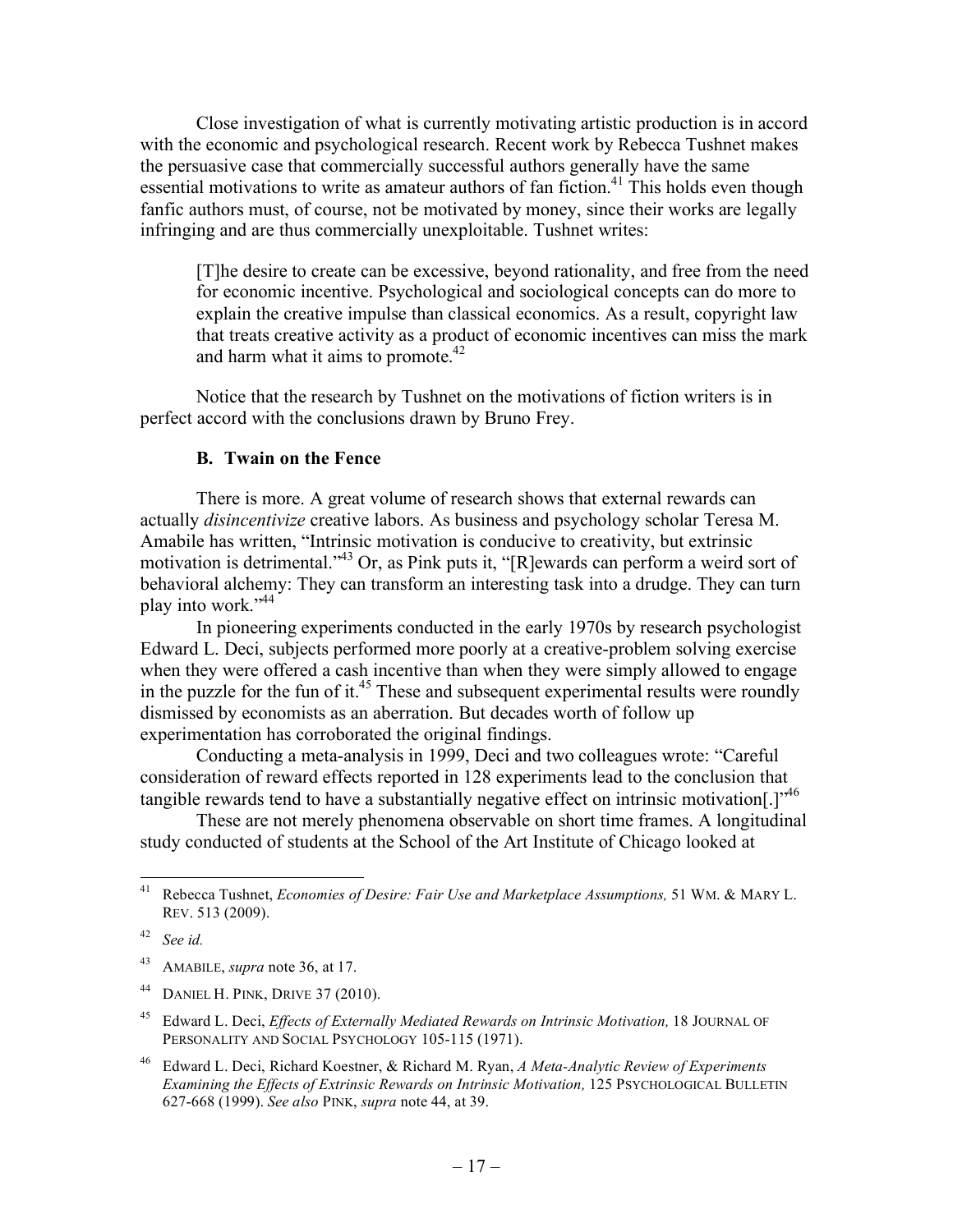Close investigation of what is currently motivating artistic production is in accord with the economic and psychological research. Recent work by Rebecca Tushnet makes the persuasive case that commercially successful authors generally have the same essential motivations to write as amateur authors of fan fiction.[41] This holds even though fanfic authors must, of course, not be motivated by money, since their works are legally infringing and are thus commercially unexploitable. Tushnet writes:

> [T]he desire to create can be excessive, beyond rationality, and free from the need for economic incentive. Psychological and sociological concepts can do more to explain the creative impulse than classical economics. As a result, copyright law that treats creative activity as a product of economic incentives can miss the mark and harm what it aims to promote.[42]

Notice that the research by Tushnet on the motivations of fiction writers is in perfect accord with the conclusions drawn by Bruno Frey.

### B. Twain on the Fence

There is more. A great volume of research shows that external rewards can actually *disincentivize* creative labors. As business and psychology scholar Teresa M. Amabile has written, "Intrinsic motivation is conducive to creativity, but extrinsic motivation is detrimental."[43] Or, as Pink puts it, "[R]ewards can perform a weird sort of behavioral alchemy: They can transform an interesting task into a drudge. They can turn play into work."[44]

In pioneering experiments conducted in the early 1970s by research psychologist Edward L. Deci, subjects performed more poorly at a creative-problem solving exercise when they were offered a cash incentive than when they were simply allowed to engage in the puzzle for the fun of it.[45] These and subsequent experimental results were roundly dismissed by economists as an aberration. But decades worth of follow up experimentation has corroborated the original findings.

Conducting a meta-analysis in 1999, Deci and two colleagues wrote: "Careful consideration of reward effects reported in 128 experiments lead to the conclusion that tangible rewards tend to have a substantially negative effect on intrinsic motivation[.]"[46]

These are not merely phenomena observable on short time frames. A longitudinal study conducted of students at the School of the Art Institute of Chicago looked at

---

[41] Rebecca Tushnet, *Economies of Desire: Fair Use and Marketplace Assumptions,* 51 WM. & MARY L. REV. 513 (2009).

[42] *See id.*

[43] AMABILE, *supra* note 36, at 17.

[44] DANIEL H. PINK, DRIVE 37 (2010).

[45] Edward L. Deci, *Effects of Externally Mediated Rewards on Intrinsic Motivation,* 18 JOURNAL OF PERSONALITY AND SOCIAL PSYCHOLOGY 105-115 (1971).

[46] Edward L. Deci, Richard Koestner, & Richard M. Ryan, *A Meta-Analytic Review of Experiments Examining the Effects of Extrinsic Rewards on Intrinsic Motivation,* 125 PSYCHOLOGICAL BULLETIN 627-668 (1999). *See also* PINK, *supra* note 44, at 39.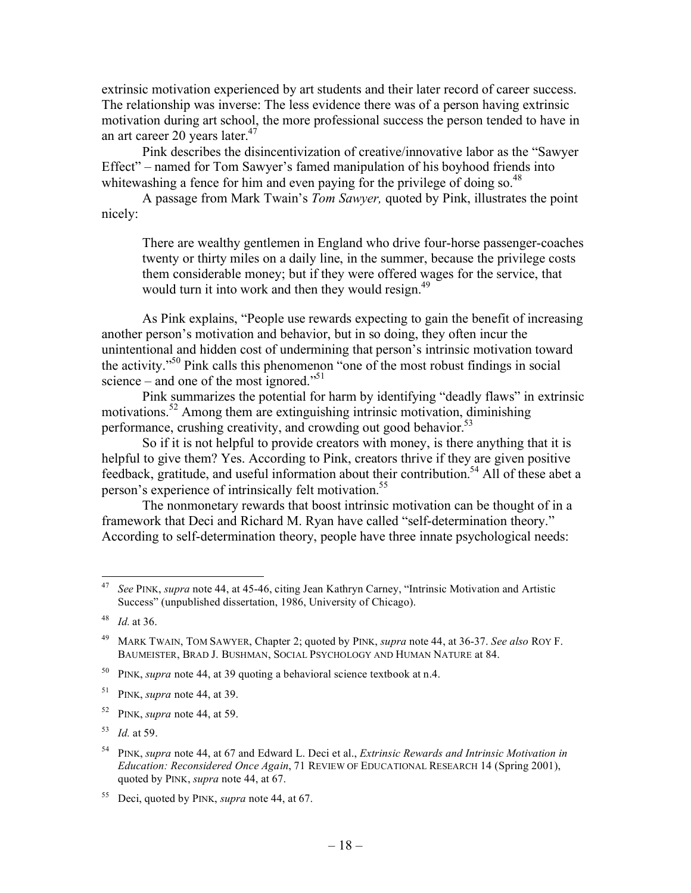extrinsic motivation experienced by art students and their later record of career success. The relationship was inverse: The less evidence there was of a person having extrinsic motivation during art school, the more professional success the person tended to have in an art career 20 years later.[47]

Pink describes the disincentivization of creative/innovative labor as the "Sawyer Effect" – named for Tom Sawyer's famed manipulation of his boyhood friends into whitewashing a fence for him and even paying for the privilege of doing so.[48]

A passage from Mark Twain's *Tom Sawyer,* quoted by Pink, illustrates the point nicely:

> There are wealthy gentlemen in England who drive four-horse passenger-coaches twenty or thirty miles on a daily line, in the summer, because the privilege costs them considerable money; but if they were offered wages for the service, that would turn it into work and then they would resign.[49]

As Pink explains, "People use rewards expecting to gain the benefit of increasing another person's motivation and behavior, but in so doing, they often incur the unintentional and hidden cost of undermining that person's intrinsic motivation toward the activity."[50] Pink calls this phenomenon "one of the most robust findings in social science – and one of the most ignored."[51]

Pink summarizes the potential for harm by identifying "deadly flaws" in extrinsic motivations.[52] Among them are extinguishing intrinsic motivation, diminishing performance, crushing creativity, and crowding out good behavior.[53]

So if it is not helpful to provide creators with money, is there anything that it is helpful to give them? Yes. According to Pink, creators thrive if they are given positive feedback, gratitude, and useful information about their contribution.[54] All of these abet a person's experience of intrinsically felt motivation.[55]

The nonmonetary rewards that boost intrinsic motivation can be thought of in a framework that Deci and Richard M. Ryan have called "self-determination theory." According to self-determination theory, people have three innate psychological needs:

---

[47] *See* PINK, *supra* note 44, at 45-46, citing Jean Kathryn Carney, "Intrinsic Motivation and Artistic Success" (unpublished dissertation, 1986, University of Chicago).

[48] *Id.* at 36.

[49] MARK TWAIN, TOM SAWYER, Chapter 2; quoted by PINK, *supra* note 44, at 36-37. *See also* ROY F. BAUMEISTER, BRAD J. BUSHMAN, SOCIAL PSYCHOLOGY AND HUMAN NATURE at 84.

[50] PINK, *supra* note 44, at 39 quoting a behavioral science textbook at n.4.

[51] PINK, *supra* note 44, at 39.

[52] PINK, *supra* note 44, at 59.

[53] *Id.* at 59.

[54] PINK, *supra* note 44, at 67 and Edward L. Deci et al., *Extrinsic Rewards and Intrinsic Motivation in Education: Reconsidered Once Again*, 71 REVIEW OF EDUCATIONAL RESEARCH 14 (Spring 2001), quoted by PINK, *supra* note 44, at 67.

[55] Deci, quoted by PINK, *supra* note 44, at 67.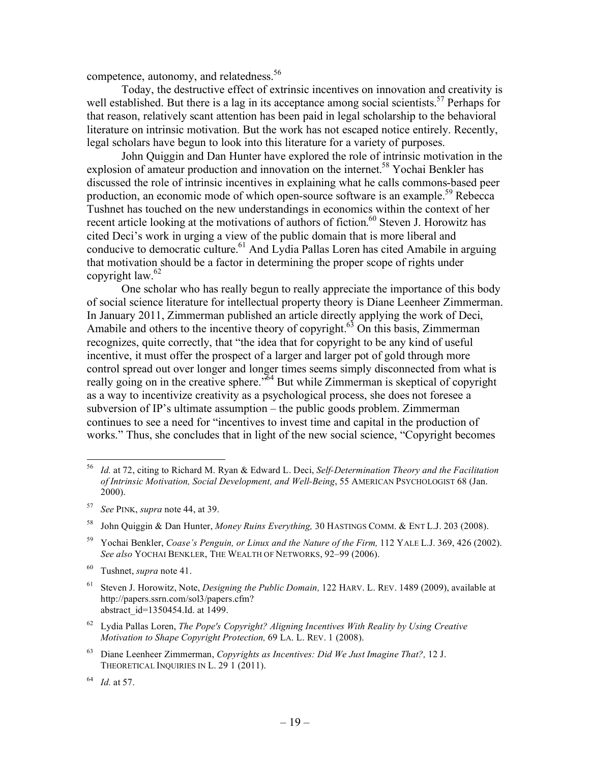competence, autonomy, and relatedness.[56]

Today, the destructive effect of extrinsic incentives on innovation and creativity is well established. But there is a lag in its acceptance among social scientists.[57] Perhaps for that reason, relatively scant attention has been paid in legal scholarship to the behavioral literature on intrinsic motivation. But the work has not escaped notice entirely. Recently, legal scholars have begun to look into this literature for a variety of purposes.

John Quiggin and Dan Hunter have explored the role of intrinsic motivation in the explosion of amateur production and innovation on the internet.[58] Yochai Benkler has discussed the role of intrinsic incentives in explaining what he calls commons-based peer production, an economic mode of which open-source software is an example.[59] Rebecca Tushnet has touched on the new understandings in economics within the context of her recent article looking at the motivations of authors of fiction.[60] Steven J. Horowitz has cited Deci's work in urging a view of the public domain that is more liberal and conducive to democratic culture.[61] And Lydia Pallas Loren has cited Amabile in arguing that motivation should be a factor in determining the proper scope of rights under copyright law.[62]

One scholar who has really begun to really appreciate the importance of this body of social science literature for intellectual property theory is Diane Leenheer Zimmerman. In January 2011, Zimmerman published an article directly applying the work of Deci, Amabile and others to the incentive theory of copyright.[63] On this basis, Zimmerman recognizes, quite correctly, that "the idea that for copyright to be any kind of useful incentive, it must offer the prospect of a larger and larger pot of gold through more control spread out over longer and longer times seems simply disconnected from what is really going on in the creative sphere."[64] But while Zimmerman is skeptical of copyright as a way to incentivize creativity as a psychological process, she does not foresee a subversion of IP's ultimate assumption – the public goods problem. Zimmerman continues to see a need for "incentives to invest time and capital in the production of works." Thus, she concludes that in light of the new social science, "Copyright becomes

---

[56] *Id.* at 72, citing to Richard M. Ryan & Edward L. Deci, *Self-Determination Theory and the Facilitation of Intrinsic Motivation, Social Development, and Well-Being*, 55 AMERICAN PSYCHOLOGIST 68 (Jan. 2000).

[57] *See* PINK, *supra* note 44, at 39.

[58] John Quiggin & Dan Hunter, *Money Ruins Everything,* 30 HASTINGS COMM. & ENT L.J. 203 (2008).

[59] Yochai Benkler, *Coase's Penguin, or Linux and the Nature of the Firm,* 112 YALE L.J. 369, 426 (2002). *See also* YOCHAI BENKLER, THE WEALTH OF NETWORKS, 92–99 (2006).

[60] Tushnet, *supra* note 41.

[61] Steven J. Horowitz, Note, *Designing the Public Domain,* 122 HARV. L. REV. 1489 (2009), available at http://papers.ssrn.com/sol3/papers.cfm?abstract_id=1350454.Id. at 1499.

[62] Lydia Pallas Loren, *The Pope's Copyright? Aligning Incentives With Reality by Using Creative Motivation to Shape Copyright Protection,* 69 LA. L. REV. 1 (2008).

[63] Diane Leenheer Zimmerman, *Copyrights as Incentives: Did We Just Imagine That?,* 12 J. THEORETICAL INQUIRIES IN L. 29 1 (2011).

[64] *Id.* at 57.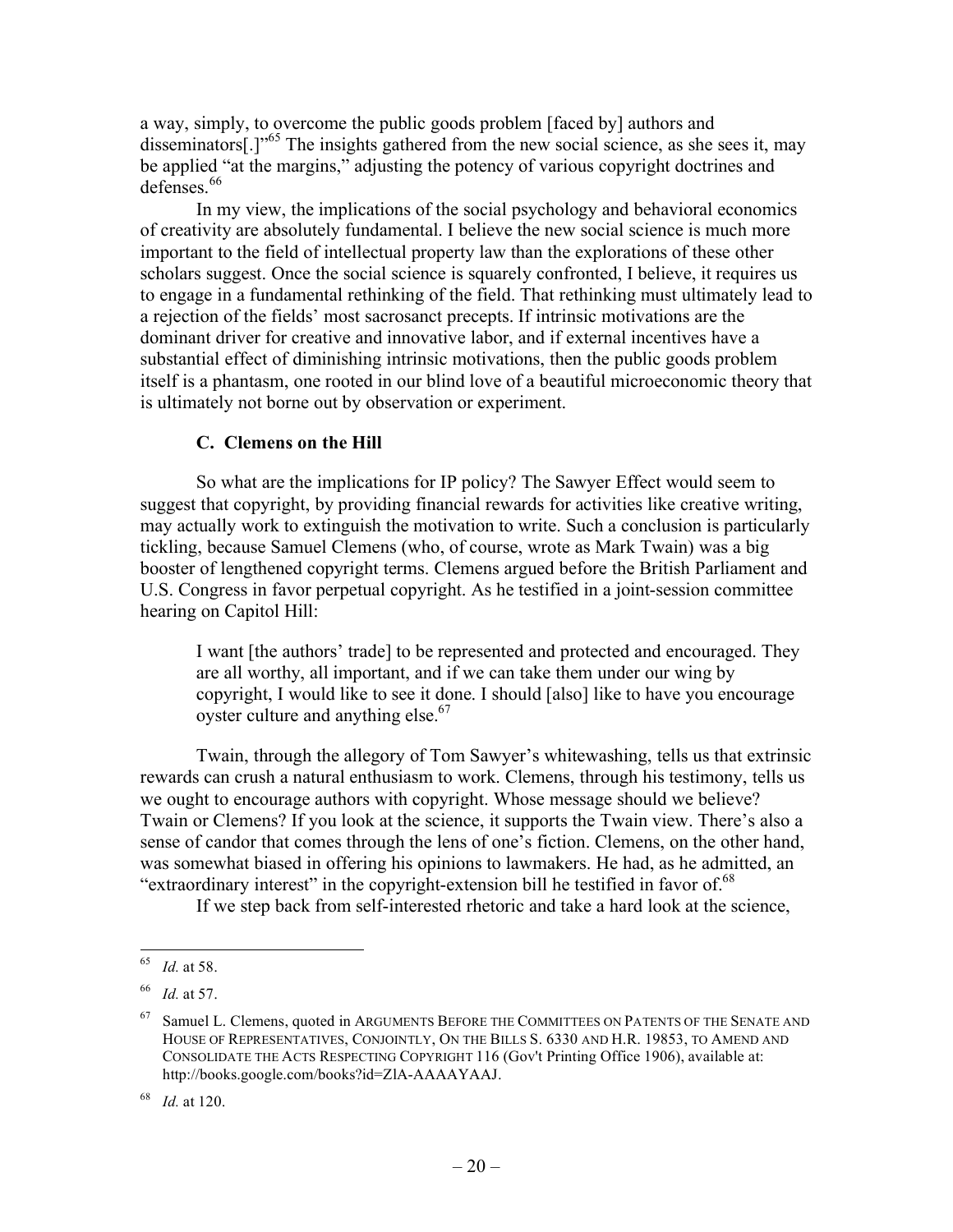a way, simply, to overcome the public goods problem [faced by] authors and disseminators[.]"[65] The insights gathered from the new social science, as she sees it, may be applied "at the margins," adjusting the potency of various copyright doctrines and defenses.[66]

In my view, the implications of the social psychology and behavioral economics of creativity are absolutely fundamental. I believe the new social science is much more important to the field of intellectual property law than the explorations of these other scholars suggest. Once the social science is squarely confronted, I believe, it requires us to engage in a fundamental rethinking of the field. That rethinking must ultimately lead to a rejection of the fields' most sacrosanct precepts. If intrinsic motivations are the dominant driver for creative and innovative labor, and if external incentives have a substantial effect of diminishing intrinsic motivations, then the public goods problem itself is a phantasm, one rooted in our blind love of a beautiful microeconomic theory that is ultimately not borne out by observation or experiment.

### C. Clemens on the Hill

So what are the implications for IP policy? The Sawyer Effect would seem to suggest that copyright, by providing financial rewards for activities like creative writing, may actually work to extinguish the motivation to write. Such a conclusion is particularly tickling, because Samuel Clemens (who, of course, wrote as Mark Twain) was a big booster of lengthened copyright terms. Clemens argued before the British Parliament and U.S. Congress in favor perpetual copyright. As he testified in a joint-session committee hearing on Capitol Hill:

> I want [the authors' trade] to be represented and protected and encouraged. They are all worthy, all important, and if we can take them under our wing by copyright, I would like to see it done. I should [also] like to have you encourage oyster culture and anything else.[67]

Twain, through the allegory of Tom Sawyer's whitewashing, tells us that extrinsic rewards can crush a natural enthusiasm to work. Clemens, through his testimony, tells us we ought to encourage authors with copyright. Whose message should we believe? Twain or Clemens? If you look at the science, it supports the Twain view. There's also a sense of candor that comes through the lens of one's fiction. Clemens, on the other hand, was somewhat biased in offering his opinions to lawmakers. He had, as he admitted, an "extraordinary interest" in the copyright-extension bill he testified in favor of.[68]

If we step back from self-interested rhetoric and take a hard look at the science,

---

[65] *Id.* at 58.

[66] *Id.* at 57.

[67] Samuel L. Clemens, quoted in ARGUMENTS BEFORE THE COMMITTEES ON PATENTS OF THE SENATE AND HOUSE OF REPRESENTATIVES, CONJOINTLY, ON THE BILLS S. 6330 AND H.R. 19853, TO AMEND AND CONSOLIDATE THE ACTS RESPECTING COPYRIGHT 116 (Gov't Printing Office 1906), available at: http://books.google.com/books?id=ZlA-AAAAYAAJ.

[68] *Id.* at 120.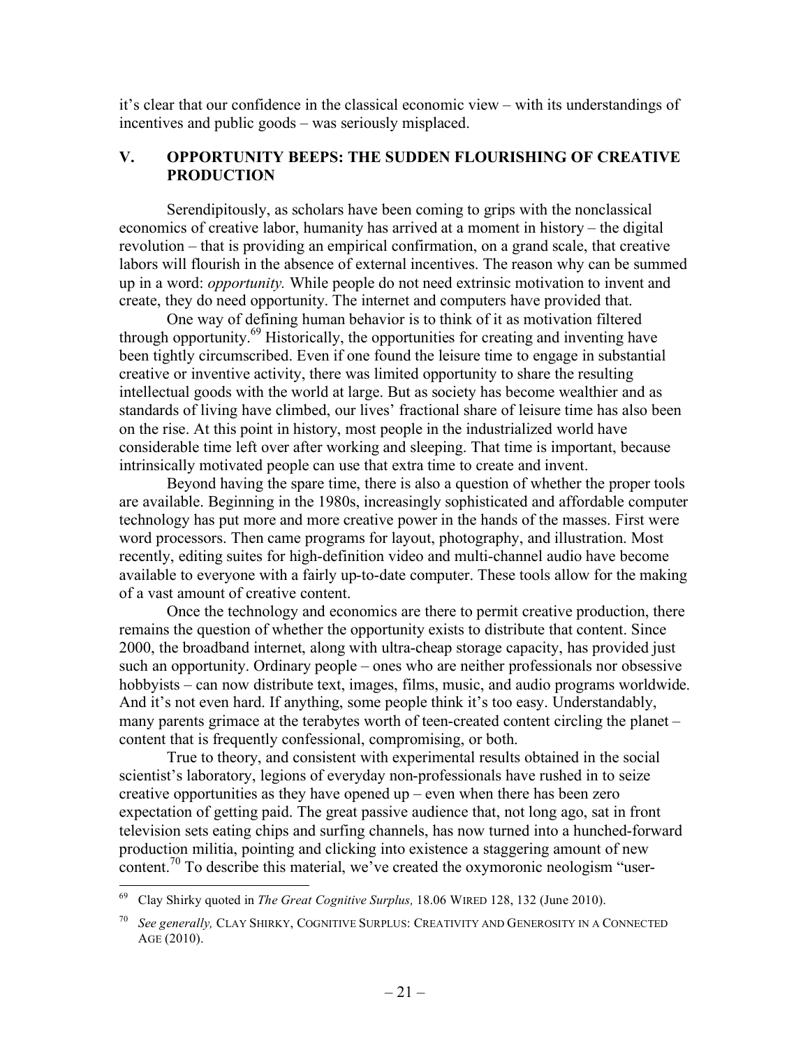it's clear that our confidence in the classical economic view – with its understandings of incentives and public goods – was seriously misplaced.

## V. OPPORTUNITY BEEPS: THE SUDDEN FLOURISHING OF CREATIVE PRODUCTION

Serendipitously, as scholars have been coming to grips with the nonclassical economics of creative labor, humanity has arrived at a moment in history – the digital revolution – that is providing an empirical confirmation, on a grand scale, that creative labors will flourish in the absence of external incentives. The reason why can be summed up in a word: *opportunity.* While people do not need extrinsic motivation to invent and create, they do need opportunity. The internet and computers have provided that.

One way of defining human behavior is to think of it as motivation filtered through opportunity.[69] Historically, the opportunities for creating and inventing have been tightly circumscribed. Even if one found the leisure time to engage in substantial creative or inventive activity, there was limited opportunity to share the resulting intellectual goods with the world at large. But as society has become wealthier and as standards of living have climbed, our lives' fractional share of leisure time has also been on the rise. At this point in history, most people in the industrialized world have considerable time left over after working and sleeping. That time is important, because intrinsically motivated people can use that extra time to create and invent.

Beyond having the spare time, there is also a question of whether the proper tools are available. Beginning in the 1980s, increasingly sophisticated and affordable computer technology has put more and more creative power in the hands of the masses. First were word processors. Then came programs for layout, photography, and illustration. Most recently, editing suites for high-definition video and multi-channel audio have become available to everyone with a fairly up-to-date computer. These tools allow for the making of a vast amount of creative content.

Once the technology and economics are there to permit creative production, there remains the question of whether the opportunity exists to distribute that content. Since 2000, the broadband internet, along with ultra-cheap storage capacity, has provided just such an opportunity. Ordinary people – ones who are neither professionals nor obsessive hobbyists – can now distribute text, images, films, music, and audio programs worldwide. And it's not even hard. If anything, some people think it's too easy. Understandably, many parents grimace at the terabytes worth of teen-created content circling the planet – content that is frequently confessional, compromising, or both.

True to theory, and consistent with experimental results obtained in the social scientist's laboratory, legions of everyday non-professionals have rushed in to seize creative opportunities as they have opened up – even when there has been zero expectation of getting paid. The great passive audience that, not long ago, sat in front television sets eating chips and surfing channels, has now turned into a hunched-forward production militia, pointing and clicking into existence a staggering amount of new content.[70] To describe this material, we've created the oxymoronic neologism "user-

---

[69] Clay Shirky quoted in *The Great Cognitive Surplus,* 18.06 WIRED 128, 132 (June 2010).

[70] *See generally,* CLAY SHIRKY, COGNITIVE SURPLUS: CREATIVITY AND GENEROSITY IN A CONNECTED AGE (2010).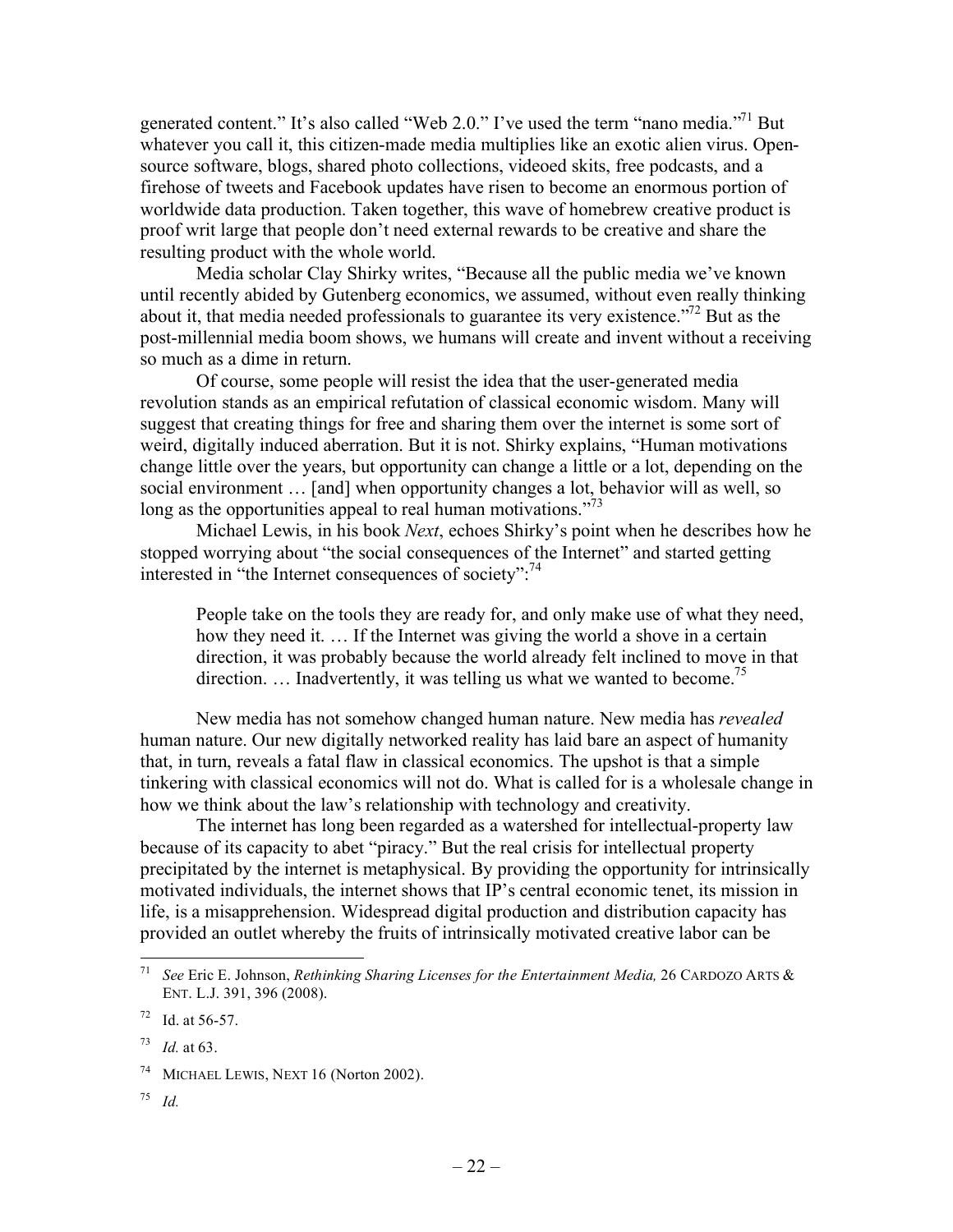generated content." It's also called "Web 2.0." I've used the term "nano media."[71] But whatever you call it, this citizen-made media multiplies like an exotic alien virus. Open-source software, blogs, shared photo collections, videoed skits, free podcasts, and a firehose of tweets and Facebook updates have risen to become an enormous portion of worldwide data production. Taken together, this wave of homebrew creative product is proof writ large that people don't need external rewards to be creative and share the resulting product with the whole world.

Media scholar Clay Shirky writes, "Because all the public media we've known until recently abided by Gutenberg economics, we assumed, without even really thinking about it, that media needed professionals to guarantee its very existence."[72] But as the post-millennial media boom shows, we humans will create and invent without a receiving so much as a dime in return.

Of course, some people will resist the idea that the user-generated media revolution stands as an empirical refutation of classical economic wisdom. Many will suggest that creating things for free and sharing them over the internet is some sort of weird, digitally induced aberration. But it is not. Shirky explains, "Human motivations change little over the years, but opportunity can change a little or a lot, depending on the social environment … [and] when opportunity changes a lot, behavior will as well, so long as the opportunities appeal to real human motivations."[73]

Michael Lewis, in his book *Next*, echoes Shirky's point when he describes how he stopped worrying about "the social consequences of the Internet" and started getting interested in "the Internet consequences of society":[74]

> People take on the tools they are ready for, and only make use of what they need, how they need it. … If the Internet was giving the world a shove in a certain direction, it was probably because the world already felt inclined to move in that direction. … Inadvertently, it was telling us what we wanted to become.[75]

New media has not somehow changed human nature. New media has *revealed* human nature. Our new digitally networked reality has laid bare an aspect of humanity that, in turn, reveals a fatal flaw in classical economics. The upshot is that a simple tinkering with classical economics will not do. What is called for is a wholesale change in how we think about the law's relationship with technology and creativity.

The internet has long been regarded as a watershed for intellectual-property law because of its capacity to abet "piracy." But the real crisis for intellectual property precipitated by the internet is metaphysical. By providing the opportunity for intrinsically motivated individuals, the internet shows that IP's central economic tenet, its mission in life, is a misapprehension. Widespread digital production and distribution capacity has provided an outlet whereby the fruits of intrinsically motivated creative labor can be

---

[71] *See* Eric E. Johnson, *Rethinking Sharing Licenses for the Entertainment Media,* 26 CARDOZO ARTS & ENT. L.J. 391, 396 (2008).

[72] Id. at 56-57.

[73] *Id.* at 63.

[74] MICHAEL LEWIS, NEXT 16 (Norton 2002).

[75] *Id.*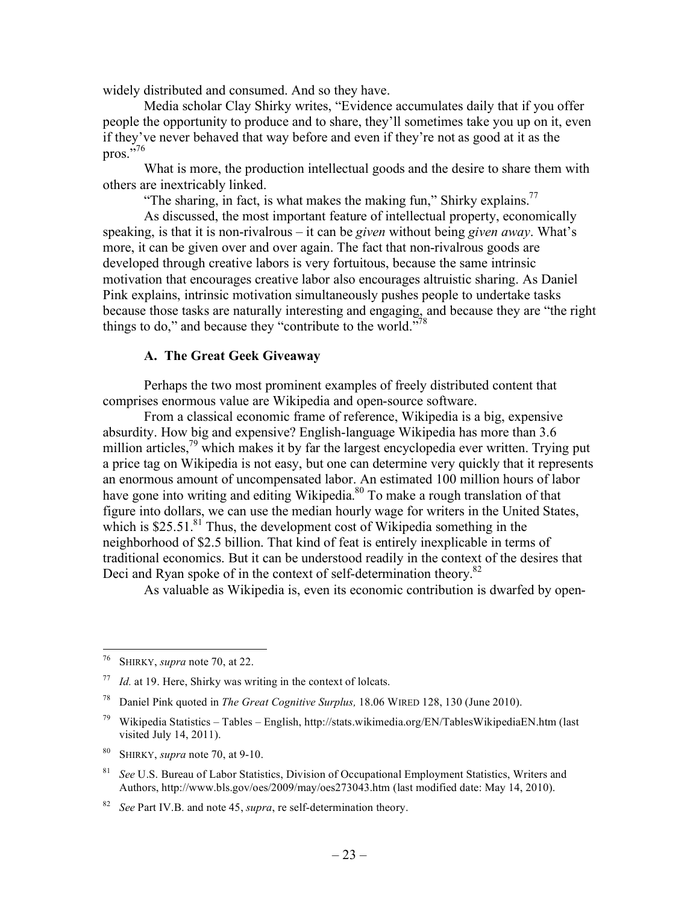widely distributed and consumed. And so they have.

Media scholar Clay Shirky writes, "Evidence accumulates daily that if you offer people the opportunity to produce and to share, they'll sometimes take you up on it, even if they've never behaved that way before and even if they're not as good at it as the pros."[76]

What is more, the production intellectual goods and the desire to share them with others are inextricably linked.

"The sharing, in fact, is what makes the making fun," Shirky explains.[77]

As discussed, the most important feature of intellectual property, economically speaking, is that it is non-rivalrous – it can be *given* without being *given away*. What's more, it can be given over and over again. The fact that non-rivalrous goods are developed through creative labors is very fortuitous, because the same intrinsic motivation that encourages creative labor also encourages altruistic sharing. As Daniel Pink explains, intrinsic motivation simultaneously pushes people to undertake tasks because those tasks are naturally interesting and engaging, and because they are "the right things to do," and because they "contribute to the world."[78]

### A. The Great Geek Giveaway

Perhaps the two most prominent examples of freely distributed content that comprises enormous value are Wikipedia and open-source software.

From a classical economic frame of reference, Wikipedia is a big, expensive absurdity. How big and expensive? English-language Wikipedia has more than 3.6 million articles,[79] which makes it by far the largest encyclopedia ever written. Trying put a price tag on Wikipedia is not easy, but one can determine very quickly that it represents an enormous amount of uncompensated labor. An estimated 100 million hours of labor have gone into writing and editing Wikipedia.[80] To make a rough translation of that figure into dollars, we can use the median hourly wage for writers in the United States, which is $25.51.[81] Thus, the development cost of Wikipedia something in the neighborhood of $2.5 billion. That kind of feat is entirely inexplicable in terms of traditional economics. But it can be understood readily in the context of the desires that Deci and Ryan spoke of in the context of self-determination theory.[82]

As valuable as Wikipedia is, even its economic contribution is dwarfed by open-

---

[76] SHIRKY, *supra* note 70, at 22.

[77] *Id.* at 19. Here, Shirky was writing in the context of lolcats.

[78] Daniel Pink quoted in *The Great Cognitive Surplus,* 18.06 WIRED 128, 130 (June 2010).

[79] Wikipedia Statistics – Tables – English, http://stats.wikimedia.org/EN/TablesWikipediaEN.htm (last visited July 14, 2011).

[80] SHIRKY, *supra* note 70, at 9-10.

[81] *See* U.S. Bureau of Labor Statistics, Division of Occupational Employment Statistics, Writers and Authors, http://www.bls.gov/oes/2009/may/oes273043.htm (last modified date: May 14, 2010).

[82] *See* Part IV.B. and note 45, *supra*, re self-determination theory.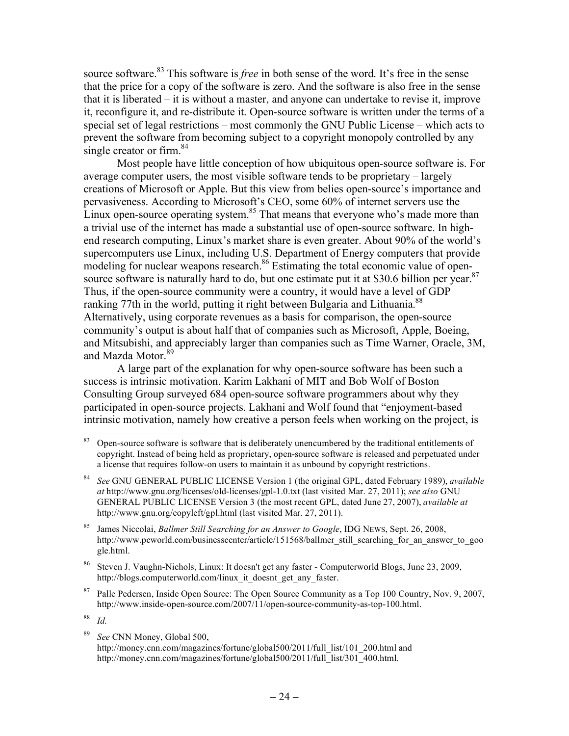source software.[83] This software is *free* in both sense of the word. It's free in the sense that the price for a copy of the software is zero. And the software is also free in the sense that it is liberated – it is without a master, and anyone can undertake to revise it, improve it, reconfigure it, and re-distribute it. Open-source software is written under the terms of a special set of legal restrictions – most commonly the GNU Public License – which acts to prevent the software from becoming subject to a copyright monopoly controlled by any single creator or firm.[84]

Most people have little conception of how ubiquitous open-source software is. For average computer users, the most visible software tends to be proprietary – largely creations of Microsoft or Apple. But this view from belies open-source's importance and pervasiveness. According to Microsoft's CEO, some 60% of internet servers use the Linux open-source operating system.[85] That means that everyone who's made more than a trivial use of the internet has made a substantial use of open-source software. In high-end research computing, Linux's market share is even greater. About 90% of the world's supercomputers use Linux, including U.S. Department of Energy computers that provide modeling for nuclear weapons research.[86] Estimating the total economic value of open-source software is naturally hard to do, but one estimate put it at $30.6 billion per year.[87] Thus, if the open-source community were a country, it would have a level of GDP ranking 77th in the world, putting it right between Bulgaria and Lithuania.[88] Alternatively, using corporate revenues as a basis for comparison, the open-source community's output is about half that of companies such as Microsoft, Apple, Boeing, and Mitsubishi, and appreciably larger than companies such as Time Warner, Oracle, 3M, and Mazda Motor.[89]

A large part of the explanation for why open-source software has been such a success is intrinsic motivation. Karim Lakhani of MIT and Bob Wolf of Boston Consulting Group surveyed 684 open-source software programmers about why they participated in open-source projects. Lakhani and Wolf found that "enjoyment-based intrinsic motivation, namely how creative a person feels when working on the project, is

---

[83] Open-source software is software that is deliberately unencumbered by the traditional entitlements of copyright. Instead of being held as proprietary, open-source software is released and perpetuated under a license that requires follow-on users to maintain it as unbound by copyright restrictions.

[84] *See* GNU GENERAL PUBLIC LICENSE Version 1 (the original GPL, dated February 1989), *available at* http://www.gnu.org/licenses/old-licenses/gpl-1.0.txt (last visited Mar. 27, 2011); *see also* GNU GENERAL PUBLIC LICENSE Version 3 (the most recent GPL, dated June 27, 2007), *available at* http://www.gnu.org/copyleft/gpl.html (last visited Mar. 27, 2011).

[85] James Niccolai, *Ballmer Still Searching for an Answer to Google*, IDG NEWS, Sept. 26, 2008, http://www.pcworld.com/businesscenter/article/151568/ballmer_still_searching_for_an_answer_to_google.html.

[86] Steven J. Vaughn-Nichols, Linux: It doesn't get any faster - Computerworld Blogs, June 23, 2009, http://blogs.computerworld.com/linux_it_doesnt_get_any_faster.

[87] Palle Pedersen, Inside Open Source: The Open Source Community as a Top 100 Country, Nov. 9, 2007, http://www.inside-open-source.com/2007/11/open-source-community-as-top-100.html.

[88] *Id.*

[89] *See* CNN Money, Global 500, http://money.cnn.com/magazines/fortune/global500/2011/full_list/101_200.html and http://money.cnn.com/magazines/fortune/global500/2011/full_list/301_400.html.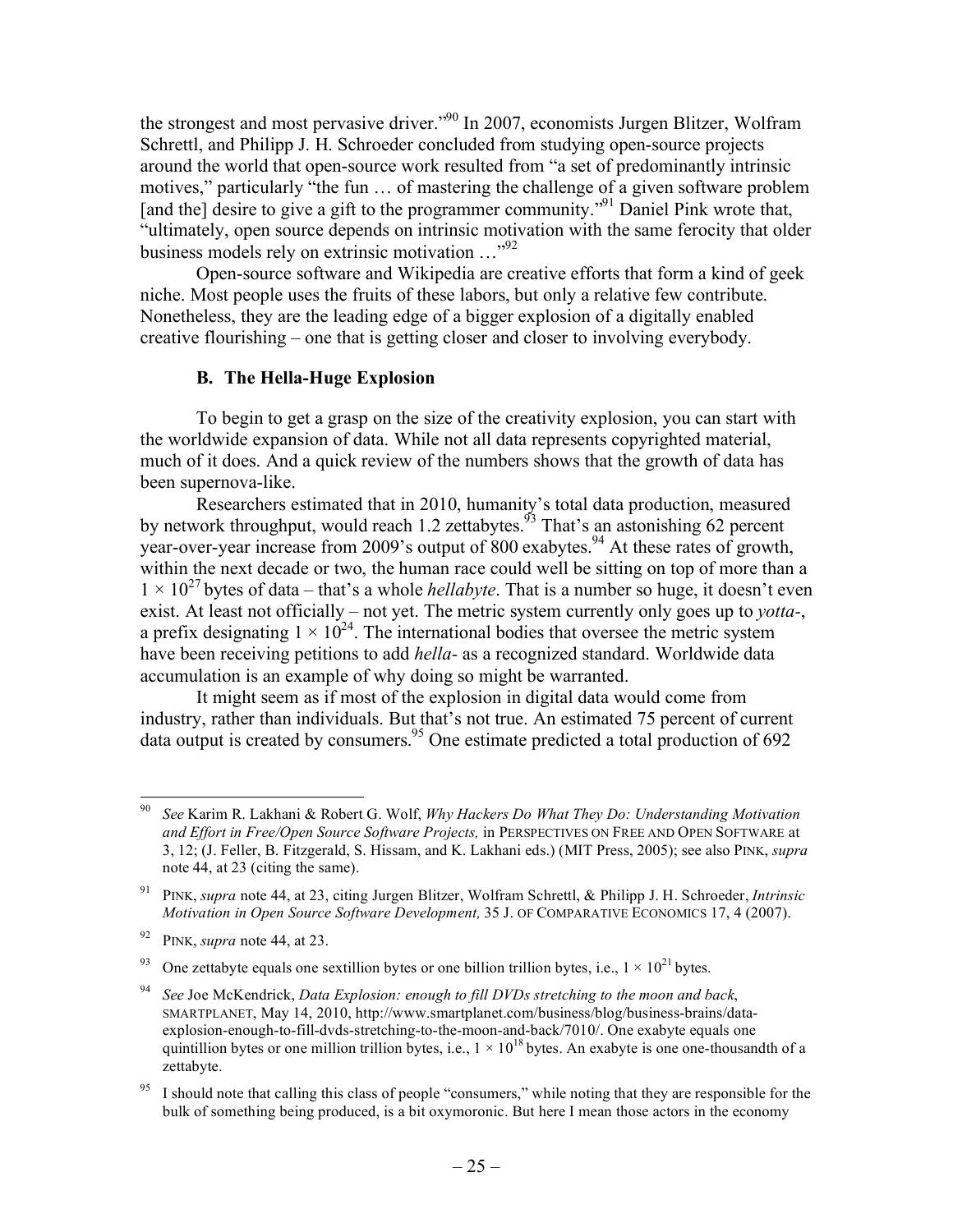the strongest and most pervasive driver."[90] In 2007, economists Jurgen Blitzer, Wolfram Schrettl, and Philipp J. H. Schroeder concluded from studying open-source projects around the world that open-source work resulted from "a set of predominantly intrinsic motives," particularly "the fun … of mastering the challenge of a given software problem [and the] desire to give a gift to the programmer community."[91] Daniel Pink wrote that, "ultimately, open source depends on intrinsic motivation with the same ferocity that older business models rely on extrinsic motivation …"[92]

Open-source software and Wikipedia are creative efforts that form a kind of geek niche. Most people uses the fruits of these labors, but only a relative few contribute. Nonetheless, they are the leading edge of a bigger explosion of a digitally enabled creative flourishing – one that is getting closer and closer to involving everybody.

### B. The Hella-Huge Explosion

To begin to get a grasp on the size of the creativity explosion, you can start with the worldwide expansion of data. While not all data represents copyrighted material, much of it does. And a quick review of the numbers shows that the growth of data has been supernova-like.

Researchers estimated that in 2010, humanity's total data production, measured by network throughput, would reach 1.2 zettabytes.[93] That's an astonishing 62 percent year-over-year increase from 2009's output of 800 exabytes.[94] At these rates of growth, within the next decade or two, the human race could well be sitting on top of more than a $1 \times 10^{27}$ bytes of data – that's a whole *hellabyte*. That is a number so huge, it doesn't even exist. At least not officially – not yet. The metric system currently only goes up to *yotta-*, a prefix designating $1 \times 10^{24}$. The international bodies that oversee the metric system have been receiving petitions to add *hella-* as a recognized standard. Worldwide data accumulation is an example of why doing so might be warranted.

It might seem as if most of the explosion in digital data would come from industry, rather than individuals. But that's not true. An estimated 75 percent of current data output is created by consumers.[95] One estimate predicted a total production of 692

---

[90] *See* Karim R. Lakhani & Robert G. Wolf, *Why Hackers Do What They Do: Understanding Motivation and Effort in Free/Open Source Software Projects,* in PERSPECTIVES ON FREE AND OPEN SOFTWARE at 3, 12; (J. Feller, B. Fitzgerald, S. Hissam, and K. Lakhani eds.) (MIT Press, 2005); see also PINK, *supra* note 44, at 23 (citing the same).

[91] PINK, *supra* note 44, at 23, citing Jurgen Blitzer, Wolfram Schrettl, & Philipp J. H. Schroeder, *Intrinsic Motivation in Open Source Software Development,* 35 J. OF COMPARATIVE ECONOMICS 17, 4 (2007).

[92] PINK, *supra* note 44, at 23.

[93] One zettabyte equals one sextillion bytes or one billion trillion bytes, i.e., $1 \times 10^{21}$ bytes.

[94] *See* Joe McKendrick, *Data Explosion: enough to fill DVDs stretching to the moon and back*, SMARTPLANET, May 14, 2010, http://www.smartplanet.com/business/blog/business-brains/data-explosion-enough-to-fill-dvds-stretching-to-the-moon-and-back/7010/. One exabyte equals one quintillion bytes or one million trillion bytes, i.e., $1 \times 10^{18}$ bytes. An exabyte is one one-thousandth of a zettabyte.

[95] I should note that calling this class of people "consumers," while noting that they are responsible for the bulk of something being produced, is a bit oxymoronic. But here I mean those actors in the economy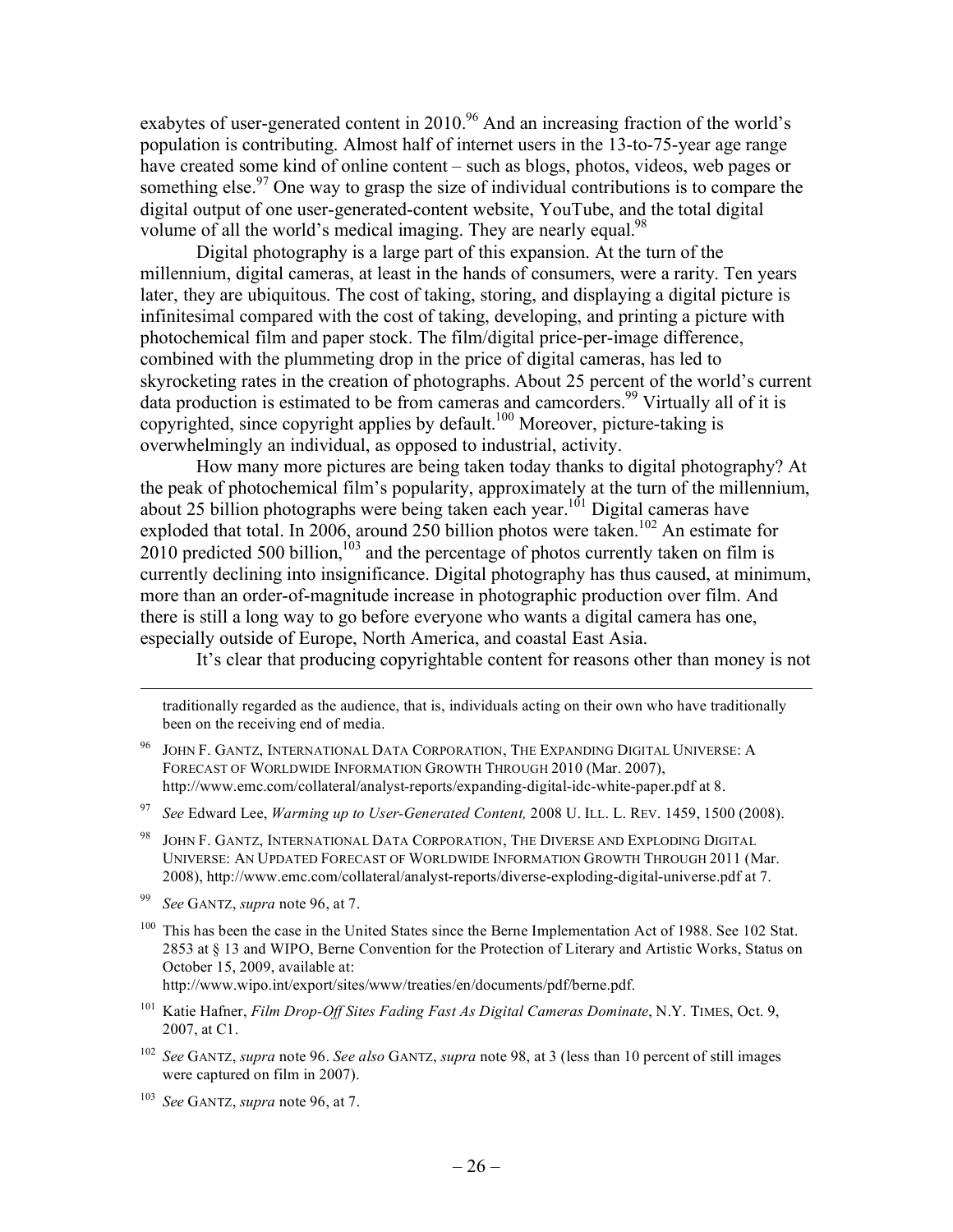exabytes of user-generated content in 2010.[96] And an increasing fraction of the world's population is contributing. Almost half of internet users in the 13-to-75-year age range have created some kind of online content – such as blogs, photos, videos, web pages or something else.[97] One way to grasp the size of individual contributions is to compare the digital output of one user-generated-content website, YouTube, and the total digital volume of all the world's medical imaging. They are nearly equal.[98]

Digital photography is a large part of this expansion. At the turn of the millennium, digital cameras, at least in the hands of consumers, were a rarity. Ten years later, they are ubiquitous. The cost of taking, storing, and displaying a digital picture is infinitesimal compared with the cost of taking, developing, and printing a picture with photochemical film and paper stock. The film/digital price-per-image difference, combined with the plummeting drop in the price of digital cameras, has led to skyrocketing rates in the creation of photographs. About 25 percent of the world's current data production is estimated to be from cameras and camcorders.[99] Virtually all of it is copyrighted, since copyright applies by default.[100] Moreover, picture-taking is overwhelmingly an individual, as opposed to industrial, activity.

How many more pictures are being taken today thanks to digital photography? At the peak of photochemical film's popularity, approximately at the turn of the millennium, about 25 billion photographs were being taken each year.[101] Digital cameras have exploded that total. In 2006, around 250 billion photos were taken.[102] An estimate for 2010 predicted 500 billion,[103] and the percentage of photos currently taken on film is currently declining into insignificance. Digital photography has thus caused, at minimum, more than an order-of-magnitude increase in photographic production over film. And there is still a long way to go before everyone who wants a digital camera has one, especially outside of Europe, North America, and coastal East Asia.

It's clear that producing copyrightable content for reasons other than money is not

---

traditionally regarded as the audience, that is, individuals acting on their own who have traditionally been on the receiving end of media.

[96] JOHN F. GANTZ, INTERNATIONAL DATA CORPORATION, THE EXPANDING DIGITAL UNIVERSE: A FORECAST OF WORLDWIDE INFORMATION GROWTH THROUGH 2010 (Mar. 2007), http://www.emc.com/collateral/analyst-reports/expanding-digital-idc-white-paper.pdf at 8.

[97] *See* Edward Lee, *Warming up to User-Generated Content,* 2008 U. ILL. L. REV. 1459, 1500 (2008).

[98] JOHN F. GANTZ, INTERNATIONAL DATA CORPORATION, THE DIVERSE AND EXPLODING DIGITAL UNIVERSE: AN UPDATED FORECAST OF WORLDWIDE INFORMATION GROWTH THROUGH 2011 (Mar. 2008), http://www.emc.com/collateral/analyst-reports/diverse-exploding-digital-universe.pdf at 7.

[99] *See* GANTZ, *supra* note 96, at 7.

[100] This has been the case in the United States since the Berne Implementation Act of 1988. See 102 Stat. 2853 at § 13 and WIPO, Berne Convention for the Protection of Literary and Artistic Works, Status on October 15, 2009, available at: http://www.wipo.int/export/sites/www/treaties/en/documents/pdf/berne.pdf.

[101] Katie Hafner, *Film Drop-Off Sites Fading Fast As Digital Cameras Dominate*, N.Y. TIMES, Oct. 9, 2007, at C1.

[102] *See* GANTZ, *supra* note 96. *See also* GANTZ, *supra* note 98, at 3 (less than 10 percent of still images were captured on film in 2007).

[103] *See* GANTZ, *supra* note 96, at 7.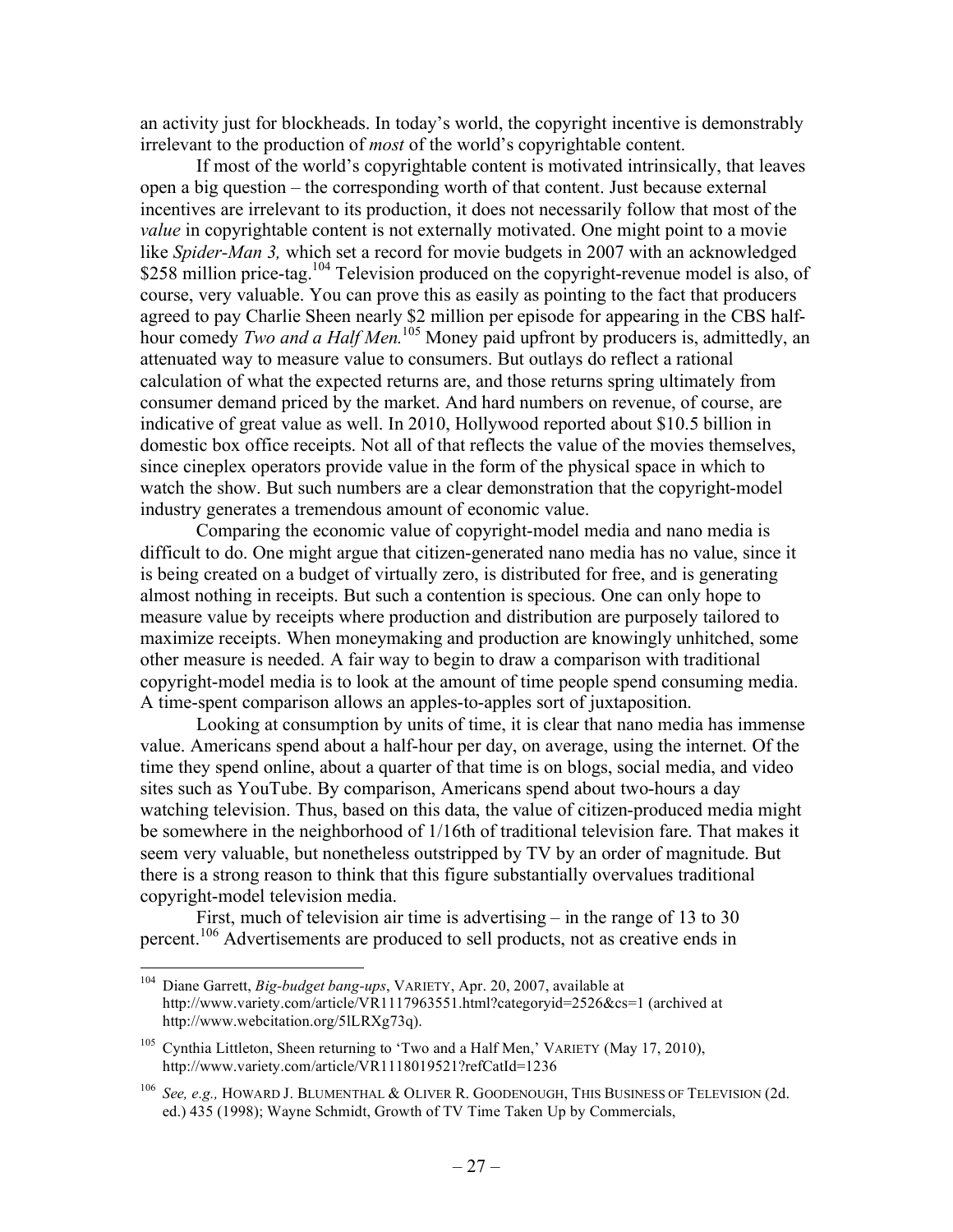an activity just for blockheads. In today's world, the copyright incentive is demonstrably irrelevant to the production of *most* of the world's copyrightable content.

If most of the world's copyrightable content is motivated intrinsically, that leaves open a big question – the corresponding worth of that content. Just because external incentives are irrelevant to its production, it does not necessarily follow that most of the *value* in copyrightable content is not externally motivated. One might point to a movie like *Spider-Man 3,* which set a record for movie budgets in 2007 with an acknowledged \$258 million price-tag.[104] Television produced on the copyright-revenue model is also, of course, very valuable. You can prove this as easily as pointing to the fact that producers agreed to pay Charlie Sheen nearly \$2 million per episode for appearing in the CBS half-hour comedy *Two and a Half Men.*[105] Money paid upfront by producers is, admittedly, an attenuated way to measure value to consumers. But outlays do reflect a rational calculation of what the expected returns are, and those returns spring ultimately from consumer demand priced by the market. And hard numbers on revenue, of course, are indicative of great value as well. In 2010, Hollywood reported about \$10.5 billion in domestic box office receipts. Not all of that reflects the value of the movies themselves, since cineplex operators provide value in the form of the physical space in which to watch the show. But such numbers are a clear demonstration that the copyright-model industry generates a tremendous amount of economic value.

Comparing the economic value of copyright-model media and nano media is difficult to do. One might argue that citizen-generated nano media has no value, since it is being created on a budget of virtually zero, is distributed for free, and is generating almost nothing in receipts. But such a contention is specious. One can only hope to measure value by receipts where production and distribution are purposely tailored to maximize receipts. When moneymaking and production are knowingly unhitched, some other measure is needed. A fair way to begin to draw a comparison with traditional copyright-model media is to look at the amount of time people spend consuming media. A time-spent comparison allows an apples-to-apples sort of juxtaposition.

Looking at consumption by units of time, it is clear that nano media has immense value. Americans spend about a half-hour per day, on average, using the internet. Of the time they spend online, about a quarter of that time is on blogs, social media, and video sites such as YouTube. By comparison, Americans spend about two-hours a day watching television. Thus, based on this data, the value of citizen-produced media might be somewhere in the neighborhood of 1/16th of traditional television fare. That makes it seem very valuable, but nonetheless outstripped by TV by an order of magnitude. But there is a strong reason to think that this figure substantially overvalues traditional copyright-model television media.

First, much of television air time is advertising – in the range of 13 to 30 percent.[106] Advertisements are produced to sell products, not as creative ends in

---

[104] Diane Garrett, *Big-budget bang-ups*, VARIETY, Apr. 20, 2007, available at http://www.variety.com/article/VR1117963551.html?categoryid=2526&cs=1 (archived at http://www.webcitation.org/5lLRXg73q).

[105] Cynthia Littleton, Sheen returning to 'Two and a Half Men,' VARIETY (May 17, 2010), http://www.variety.com/article/VR1118019521?refCatId=1236

[106] *See, e.g.,* HOWARD J. BLUMENTHAL & OLIVER R. GOODENOUGH, THIS BUSINESS OF TELEVISION (2d. ed.) 435 (1998); Wayne Schmidt, Growth of TV Time Taken Up by Commercials,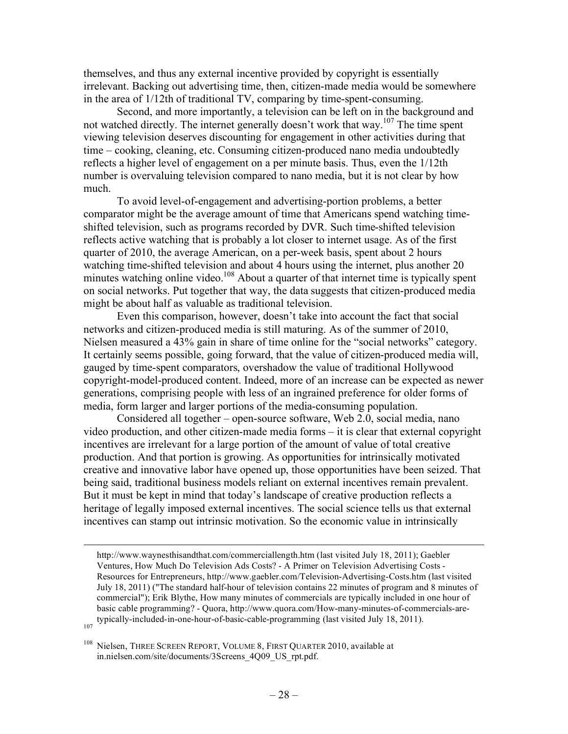themselves, and thus any external incentive provided by copyright is essentially irrelevant. Backing out advertising time, then, citizen-made media would be somewhere in the area of 1/12th of traditional TV, comparing by time-spent-consuming.

Second, and more importantly, a television can be left on in the background and not watched directly. The internet generally doesn't work that way.[107] The time spent viewing television deserves discounting for engagement in other activities during that time – cooking, cleaning, etc. Consuming citizen-produced nano media undoubtedly reflects a higher level of engagement on a per minute basis. Thus, even the 1/12th number is overvaluing television compared to nano media, but it is not clear by how much.

To avoid level-of-engagement and advertising-portion problems, a better comparator might be the average amount of time that Americans spend watching time-shifted television, such as programs recorded by DVR. Such time-shifted television reflects active watching that is probably a lot closer to internet usage. As of the first quarter of 2010, the average American, on a per-week basis, spent about 2 hours watching time-shifted television and about 4 hours using the internet, plus another 20 minutes watching online video.[108] About a quarter of that internet time is typically spent on social networks. Put together that way, the data suggests that citizen-produced media might be about half as valuable as traditional television.

Even this comparison, however, doesn't take into account the fact that social networks and citizen-produced media is still maturing. As of the summer of 2010, Nielsen measured a 43% gain in share of time online for the "social networks" category. It certainly seems possible, going forward, that the value of citizen-produced media will, gauged by time-spent comparators, overshadow the value of traditional Hollywood copyright-model-produced content. Indeed, more of an increase can be expected as newer generations, comprising people with less of an ingrained preference for older forms of media, form larger and larger portions of the media-consuming population.

Considered all together – open-source software, Web 2.0, social media, nano video production, and other citizen-made media forms – it is clear that external copyright incentives are irrelevant for a large portion of the amount of value of total creative production. And that portion is growing. As opportunities for intrinsically motivated creative and innovative labor have opened up, those opportunities have been seized. That being said, traditional business models reliant on external incentives remain prevalent. But it must be kept in mind that today's landscape of creative production reflects a heritage of legally imposed external incentives. The social science tells us that external incentives can stamp out intrinsic motivation. So the economic value in intrinsically

---

http://www.waynesthisandthat.com/commerciallength.htm (last visited July 18, 2011); Gaebler Ventures, How Much Do Television Ads Costs? - A Primer on Television Advertising Costs - Resources for Entrepreneurs, http://www.gaebler.com/Television-Advertising-Costs.htm (last visited July 18, 2011) ("The standard half-hour of television contains 22 minutes of program and 8 minutes of commercial"); Erik Blythe, How many minutes of commercials are typically included in one hour of basic cable programming? - Quora, http://www.quora.com/How-many-minutes-of-commercials-are-typically-included-in-one-hour-of-basic-cable-programming (last visited July 18, 2011).

[107]

[108] Nielsen, THREE SCREEN REPORT, VOLUME 8, FIRST QUARTER 2010, available at in.nielsen.com/site/documents/3Screens_4Q09_US_rpt.pdf.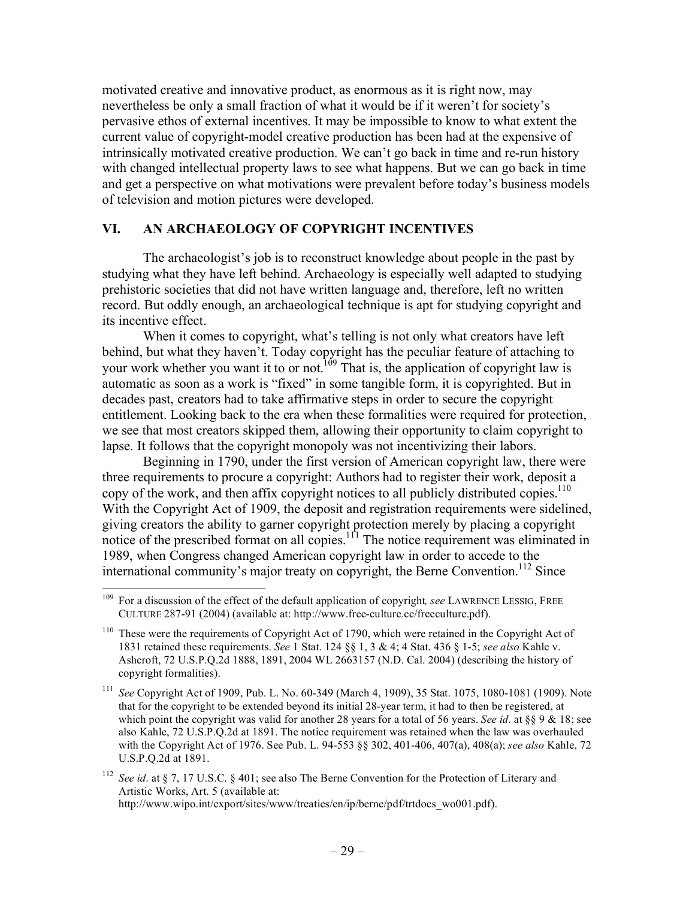motivated creative and innovative product, as enormous as it is right now, may nevertheless be only a small fraction of what it would be if it weren't for society's pervasive ethos of external incentives. It may be impossible to know to what extent the current value of copyright-model creative production has been had at the expensive of intrinsically motivated creative production. We can't go back in time and re-run history with changed intellectual property laws to see what happens. But we can go back in time and get a perspective on what motivations were prevalent before today's business models of television and motion pictures were developed.

## VI. AN ARCHAEOLOGY OF COPYRIGHT INCENTIVES

The archaeologist's job is to reconstruct knowledge about people in the past by studying what they have left behind. Archaeology is especially well adapted to studying prehistoric societies that did not have written language and, therefore, left no written record. But oddly enough, an archaeological technique is apt for studying copyright and its incentive effect.

When it comes to copyright, what's telling is not only what creators have left behind, but what they haven't. Today copyright has the peculiar feature of attaching to your work whether you want it to or not.[109] That is, the application of copyright law is automatic as soon as a work is "fixed" in some tangible form, it is copyrighted. But in decades past, creators had to take affirmative steps in order to secure the copyright entitlement. Looking back to the era when these formalities were required for protection, we see that most creators skipped them, allowing their opportunity to claim copyright to lapse. It follows that the copyright monopoly was not incentivizing their labors.

Beginning in 1790, under the first version of American copyright law, there were three requirements to procure a copyright: Authors had to register their work, deposit a copy of the work, and then affix copyright notices to all publicly distributed copies.[110] With the Copyright Act of 1909, the deposit and registration requirements were sidelined, giving creators the ability to garner copyright protection merely by placing a copyright notice of the prescribed format on all copies.[111] The notice requirement was eliminated in 1989, when Congress changed American copyright law in order to accede to the international community's major treaty on copyright, the Berne Convention.[112] Since

---

[109] For a discussion of the effect of the default application of copyright*, see* LAWRENCE LESSIG, FREE CULTURE 287-91 (2004) (available at: http://www.free-culture.cc/freeculture.pdf).

[110] These were the requirements of Copyright Act of 1790, which were retained in the Copyright Act of 1831 retained these requirements. *See* 1 Stat. 124 §§ 1, 3 & 4; 4 Stat. 436 § 1-5; *see also* Kahle v. Ashcroft, 72 U.S.P.Q.2d 1888, 1891, 2004 WL 2663157 (N.D. Cal. 2004) (describing the history of copyright formalities).

[111] *See* Copyright Act of 1909, Pub. L. No. 60-349 (March 4, 1909), 35 Stat. 1075, 1080-1081 (1909). Note that for the copyright to be extended beyond its initial 28-year term, it had to then be registered, at which point the copyright was valid for another 28 years for a total of 56 years. *See id*. at §§ 9 & 18; see also Kahle, 72 U.S.P.Q.2d at 1891. The notice requirement was retained when the law was overhauled with the Copyright Act of 1976. See Pub. L. 94-553 §§ 302, 401-406, 407(a), 408(a); *see also* Kahle, 72 U.S.P.Q.2d at 1891.

[112] *See id*. at § 7, 17 U.S.C. § 401; see also The Berne Convention for the Protection of Literary and Artistic Works, Art. 5 (available at: http://www.wipo.int/export/sites/www/treaties/en/ip/berne/pdf/trtdocs_wo001.pdf).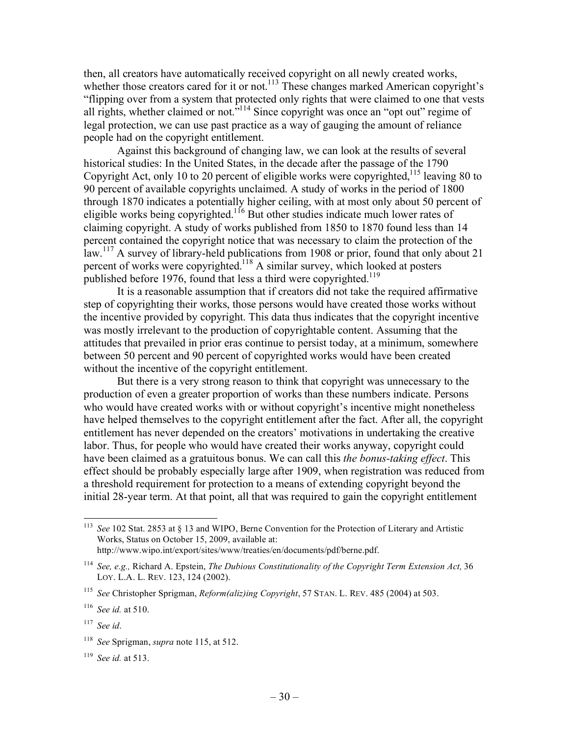then, all creators have automatically received copyright on all newly created works, whether those creators cared for it or not.[113] These changes marked American copyright's "flipping over from a system that protected only rights that were claimed to one that vests all rights, whether claimed or not."[114] Since copyright was once an "opt out" regime of legal protection, we can use past practice as a way of gauging the amount of reliance people had on the copyright entitlement.

Against this background of changing law, we can look at the results of several historical studies: In the United States, in the decade after the passage of the 1790 Copyright Act, only 10 to 20 percent of eligible works were copyrighted,[115] leaving 80 to 90 percent of available copyrights unclaimed. A study of works in the period of 1800 through 1870 indicates a potentially higher ceiling, with at most only about 50 percent of eligible works being copyrighted.[116] But other studies indicate much lower rates of claiming copyright. A study of works published from 1850 to 1870 found less than 14 percent contained the copyright notice that was necessary to claim the protection of the law.[117] A survey of library-held publications from 1908 or prior, found that only about 21 percent of works were copyrighted.[118] A similar survey, which looked at posters published before 1976, found that less a third were copyrighted.[119]

It is a reasonable assumption that if creators did not take the required affirmative step of copyrighting their works, those persons would have created those works without the incentive provided by copyright. This data thus indicates that the copyright incentive was mostly irrelevant to the production of copyrightable content. Assuming that the attitudes that prevailed in prior eras continue to persist today, at a minimum, somewhere between 50 percent and 90 percent of copyrighted works would have been created without the incentive of the copyright entitlement.

But there is a very strong reason to think that copyright was unnecessary to the production of even a greater proportion of works than these numbers indicate. Persons who would have created works with or without copyright's incentive might nonetheless have helped themselves to the copyright entitlement after the fact. After all, the copyright entitlement has never depended on the creators' motivations in undertaking the creative labor. Thus, for people who would have created their works anyway, copyright could have been claimed as a gratuitous bonus. We can call this *the bonus-taking effect*. This effect should be probably especially large after 1909, when registration was reduced from a threshold requirement for protection to a means of extending copyright beyond the initial 28-year term. At that point, all that was required to gain the copyright entitlement

---

[113] *See* 102 Stat. 2853 at § 13 and WIPO, Berne Convention for the Protection of Literary and Artistic Works, Status on October 15, 2009, available at: http://www.wipo.int/export/sites/www/treaties/en/documents/pdf/berne.pdf.

[114] *See, e.g.,* Richard A. Epstein, *The Dubious Constitutionality of the Copyright Term Extension Act,* 36 LOY. L.A. L. REV. 123, 124 (2002).

[115] *See* Christopher Sprigman, *Reform(aliz)ing Copyright*, 57 STAN. L. REV. 485 (2004) at 503.

[116] *See id.* at 510.

[117] *See id*.

[118] *See* Sprigman, *supra* note 115, at 512.

[119] *See id.* at 513.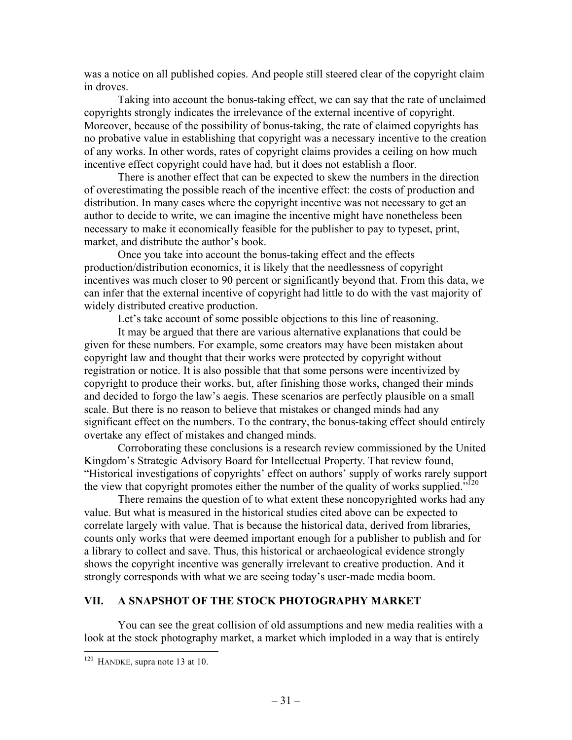was a notice on all published copies. And people still steered clear of the copyright claim in droves.

Taking into account the bonus-taking effect, we can say that the rate of unclaimed copyrights strongly indicates the irrelevance of the external incentive of copyright. Moreover, because of the possibility of bonus-taking, the rate of claimed copyrights has no probative value in establishing that copyright was a necessary incentive to the creation of any works. In other words, rates of copyright claims provides a ceiling on how much incentive effect copyright could have had, but it does not establish a floor.

There is another effect that can be expected to skew the numbers in the direction of overestimating the possible reach of the incentive effect: the costs of production and distribution. In many cases where the copyright incentive was not necessary to get an author to decide to write, we can imagine the incentive might have nonetheless been necessary to make it economically feasible for the publisher to pay to typeset, print, market, and distribute the author's book.

Once you take into account the bonus-taking effect and the effects production/distribution economics, it is likely that the needlessness of copyright incentives was much closer to 90 percent or significantly beyond that. From this data, we can infer that the external incentive of copyright had little to do with the vast majority of widely distributed creative production.

Let's take account of some possible objections to this line of reasoning.

It may be argued that there are various alternative explanations that could be given for these numbers. For example, some creators may have been mistaken about copyright law and thought that their works were protected by copyright without registration or notice. It is also possible that that some persons were incentivized by copyright to produce their works, but, after finishing those works, changed their minds and decided to forgo the law's aegis. These scenarios are perfectly plausible on a small scale. But there is no reason to believe that mistakes or changed minds had any significant effect on the numbers. To the contrary, the bonus-taking effect should entirely overtake any effect of mistakes and changed minds.

Corroborating these conclusions is a research review commissioned by the United Kingdom's Strategic Advisory Board for Intellectual Property. That review found, "Historical investigations of copyrights' effect on authors' supply of works rarely support the view that copyright promotes either the number of the quality of works supplied."[120]

There remains the question of to what extent these noncopyrighted works had any value. But what is measured in the historical studies cited above can be expected to correlate largely with value. That is because the historical data, derived from libraries, counts only works that were deemed important enough for a publisher to publish and for a library to collect and save. Thus, this historical or archaeological evidence strongly shows the copyright incentive was generally irrelevant to creative production. And it strongly corresponds with what we are seeing today's user-made media boom.

## VII. A SNAPSHOT OF THE STOCK PHOTOGRAPHY MARKET

You can see the great collision of old assumptions and new media realities with a look at the stock photography market, a market which imploded in a way that is entirely

---

[120] HANDKE, supra note 13 at 10.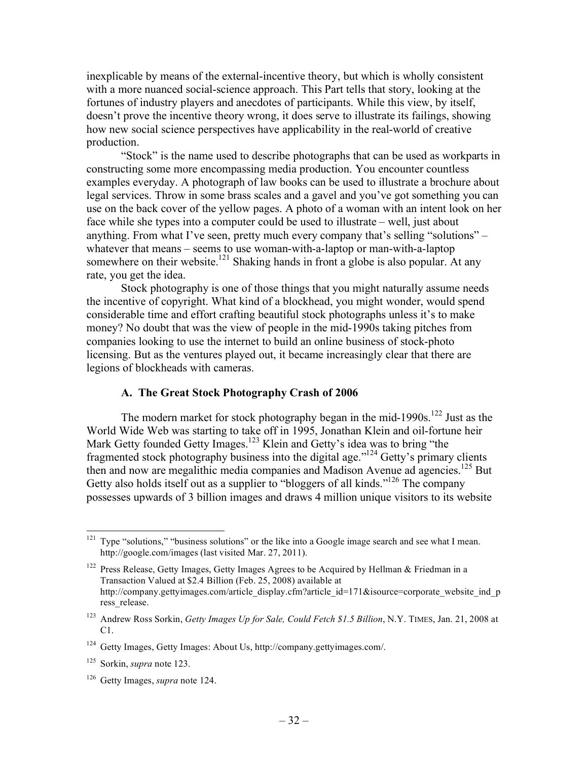inexplicable by means of the external-incentive theory, but which is wholly consistent with a more nuanced social-science approach. This Part tells that story, looking at the fortunes of industry players and anecdotes of participants. While this view, by itself, doesn't prove the incentive theory wrong, it does serve to illustrate its failings, showing how new social science perspectives have applicability in the real-world of creative production.

"Stock" is the name used to describe photographs that can be used as workparts in constructing some more encompassing media production. You encounter countless examples everyday. A photograph of law books can be used to illustrate a brochure about legal services. Throw in some brass scales and a gavel and you've got something you can use on the back cover of the yellow pages. A photo of a woman with an intent look on her face while she types into a computer could be used to illustrate – well, just about anything. From what I've seen, pretty much every company that's selling "solutions" – whatever that means – seems to use woman-with-a-laptop or man-with-a-laptop somewhere on their website.[121] Shaking hands in front a globe is also popular. At any rate, you get the idea.

Stock photography is one of those things that you might naturally assume needs the incentive of copyright. What kind of a blockhead, you might wonder, would spend considerable time and effort crafting beautiful stock photographs unless it's to make money? No doubt that was the view of people in the mid-1990s taking pitches from companies looking to use the internet to build an online business of stock-photo licensing. But as the ventures played out, it became increasingly clear that there are legions of blockheads with cameras.

### A. The Great Stock Photography Crash of 2006

The modern market for stock photography began in the mid-1990s.[122] Just as the World Wide Web was starting to take off in 1995, Jonathan Klein and oil-fortune heir Mark Getty founded Getty Images.[123] Klein and Getty's idea was to bring "the fragmented stock photography business into the digital age."[124] Getty's primary clients then and now are megalithic media companies and Madison Avenue ad agencies.[125] But Getty also holds itself out as a supplier to "bloggers of all kinds."[126] The company possesses upwards of 3 billion images and draws 4 million unique visitors to its website

---

[121] Type "solutions," "business solutions" or the like into a Google image search and see what I mean. http://google.com/images (last visited Mar. 27, 2011).

[122] Press Release, Getty Images, Getty Images Agrees to be Acquired by Hellman & Friedman in a Transaction Valued at $2.4 Billion (Feb. 25, 2008) available at http://company.gettyimages.com/article_display.cfm?article_id=171&isource=corporate_website_ind_press_release.

[123] Andrew Ross Sorkin, *Getty Images Up for Sale, Could Fetch $1.5 Billion*, N.Y. TIMES, Jan. 21, 2008 at C1.

[124] Getty Images, Getty Images: About Us, http://company.gettyimages.com/.

[125] Sorkin, *supra* note 123.

[126] Getty Images, *supra* note 124.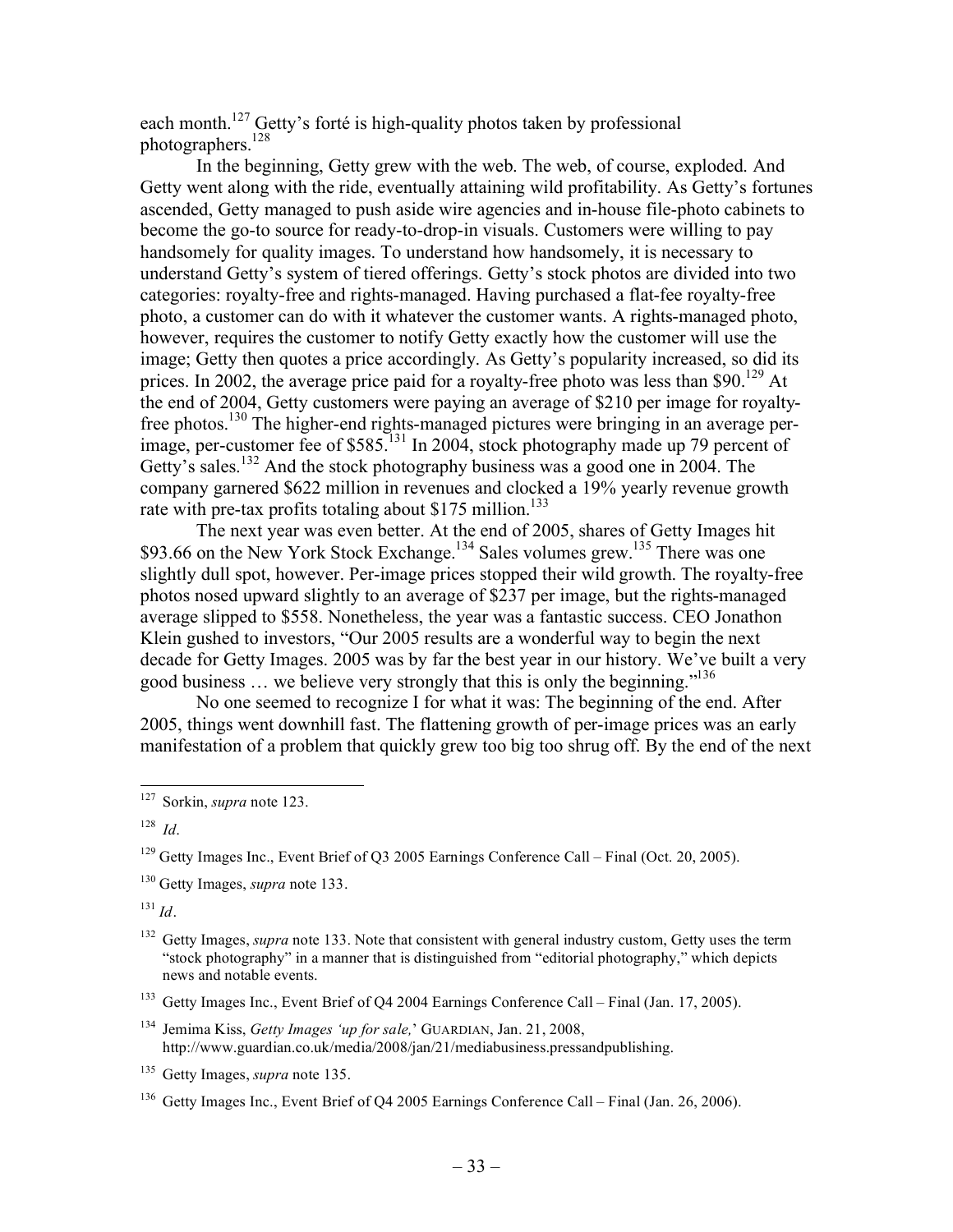each month.[127] Getty's forté is high-quality photos taken by professional photographers.[128]

In the beginning, Getty grew with the web. The web, of course, exploded. And Getty went along with the ride, eventually attaining wild profitability. As Getty's fortunes ascended, Getty managed to push aside wire agencies and in-house file-photo cabinets to become the go-to source for ready-to-drop-in visuals. Customers were willing to pay handsomely for quality images. To understand how handsomely, it is necessary to understand Getty's system of tiered offerings. Getty's stock photos are divided into two categories: royalty-free and rights-managed. Having purchased a flat-fee royalty-free photo, a customer can do with it whatever the customer wants. A rights-managed photo, however, requires the customer to notify Getty exactly how the customer will use the image; Getty then quotes a price accordingly. As Getty's popularity increased, so did its prices. In 2002, the average price paid for a royalty-free photo was less than $90.[129] At the end of 2004, Getty customers were paying an average of $210 per image for royalty-free photos.[130] The higher-end rights-managed pictures were bringing in an average per-image, per-customer fee of $585.[131] In 2004, stock photography made up 79 percent of Getty's sales.[132] And the stock photography business was a good one in 2004. The company garnered $622 million in revenues and clocked a 19% yearly revenue growth rate with pre-tax profits totaling about $175 million.[133]

The next year was even better. At the end of 2005, shares of Getty Images hit $93.66 on the New York Stock Exchange.[134] Sales volumes grew.[135] There was one slightly dull spot, however. Per-image prices stopped their wild growth. The royalty-free photos nosed upward slightly to an average of $237 per image, but the rights-managed average slipped to $558. Nonetheless, the year was a fantastic success. CEO Jonathon Klein gushed to investors, "Our 2005 results are a wonderful way to begin the next decade for Getty Images. 2005 was by far the best year in our history. We've built a very good business … we believe very strongly that this is only the beginning."[136]

No one seemed to recognize I for what it was: The beginning of the end. After 2005, things went downhill fast. The flattening growth of per-image prices was an early manifestation of a problem that quickly grew too big too shrug off. By the end of the next

---

[127] Sorkin, *supra* note 123.

[128] *Id*.

[129] Getty Images Inc., Event Brief of Q3 2005 Earnings Conference Call – Final (Oct. 20, 2005).

[130] Getty Images, *supra* note 133.

[131] *Id*.

[132] Getty Images, *supra* note 133. Note that consistent with general industry custom, Getty uses the term "stock photography" in a manner that is distinguished from "editorial photography," which depicts news and notable events.

[133] Getty Images Inc., Event Brief of Q4 2004 Earnings Conference Call – Final (Jan. 17, 2005).

[134] Jemima Kiss, *Getty Images 'up for sale,'* GUARDIAN, Jan. 21, 2008, http://www.guardian.co.uk/media/2008/jan/21/mediabusiness.pressandpublishing.

[135] Getty Images, *supra* note 135.

[136] Getty Images Inc., Event Brief of Q4 2005 Earnings Conference Call – Final (Jan. 26, 2006).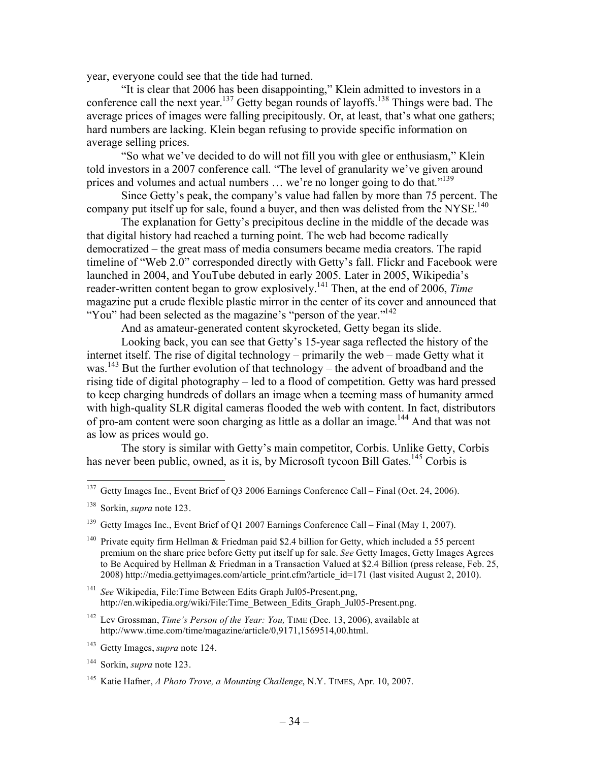year, everyone could see that the tide had turned.

"It is clear that 2006 has been disappointing," Klein admitted to investors in a conference call the next year.[137] Getty began rounds of layoffs.[138] Things were bad. The average prices of images were falling precipitously. Or, at least, that's what one gathers; hard numbers are lacking. Klein began refusing to provide specific information on average selling prices.

"So what we've decided to do will not fill you with glee or enthusiasm," Klein told investors in a 2007 conference call. "The level of granularity we've given around prices and volumes and actual numbers … we're no longer going to do that."[139]

Since Getty's peak, the company's value had fallen by more than 75 percent. The company put itself up for sale, found a buyer, and then was delisted from the NYSE.[140]

The explanation for Getty's precipitous decline in the middle of the decade was that digital history had reached a turning point. The web had become radically democratized – the great mass of media consumers became media creators. The rapid timeline of "Web 2.0" corresponded directly with Getty's fall. Flickr and Facebook were launched in 2004, and YouTube debuted in early 2005. Later in 2005, Wikipedia's reader-written content began to grow explosively.[141] Then, at the end of 2006, *Time* magazine put a crude flexible plastic mirror in the center of its cover and announced that "You" had been selected as the magazine's "person of the year."[142]

And as amateur-generated content skyrocketed, Getty began its slide.

Looking back, you can see that Getty's 15-year saga reflected the history of the internet itself. The rise of digital technology – primarily the web – made Getty what it was.[143] But the further evolution of that technology – the advent of broadband and the rising tide of digital photography – led to a flood of competition. Getty was hard pressed to keep charging hundreds of dollars an image when a teeming mass of humanity armed with high-quality SLR digital cameras flooded the web with content. In fact, distributors of pro-am content were soon charging as little as a dollar an image.[144] And that was not as low as prices would go.

The story is similar with Getty's main competitor, Corbis. Unlike Getty, Corbis has never been public, owned, as it is, by Microsoft tycoon Bill Gates.[145] Corbis is

---

[137] Getty Images Inc., Event Brief of Q3 2006 Earnings Conference Call – Final (Oct. 24, 2006).

[138] Sorkin, *supra* note 123.

[139] Getty Images Inc., Event Brief of Q1 2007 Earnings Conference Call – Final (May 1, 2007).

[140] Private equity firm Hellman & Friedman paid $2.4 billion for Getty, which included a 55 percent premium on the share price before Getty put itself up for sale. *See* Getty Images, Getty Images Agrees to Be Acquired by Hellman & Friedman in a Transaction Valued at $2.4 Billion (press release, Feb. 25, 2008) http://media.gettyimages.com/article_print.cfm?article_id=171 (last visited August 2, 2010).

[141] *See* Wikipedia, File:Time Between Edits Graph Jul05-Present.png, http://en.wikipedia.org/wiki/File:Time_Between_Edits_Graph_Jul05-Present.png.

[142] Lev Grossman, *Time's Person of the Year: You,* TIME (Dec. 13, 2006), available at http://www.time.com/time/magazine/article/0,9171,1569514,00.html.

[143] Getty Images, *supra* note 124.

[144] Sorkin, *supra* note 123.

[145] Katie Hafner, *A Photo Trove, a Mounting Challenge*, N.Y. TIMES, Apr. 10, 2007.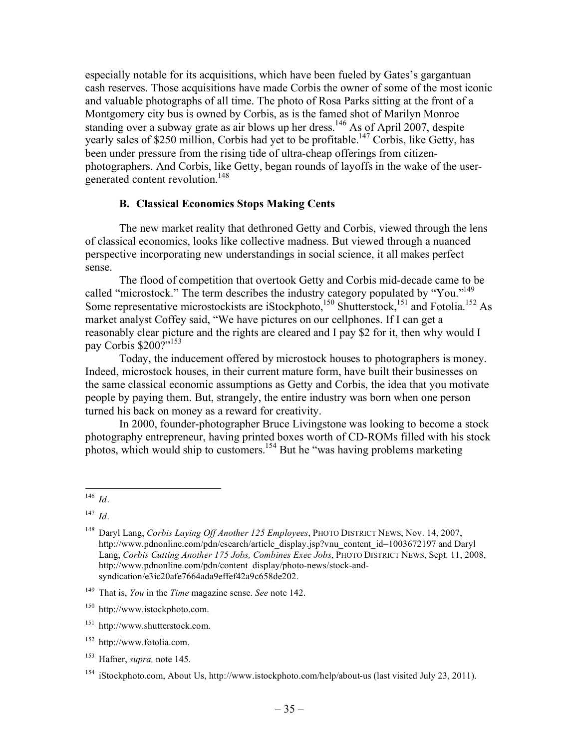especially notable for its acquisitions, which have been fueled by Gates's gargantuan cash reserves. Those acquisitions have made Corbis the owner of some of the most iconic and valuable photographs of all time. The photo of Rosa Parks sitting at the front of a Montgomery city bus is owned by Corbis, as is the famed shot of Marilyn Monroe standing over a subway grate as air blows up her dress.[146] As of April 2007, despite yearly sales of $250 million, Corbis had yet to be profitable.[147] Corbis, like Getty, has been under pressure from the rising tide of ultra-cheap offerings from citizen-photographers. And Corbis, like Getty, began rounds of layoffs in the wake of the user-generated content revolution.[148]

### B. Classical Economics Stops Making Cents

The new market reality that dethroned Getty and Corbis, viewed through the lens of classical economics, looks like collective madness. But viewed through a nuanced perspective incorporating new understandings in social science, it all makes perfect sense.

The flood of competition that overtook Getty and Corbis mid-decade came to be called "microstock." The term describes the industry category populated by "You."[149] Some representative microstockists are iStockphoto,[150] Shutterstock,[151] and Fotolia.[152] As market analyst Coffey said, "We have pictures on our cellphones. If I can get a reasonably clear picture and the rights are cleared and I pay $2 for it, then why would I pay Corbis $200?"[153]

Today, the inducement offered by microstock houses to photographers is money. Indeed, microstock houses, in their current mature form, have built their businesses on the same classical economic assumptions as Getty and Corbis, the idea that you motivate people by paying them. But, strangely, the entire industry was born when one person turned his back on money as a reward for creativity.

In 2000, founder-photographer Bruce Livingstone was looking to become a stock photography entrepreneur, having printed boxes worth of CD-ROMs filled with his stock photos, which would ship to customers.[154] But he "was having problems marketing

---

[146] *Id*.

[147] *Id*.

[148] Daryl Lang, *Corbis Laying Off Another 125 Employees*, PHOTO DISTRICT NEWS, Nov. 14, 2007, http://www.pdnonline.com/pdn/esearch/article_display.jsp?vnu_content_id=1003672197 and Daryl Lang, *Corbis Cutting Another 175 Jobs, Combines Exec Jobs*, PHOTO DISTRICT NEWS, Sept. 11, 2008, http://www.pdnonline.com/pdn/content_display/photo-news/stock-and-syndication/e3ic20afe7664ada9effef42a9c658de202.

[149] That is, *You* in the *Time* magazine sense. *See* note 142.

[150] http://www.istockphoto.com.

[151] http://www.shutterstock.com.

[152] http://www.fotolia.com.

[153] Hafner, *supra,* note 145.

[154] iStockphoto.com, About Us, http://www.istockphoto.com/help/about-us (last visited July 23, 2011).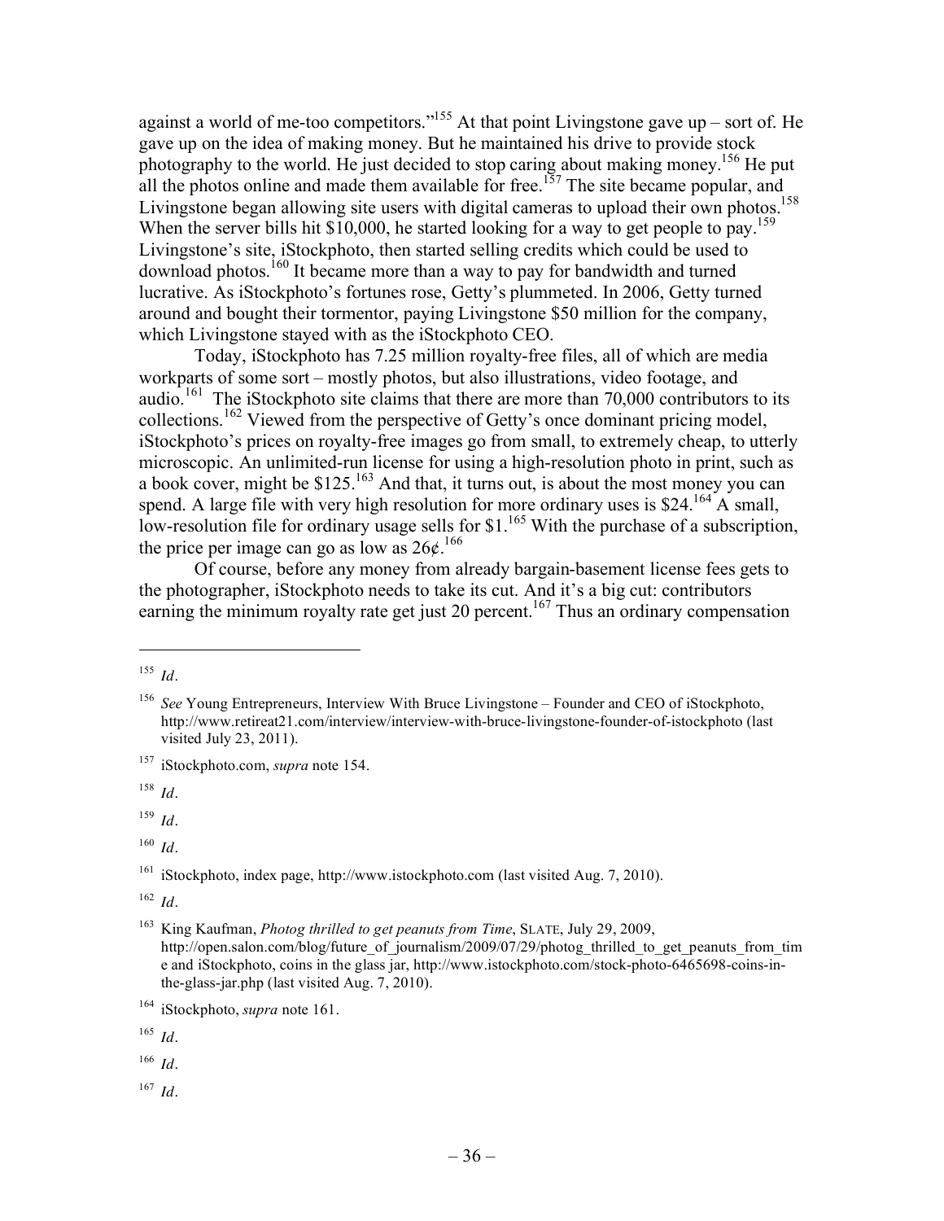against a world of me-too competitors."[155] At that point Livingstone gave up – sort of. He gave up on the idea of making money. But he maintained his drive to provide stock photography to the world. He just decided to stop caring about making money.[156] He put all the photos online and made them available for free.[157] The site became popular, and Livingstone began allowing site users with digital cameras to upload their own photos.[158] When the server bills hit $10,000, he started looking for a way to get people to pay.[159] Livingstone's site, iStockphoto, then started selling credits which could be used to download photos.[160] It became more than a way to pay for bandwidth and turned lucrative. As iStockphoto's fortunes rose, Getty's plummeted. In 2006, Getty turned around and bought their tormentor, paying Livingstone $50 million for the company, which Livingstone stayed with as the iStockphoto CEO.

Today, iStockphoto has 7.25 million royalty-free files, all of which are media workparts of some sort – mostly photos, but also illustrations, video footage, and audio.[161] The iStockphoto site claims that there are more than 70,000 contributors to its collections.[162] Viewed from the perspective of Getty's once dominant pricing model, iStockphoto's prices on royalty-free images go from small, to extremely cheap, to utterly microscopic. An unlimited-run license for using a high-resolution photo in print, such as a book cover, might be $125.[163] And that, it turns out, is about the most money you can spend. A large file with very high resolution for more ordinary uses is $24.[164] A small, low-resolution file for ordinary usage sells for $1.[165] With the purchase of a subscription, the price per image can go as low as 26¢.[166]

Of course, before any money from already bargain-basement license fees gets to the photographer, iStockphoto needs to take its cut. And it's a big cut: contributors earning the minimum royalty rate get just 20 percent.[167] Thus an ordinary compensation

---

[155] *Id*.

[156] *See* Young Entrepreneurs, Interview With Bruce Livingstone – Founder and CEO of iStockphoto, http://www.retireat21.com/interview/interview-with-bruce-livingstone-founder-of-istockphoto (last visited July 23, 2011).

[157] iStockphoto.com, *supra* note 154.

[158] *Id*.

[159] *Id*.

[160] *Id*.

[161] iStockphoto, index page, http://www.istockphoto.com (last visited Aug. 7, 2010).

[162] *Id*.

[163] King Kaufman, *Photog thrilled to get peanuts from Time*, SLATE, July 29, 2009, http://open.salon.com/blog/future_of_journalism/2009/07/29/photog_thrilled_to_get_peanuts_from_time and iStockphoto, coins in the glass jar, http://www.istockphoto.com/stock-photo-6465698-coins-in-the-glass-jar.php (last visited Aug. 7, 2010).

[164] iStockphoto, *supra* note 161.

[165] *Id*.

[166] *Id*.

[167] *Id*.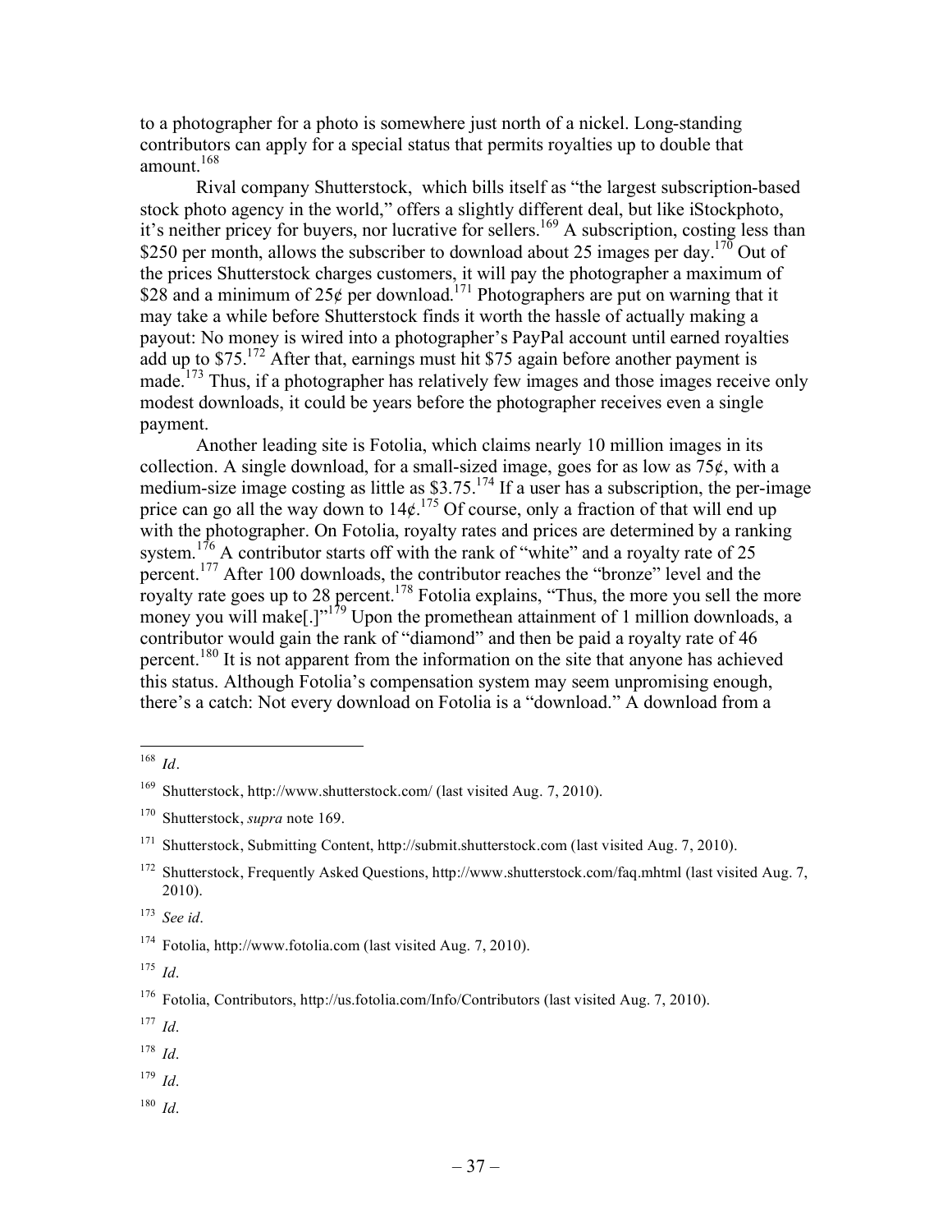to a photographer for a photo is somewhere just north of a nickel. Long-standing contributors can apply for a special status that permits royalties up to double that amount.[168]

Rival company Shutterstock, which bills itself as "the largest subscription-based stock photo agency in the world," offers a slightly different deal, but like iStockphoto, it's neither pricey for buyers, nor lucrative for sellers.[169] A subscription, costing less than $250 per month, allows the subscriber to download about 25 images per day.[170] Out of the prices Shutterstock charges customers, it will pay the photographer a maximum of $28 and a minimum of 25¢ per download.[171] Photographers are put on warning that it may take a while before Shutterstock finds it worth the hassle of actually making a payout: No money is wired into a photographer's PayPal account until earned royalties add up to $75.[172] After that, earnings must hit $75 again before another payment is made.[173] Thus, if a photographer has relatively few images and those images receive only modest downloads, it could be years before the photographer receives even a single payment.

Another leading site is Fotolia, which claims nearly 10 million images in its collection. A single download, for a small-sized image, goes for as low as 75¢, with a medium-size image costing as little as $3.75.[174] If a user has a subscription, the per-image price can go all the way down to 14¢.[175] Of course, only a fraction of that will end up with the photographer. On Fotolia, royalty rates and prices are determined by a ranking system.[176] A contributor starts off with the rank of "white" and a royalty rate of 25 percent.[177] After 100 downloads, the contributor reaches the "bronze" level and the royalty rate goes up to 28 percent.[178] Fotolia explains, "Thus, the more you sell the more money you will make[.]"[179] Upon the promethean attainment of 1 million downloads, a contributor would gain the rank of "diamond" and then be paid a royalty rate of 46 percent.[180] It is not apparent from the information on the site that anyone has achieved this status. Although Fotolia's compensation system may seem unpromising enough, there's a catch: Not every download on Fotolia is a "download." A download from a

---

[168] *Id*.

[169] Shutterstock, http://www.shutterstock.com/ (last visited Aug. 7, 2010).

[170] Shutterstock, *supra* note 169.

[171] Shutterstock, Submitting Content, http://submit.shutterstock.com (last visited Aug. 7, 2010).

[172] Shutterstock, Frequently Asked Questions, http://www.shutterstock.com/faq.mhtml (last visited Aug. 7, 2010).

[173] *See id*.

[174] Fotolia, http://www.fotolia.com (last visited Aug. 7, 2010).

[175] *Id*.

[176] Fotolia, Contributors, http://us.fotolia.com/Info/Contributors (last visited Aug. 7, 2010).

[177] *Id*.

[178] *Id*.

[179] *Id*.

[180] *Id*.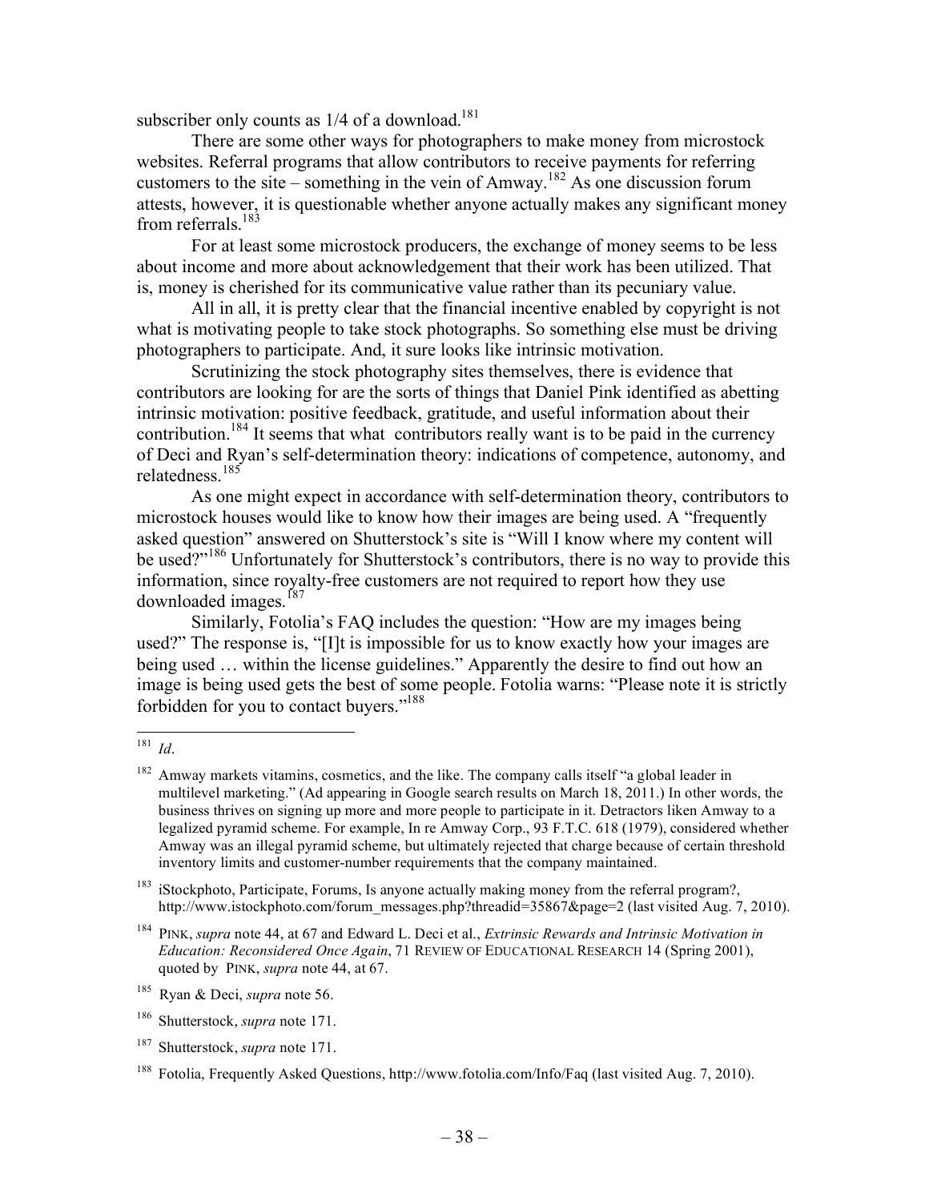subscriber only counts as 1/4 of a download.[181]

There are some other ways for photographers to make money from microstock websites. Referral programs that allow contributors to receive payments for referring customers to the site – something in the vein of Amway.[182] As one discussion forum attests, however, it is questionable whether anyone actually makes any significant money from referrals.[183]

For at least some microstock producers, the exchange of money seems to be less about income and more about acknowledgement that their work has been utilized. That is, money is cherished for its communicative value rather than its pecuniary value.

All in all, it is pretty clear that the financial incentive enabled by copyright is not what is motivating people to take stock photographs. So something else must be driving photographers to participate. And, it sure looks like intrinsic motivation.

Scrutinizing the stock photography sites themselves, there is evidence that contributors are looking for are the sorts of things that Daniel Pink identified as abetting intrinsic motivation: positive feedback, gratitude, and useful information about their contribution.[184] It seems that what contributors really want is to be paid in the currency of Deci and Ryan's self-determination theory: indications of competence, autonomy, and relatedness.[185]

As one might expect in accordance with self-determination theory, contributors to microstock houses would like to know how their images are being used. A "frequently asked question" answered on Shutterstock's site is "Will I know where my content will be used?"[186] Unfortunately for Shutterstock's contributors, there is no way to provide this information, since royalty-free customers are not required to report how they use downloaded images.[187]

Similarly, Fotolia's FAQ includes the question: "How are my images being used?" The response is, "[I]t is impossible for us to know exactly how your images are being used … within the license guidelines." Apparently the desire to find out how an image is being used gets the best of some people. Fotolia warns: "Please note it is strictly forbidden for you to contact buyers."[188]

---

[181] *Id*.

[182] Amway markets vitamins, cosmetics, and the like. The company calls itself "a global leader in multilevel marketing." (Ad appearing in Google search results on March 18, 2011.) In other words, the business thrives on signing up more and more people to participate in it. Detractors liken Amway to a legalized pyramid scheme. For example, In re Amway Corp., 93 F.T.C. 618 (1979), considered whether Amway was an illegal pyramid scheme, but ultimately rejected that charge because of certain threshold inventory limits and customer-number requirements that the company maintained.

[183] iStockphoto, Participate, Forums, Is anyone actually making money from the referral program?, http://www.istockphoto.com/forum_messages.php?threadid=35867&page=2 (last visited Aug. 7, 2010).

[184] PINK, *supra* note 44, at 67 and Edward L. Deci et al., *Extrinsic Rewards and Intrinsic Motivation in Education: Reconsidered Once Again*, 71 REVIEW OF EDUCATIONAL RESEARCH 14 (Spring 2001), quoted by PINK, *supra* note 44, at 67.

[185] Ryan & Deci, *supra* note 56.

[186] Shutterstock, *supra* note 171.

[187] Shutterstock, *supra* note 171.

[188] Fotolia, Frequently Asked Questions, http://www.fotolia.com/Info/Faq (last visited Aug. 7, 2010).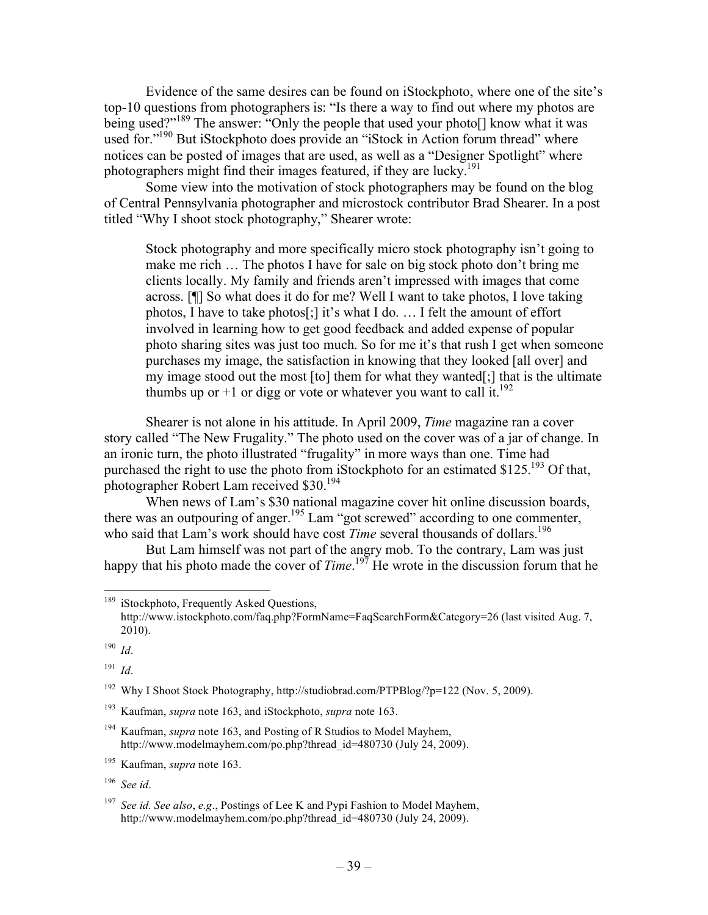Evidence of the same desires can be found on iStockphoto, where one of the site's top-10 questions from photographers is: "Is there a way to find out where my photos are being used?"[189] The answer: "Only the people that used your photo[] know what it was used for."[190] But iStockphoto does provide an "iStock in Action forum thread" where notices can be posted of images that are used, as well as a "Designer Spotlight" where photographers might find their images featured, if they are lucky.[191]

Some view into the motivation of stock photographers may be found on the blog of Central Pennsylvania photographer and microstock contributor Brad Shearer. In a post titled "Why I shoot stock photography," Shearer wrote:

> Stock photography and more specifically micro stock photography isn't going to make me rich … The photos I have for sale on big stock photo don't bring me clients locally. My family and friends aren't impressed with images that come across. [¶] So what does it do for me? Well I want to take photos, I love taking photos, I have to take photos[;] it's what I do. … I felt the amount of effort involved in learning how to get good feedback and added expense of popular photo sharing sites was just too much. So for me it's that rush I get when someone purchases my image, the satisfaction in knowing that they looked [all over] and my image stood out the most [to] them for what they wanted[;] that is the ultimate thumbs up or +1 or digg or vote or whatever you want to call it.[192]

Shearer is not alone in his attitude. In April 2009, *Time* magazine ran a cover story called "The New Frugality." The photo used on the cover was of a jar of change. In an ironic turn, the photo illustrated "frugality" in more ways than one. Time had purchased the right to use the photo from iStockphoto for an estimated $125.[193] Of that, photographer Robert Lam received $30.[194]

When news of Lam's $30 national magazine cover hit online discussion boards, there was an outpouring of anger.[195] Lam "got screwed" according to one commenter, who said that Lam's work should have cost *Time* several thousands of dollars.[196]

But Lam himself was not part of the angry mob. To the contrary, Lam was just happy that his photo made the cover of *Time*.[197] He wrote in the discussion forum that he

---

[189] iStockphoto, Frequently Asked Questions, http://www.istockphoto.com/faq.php?FormName=FaqSearchForm&Category=26 (last visited Aug. 7, 2010).

[190] *Id*.

[191] *Id*.

[192] Why I Shoot Stock Photography, http://studiobrad.com/PTPBlog/?p=122 (Nov. 5, 2009).

[193] Kaufman, *supra* note 163, and iStockphoto, *supra* note 163.

[194] Kaufman, *supra* note 163, and Posting of R Studios to Model Mayhem, http://www.modelmayhem.com/po.php?thread_id=480730 (July 24, 2009).

[195] Kaufman, *supra* note 163.

[196] *See id*.

[197] *See id. See also*, *e.g*., Postings of Lee K and Pypi Fashion to Model Mayhem, http://www.modelmayhem.com/po.php?thread_id=480730 (July 24, 2009).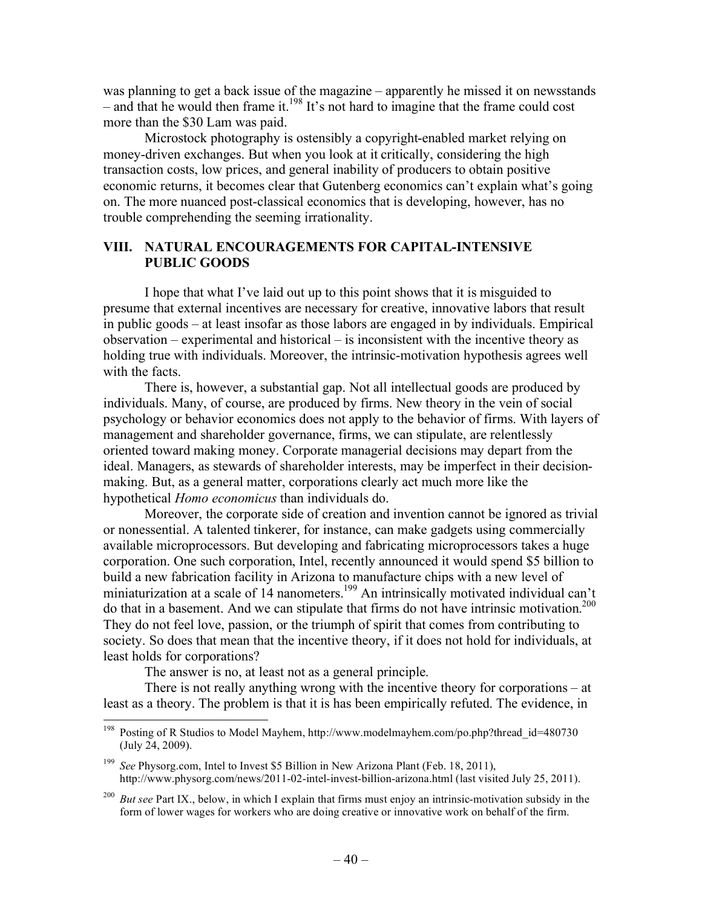was planning to get a back issue of the magazine – apparently he missed it on newsstands – and that he would then frame it.[198] It's not hard to imagine that the frame could cost more than the $30 Lam was paid.

Microstock photography is ostensibly a copyright-enabled market relying on money-driven exchanges. But when you look at it critically, considering the high transaction costs, low prices, and general inability of producers to obtain positive economic returns, it becomes clear that Gutenberg economics can't explain what's going on. The more nuanced post-classical economics that is developing, however, has no trouble comprehending the seeming irrationality.

## VIII. NATURAL ENCOURAGEMENTS FOR CAPITAL-INTENSIVE PUBLIC GOODS

I hope that what I've laid out up to this point shows that it is misguided to presume that external incentives are necessary for creative, innovative labors that result in public goods – at least insofar as those labors are engaged in by individuals. Empirical observation – experimental and historical – is inconsistent with the incentive theory as holding true with individuals. Moreover, the intrinsic-motivation hypothesis agrees well with the facts.

There is, however, a substantial gap. Not all intellectual goods are produced by individuals. Many, of course, are produced by firms. New theory in the vein of social psychology or behavior economics does not apply to the behavior of firms. With layers of management and shareholder governance, firms, we can stipulate, are relentlessly oriented toward making money. Corporate managerial decisions may depart from the ideal. Managers, as stewards of shareholder interests, may be imperfect in their decision-making. But, as a general matter, corporations clearly act much more like the hypothetical *Homo economicus* than individuals do.

Moreover, the corporate side of creation and invention cannot be ignored as trivial or nonessential. A talented tinkerer, for instance, can make gadgets using commercially available microprocessors. But developing and fabricating microprocessors takes a huge corporation. One such corporation, Intel, recently announced it would spend $5 billion to build a new fabrication facility in Arizona to manufacture chips with a new level of miniaturization at a scale of 14 nanometers.[199] An intrinsically motivated individual can't do that in a basement. And we can stipulate that firms do not have intrinsic motivation.[200] They do not feel love, passion, or the triumph of spirit that comes from contributing to society. So does that mean that the incentive theory, if it does not hold for individuals, at least holds for corporations?

The answer is no, at least not as a general principle.

There is not really anything wrong with the incentive theory for corporations – at least as a theory. The problem is that it is has been empirically refuted. The evidence, in

---

[198] Posting of R Studios to Model Mayhem, http://www.modelmayhem.com/po.php?thread_id=480730 (July 24, 2009).

[199] *See* Physorg.com, Intel to Invest $5 Billion in New Arizona Plant (Feb. 18, 2011), http://www.physorg.com/news/2011-02-intel-invest-billion-arizona.html (last visited July 25, 2011).

[200] *But see* Part IX., below, in which I explain that firms must enjoy an intrinsic-motivation subsidy in the form of lower wages for workers who are doing creative or innovative work on behalf of the firm.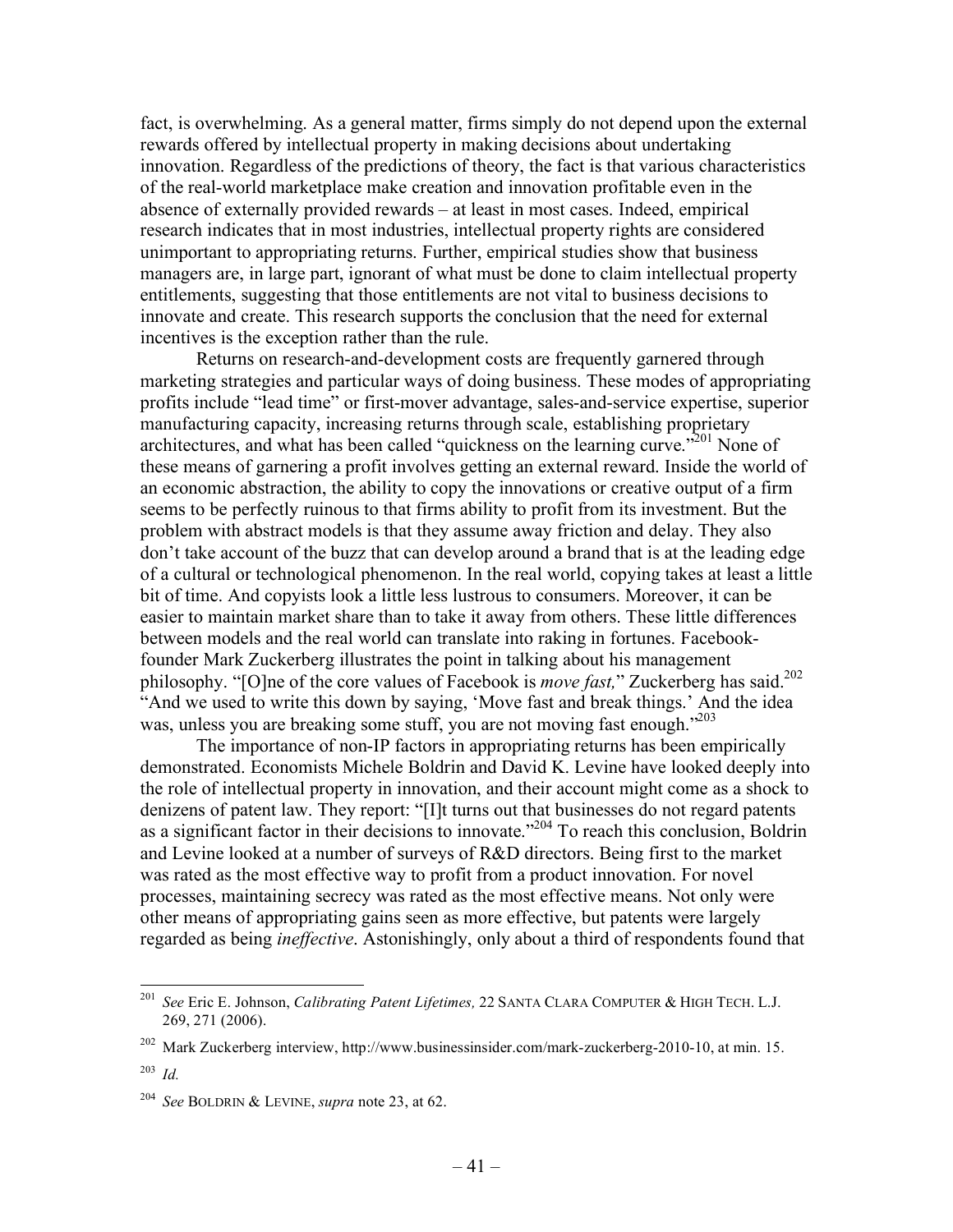fact, is overwhelming. As a general matter, firms simply do not depend upon the external rewards offered by intellectual property in making decisions about undertaking innovation. Regardless of the predictions of theory, the fact is that various characteristics of the real-world marketplace make creation and innovation profitable even in the absence of externally provided rewards – at least in most cases. Indeed, empirical research indicates that in most industries, intellectual property rights are considered unimportant to appropriating returns. Further, empirical studies show that business managers are, in large part, ignorant of what must be done to claim intellectual property entitlements, suggesting that those entitlements are not vital to business decisions to innovate and create. This research supports the conclusion that the need for external incentives is the exception rather than the rule.

Returns on research-and-development costs are frequently garnered through marketing strategies and particular ways of doing business. These modes of appropriating profits include "lead time" or first-mover advantage, sales-and-service expertise, superior manufacturing capacity, increasing returns through scale, establishing proprietary architectures, and what has been called "quickness on the learning curve."[201] None of these means of garnering a profit involves getting an external reward. Inside the world of an economic abstraction, the ability to copy the innovations or creative output of a firm seems to be perfectly ruinous to that firms ability to profit from its investment. But the problem with abstract models is that they assume away friction and delay. They also don't take account of the buzz that can develop around a brand that is at the leading edge of a cultural or technological phenomenon. In the real world, copying takes at least a little bit of time. And copyists look a little less lustrous to consumers. Moreover, it can be easier to maintain market share than to take it away from others. These little differences between models and the real world can translate into raking in fortunes. Facebook-founder Mark Zuckerberg illustrates the point in talking about his management philosophy. "[O]ne of the core values of Facebook is *move fast,*" Zuckerberg has said.[202] "And we used to write this down by saying, 'Move fast and break things.' And the idea was, unless you are breaking some stuff, you are not moving fast enough."[203]

The importance of non-IP factors in appropriating returns has been empirically demonstrated. Economists Michele Boldrin and David K. Levine have looked deeply into the role of intellectual property in innovation, and their account might come as a shock to denizens of patent law. They report: "[I]t turns out that businesses do not regard patents as a significant factor in their decisions to innovate."[204] To reach this conclusion, Boldrin and Levine looked at a number of surveys of R&D directors. Being first to the market was rated as the most effective way to profit from a product innovation. For novel processes, maintaining secrecy was rated as the most effective means. Not only were other means of appropriating gains seen as more effective, but patents were largely regarded as being *ineffective*. Astonishingly, only about a third of respondents found that

---

[201] *See* Eric E. Johnson, *Calibrating Patent Lifetimes,* 22 SANTA CLARA COMPUTER & HIGH TECH. L.J. 269, 271 (2006).

[202] Mark Zuckerberg interview, http://www.businessinsider.com/mark-zuckerberg-2010-10, at min. 15.

[203] *Id.*

[204] *See* BOLDRIN & LEVINE, *supra* note 23, at 62.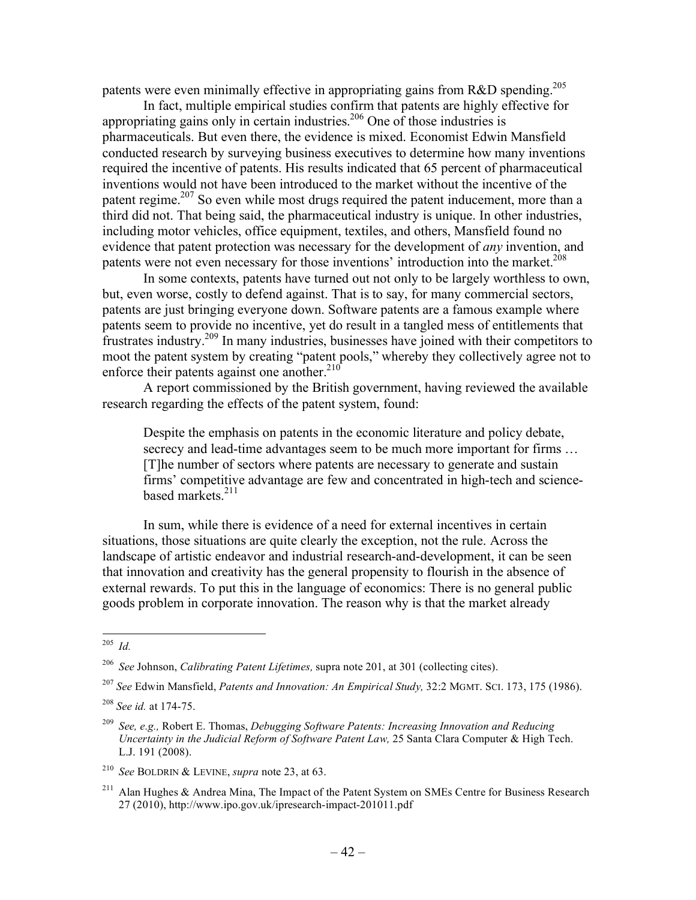patents were even minimally effective in appropriating gains from R&D spending.[205]

In fact, multiple empirical studies confirm that patents are highly effective for appropriating gains only in certain industries.[206] One of those industries is pharmaceuticals. But even there, the evidence is mixed. Economist Edwin Mansfield conducted research by surveying business executives to determine how many inventions required the incentive of patents. His results indicated that 65 percent of pharmaceutical inventions would not have been introduced to the market without the incentive of the patent regime.[207] So even while most drugs required the patent inducement, more than a third did not. That being said, the pharmaceutical industry is unique. In other industries, including motor vehicles, office equipment, textiles, and others, Mansfield found no evidence that patent protection was necessary for the development of *any* invention, and patents were not even necessary for those inventions' introduction into the market.[208]

In some contexts, patents have turned out not only to be largely worthless to own, but, even worse, costly to defend against. That is to say, for many commercial sectors, patents are just bringing everyone down. Software patents are a famous example where patents seem to provide no incentive, yet do result in a tangled mess of entitlements that frustrates industry.[209] In many industries, businesses have joined with their competitors to moot the patent system by creating "patent pools," whereby they collectively agree not to enforce their patents against one another.[210]

A report commissioned by the British government, having reviewed the available research regarding the effects of the patent system, found:

> Despite the emphasis on patents in the economic literature and policy debate, secrecy and lead-time advantages seem to be much more important for firms … [T]he number of sectors where patents are necessary to generate and sustain firms' competitive advantage are few and concentrated in high-tech and science-based markets.[211]

In sum, while there is evidence of a need for external incentives in certain situations, those situations are quite clearly the exception, not the rule. Across the landscape of artistic endeavor and industrial research-and-development, it can be seen that innovation and creativity has the general propensity to flourish in the absence of external rewards. To put this in the language of economics: There is no general public goods problem in corporate innovation. The reason why is that the market already

---

[205] *Id.*

[206] *See* Johnson, *Calibrating Patent Lifetimes,* supra note 201, at 301 (collecting cites).

[207] *See* Edwin Mansfield, *Patents and Innovation: An Empirical Study,* 32:2 MGMT. SCI. 173, 175 (1986).

[208] *See id.* at 174-75.

[209] *See, e.g.,* Robert E. Thomas, *Debugging Software Patents: Increasing Innovation and Reducing Uncertainty in the Judicial Reform of Software Patent Law,* 25 Santa Clara Computer & High Tech. L.J. 191 (2008).

[210] *See* BOLDRIN & LEVINE, *supra* note 23, at 63.

[211] Alan Hughes & Andrea Mina, The Impact of the Patent System on SMEs Centre for Business Research 27 (2010), http://www.ipo.gov.uk/ipresearch-impact-201011.pdf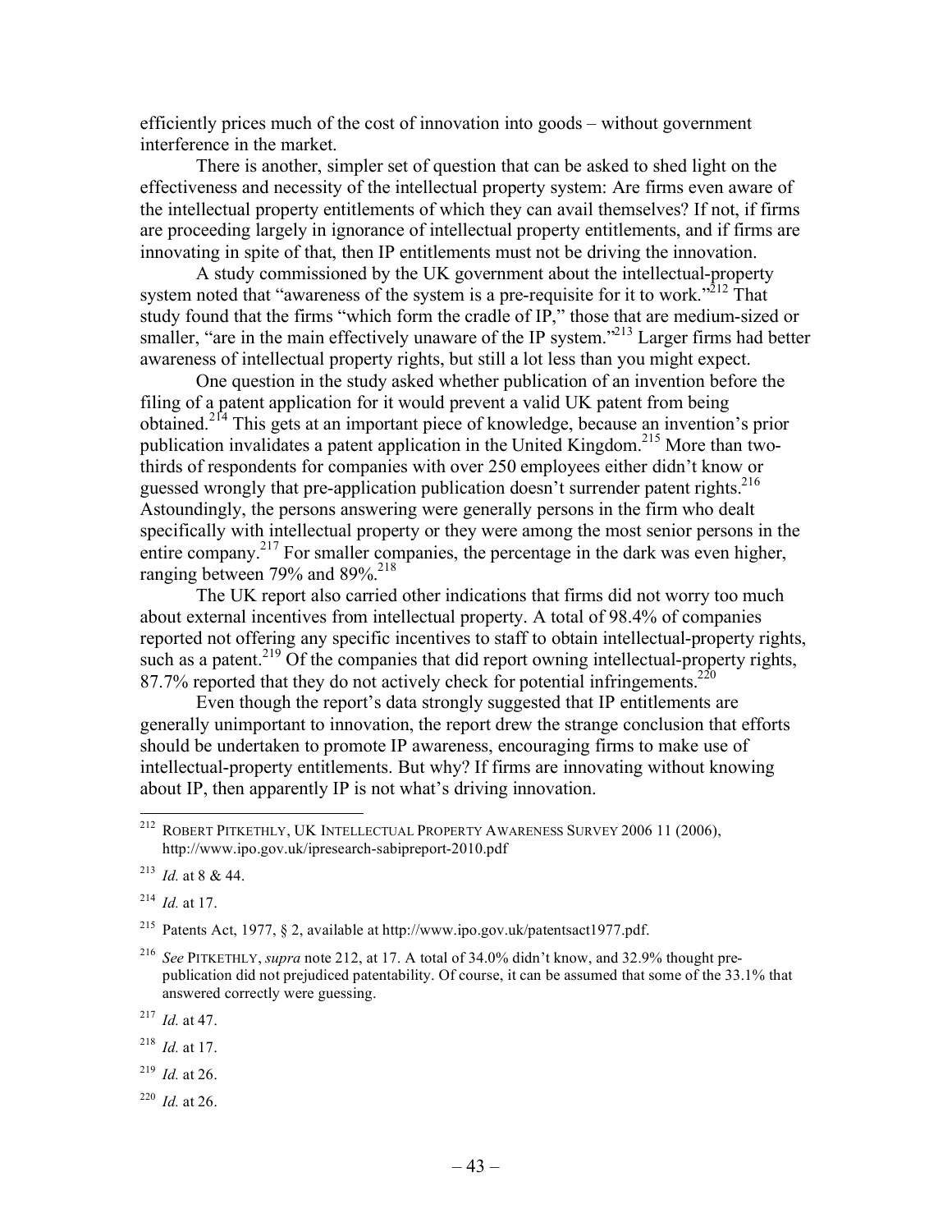efficiently prices much of the cost of innovation into goods – without government interference in the market.

There is another, simpler set of question that can be asked to shed light on the effectiveness and necessity of the intellectual property system: Are firms even aware of the intellectual property entitlements of which they can avail themselves? If not, if firms are proceeding largely in ignorance of intellectual property entitlements, and if firms are innovating in spite of that, then IP entitlements must not be driving the innovation.

A study commissioned by the UK government about the intellectual-property system noted that "awareness of the system is a pre-requisite for it to work."[212] That study found that the firms "which form the cradle of IP," those that are medium-sized or smaller, "are in the main effectively unaware of the IP system."[213] Larger firms had better awareness of intellectual property rights, but still a lot less than you might expect.

One question in the study asked whether publication of an invention before the filing of a patent application for it would prevent a valid UK patent from being obtained.[214] This gets at an important piece of knowledge, because an invention's prior publication invalidates a patent application in the United Kingdom.[215] More than two-thirds of respondents for companies with over 250 employees either didn't know or guessed wrongly that pre-application publication doesn't surrender patent rights.[216] Astoundingly, the persons answering were generally persons in the firm who dealt specifically with intellectual property or they were among the most senior persons in the entire company.[217] For smaller companies, the percentage in the dark was even higher, ranging between 79% and 89%.[218]

The UK report also carried other indications that firms did not worry too much about external incentives from intellectual property. A total of 98.4% of companies reported not offering any specific incentives to staff to obtain intellectual-property rights, such as a patent.[219] Of the companies that did report owning intellectual-property rights, 87.7% reported that they do not actively check for potential infringements.[220]

Even though the report's data strongly suggested that IP entitlements are generally unimportant to innovation, the report drew the strange conclusion that efforts should be undertaken to promote IP awareness, encouraging firms to make use of intellectual-property entitlements. But why? If firms are innovating without knowing about IP, then apparently IP is not what's driving innovation.

---

[212] ROBERT PITKETHLY, UK INTELLECTUAL PROPERTY AWARENESS SURVEY 2006 11 (2006), http://www.ipo.gov.uk/ipresearch-sabipreport-2010.pdf

[213] *Id.* at 8 & 44.

[214] *Id.* at 17.

[215] Patents Act, 1977, § 2, available at http://www.ipo.gov.uk/patentsact1977.pdf.

[216] *See* PITKETHLY, *supra* note 212, at 17. A total of 34.0% didn't know, and 32.9% thought pre-publication did not prejudiced patentability. Of course, it can be assumed that some of the 33.1% that answered correctly were guessing.

[217] *Id.* at 47.

[218] *Id.* at 17.

[219] *Id.* at 26.

[220] *Id.* at 26.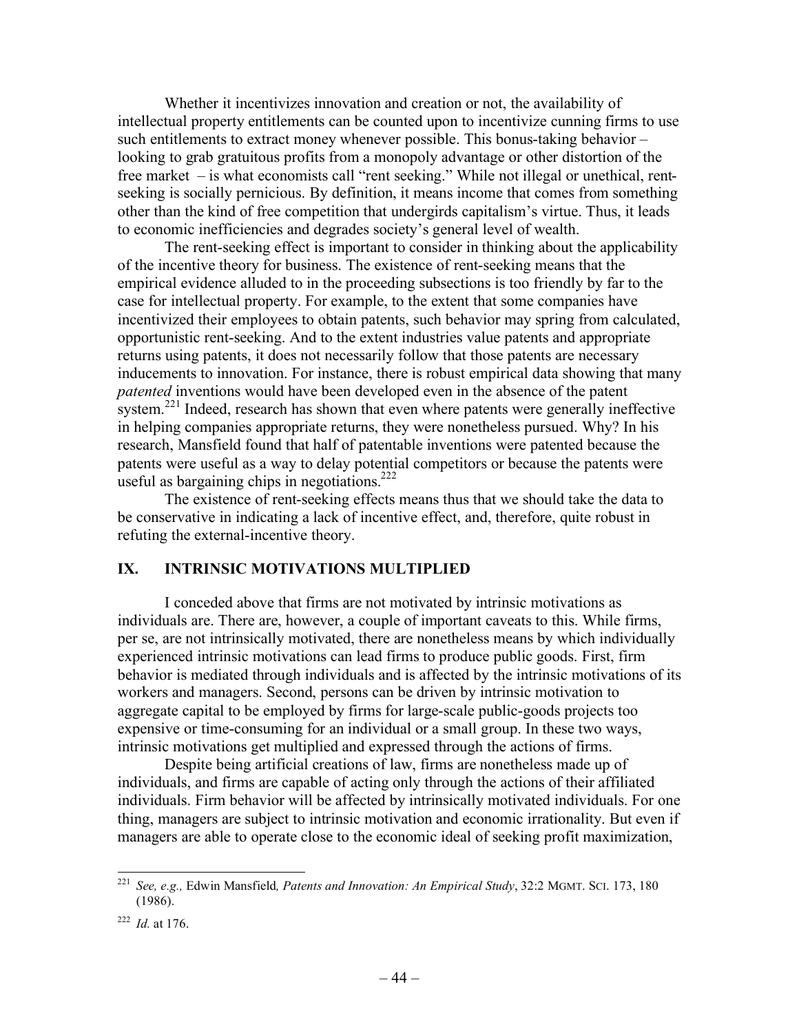Whether it incentivizes innovation and creation or not, the availability of intellectual property entitlements can be counted upon to incentivize cunning firms to use such entitlements to extract money whenever possible. This bonus-taking behavior – looking to grab gratuitous profits from a monopoly advantage or other distortion of the free market – is what economists call "rent seeking." While not illegal or unethical, rent-seeking is socially pernicious. By definition, it means income that comes from something other than the kind of free competition that undergirds capitalism's virtue. Thus, it leads to economic inefficiencies and degrades society's general level of wealth.

The rent-seeking effect is important to consider in thinking about the applicability of the incentive theory for business. The existence of rent-seeking means that the empirical evidence alluded to in the proceeding subsections is too friendly by far to the case for intellectual property. For example, to the extent that some companies have incentivized their employees to obtain patents, such behavior may spring from calculated, opportunistic rent-seeking. And to the extent industries value patents and appropriate returns using patents, it does not necessarily follow that those patents are necessary inducements to innovation. For instance, there is robust empirical data showing that many *patented* inventions would have been developed even in the absence of the patent system.[221] Indeed, research has shown that even where patents were generally ineffective in helping companies appropriate returns, they were nonetheless pursued. Why? In his research, Mansfield found that half of patentable inventions were patented because the patents were useful as a way to delay potential competitors or because the patents were useful as bargaining chips in negotiations.[222]

The existence of rent-seeking effects means thus that we should take the data to be conservative in indicating a lack of incentive effect, and, therefore, quite robust in refuting the external-incentive theory.

## IX. INTRINSIC MOTIVATIONS MULTIPLIED

I conceded above that firms are not motivated by intrinsic motivations as individuals are. There are, however, a couple of important caveats to this. While firms, per se, are not intrinsically motivated, there are nonetheless means by which individually experienced intrinsic motivations can lead firms to produce public goods. First, firm behavior is mediated through individuals and is affected by the intrinsic motivations of its workers and managers. Second, persons can be driven by intrinsic motivation to aggregate capital to be employed by firms for large-scale public-goods projects too expensive or time-consuming for an individual or a small group. In these two ways, intrinsic motivations get multiplied and expressed through the actions of firms.

Despite being artificial creations of law, firms are nonetheless made up of individuals, and firms are capable of acting only through the actions of their affiliated individuals. Firm behavior will be affected by intrinsically motivated individuals. For one thing, managers are subject to intrinsic motivation and economic irrationality. But even if managers are able to operate close to the economic ideal of seeking profit maximization,

---

[221] *See, e.g.,* Edwin Mansfield*, Patents and Innovation: An Empirical Study*, 32:2 MGMT. SCI. 173, 180 (1986).

[222] *Id.* at 176.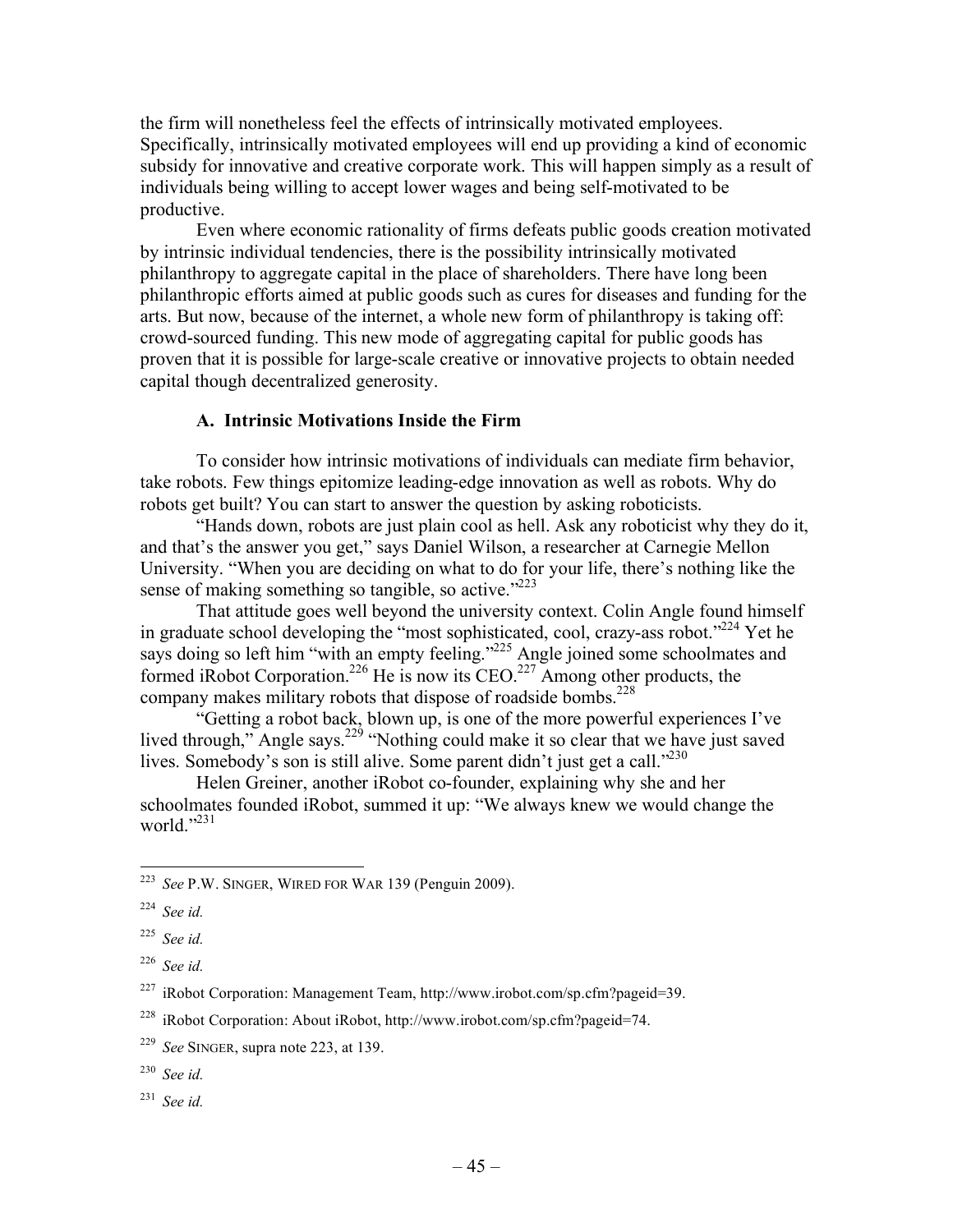the firm will nonetheless feel the effects of intrinsically motivated employees. Specifically, intrinsically motivated employees will end up providing a kind of economic subsidy for innovative and creative corporate work. This will happen simply as a result of individuals being willing to accept lower wages and being self-motivated to be productive.

Even where economic rationality of firms defeats public goods creation motivated by intrinsic individual tendencies, there is the possibility intrinsically motivated philanthropy to aggregate capital in the place of shareholders. There have long been philanthropic efforts aimed at public goods such as cures for diseases and funding for the arts. But now, because of the internet, a whole new form of philanthropy is taking off: crowd-sourced funding. This new mode of aggregating capital for public goods has proven that it is possible for large-scale creative or innovative projects to obtain needed capital though decentralized generosity.

### A. Intrinsic Motivations Inside the Firm

To consider how intrinsic motivations of individuals can mediate firm behavior, take robots. Few things epitomize leading-edge innovation as well as robots. Why do robots get built? You can start to answer the question by asking roboticists.

"Hands down, robots are just plain cool as hell. Ask any roboticist why they do it, and that's the answer you get," says Daniel Wilson, a researcher at Carnegie Mellon University. "When you are deciding on what to do for your life, there's nothing like the sense of making something so tangible, so active."[223]

That attitude goes well beyond the university context. Colin Angle found himself in graduate school developing the "most sophisticated, cool, crazy-ass robot."[224] Yet he says doing so left him "with an empty feeling."[225] Angle joined some schoolmates and formed iRobot Corporation.[226] He is now its CEO.[227] Among other products, the company makes military robots that dispose of roadside bombs.[228]

"Getting a robot back, blown up, is one of the more powerful experiences I've lived through," Angle says.[229] "Nothing could make it so clear that we have just saved lives. Somebody's son is still alive. Some parent didn't just get a call."[230]

Helen Greiner, another iRobot co-founder, explaining why she and her schoolmates founded iRobot, summed it up: "We always knew we would change the world."[231]

---

[223] *See* P.W. SINGER, WIRED FOR WAR 139 (Penguin 2009).

[224] *See id.*

[225] *See id.*

[226] *See id.*

[227] iRobot Corporation: Management Team, http://www.irobot.com/sp.cfm?pageid=39.

[228] iRobot Corporation: About iRobot, http://www.irobot.com/sp.cfm?pageid=74.

[229] *See* SINGER, supra note 223, at 139.

[230] *See id.*

[231] *See id.*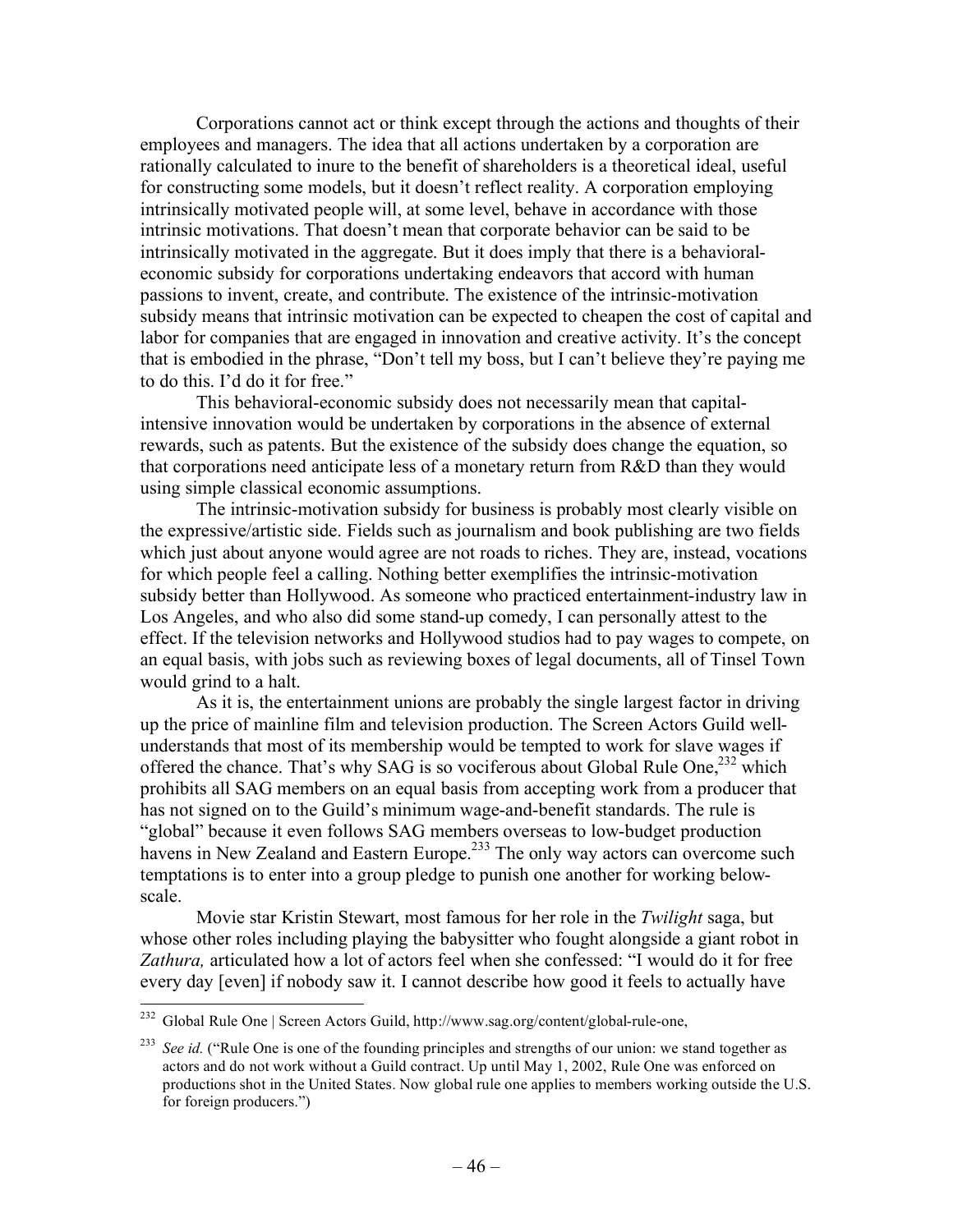Corporations cannot act or think except through the actions and thoughts of their employees and managers. The idea that all actions undertaken by a corporation are rationally calculated to inure to the benefit of shareholders is a theoretical ideal, useful for constructing some models, but it doesn't reflect reality. A corporation employing intrinsically motivated people will, at some level, behave in accordance with those intrinsic motivations. That doesn't mean that corporate behavior can be said to be intrinsically motivated in the aggregate. But it does imply that there is a behavioral-economic subsidy for corporations undertaking endeavors that accord with human passions to invent, create, and contribute. The existence of the intrinsic-motivation subsidy means that intrinsic motivation can be expected to cheapen the cost of capital and labor for companies that are engaged in innovation and creative activity. It's the concept that is embodied in the phrase, "Don't tell my boss, but I can't believe they're paying me to do this. I'd do it for free."

This behavioral-economic subsidy does not necessarily mean that capital-intensive innovation would be undertaken by corporations in the absence of external rewards, such as patents. But the existence of the subsidy does change the equation, so that corporations need anticipate less of a monetary return from R&D than they would using simple classical economic assumptions.

The intrinsic-motivation subsidy for business is probably most clearly visible on the expressive/artistic side. Fields such as journalism and book publishing are two fields which just about anyone would agree are not roads to riches. They are, instead, vocations for which people feel a calling. Nothing better exemplifies the intrinsic-motivation subsidy better than Hollywood. As someone who practiced entertainment-industry law in Los Angeles, and who also did some stand-up comedy, I can personally attest to the effect. If the television networks and Hollywood studios had to pay wages to compete, on an equal basis, with jobs such as reviewing boxes of legal documents, all of Tinsel Town would grind to a halt.

As it is, the entertainment unions are probably the single largest factor in driving up the price of mainline film and television production. The Screen Actors Guild well-understands that most of its membership would be tempted to work for slave wages if offered the chance. That's why SAG is so vociferous about Global Rule One,[232] which prohibits all SAG members on an equal basis from accepting work from a producer that has not signed on to the Guild's minimum wage-and-benefit standards. The rule is "global" because it even follows SAG members overseas to low-budget production havens in New Zealand and Eastern Europe.[233] The only way actors can overcome such temptations is to enter into a group pledge to punish one another for working below-scale.

Movie star Kristin Stewart, most famous for her role in the *Twilight* saga, but whose other roles including playing the babysitter who fought alongside a giant robot in *Zathura,* articulated how a lot of actors feel when she confessed: "I would do it for free every day [even] if nobody saw it. I cannot describe how good it feels to actually have

---

[232] Global Rule One | Screen Actors Guild, http://www.sag.org/content/global-rule-one,

[233] *See id.* ("Rule One is one of the founding principles and strengths of our union: we stand together as actors and do not work without a Guild contract. Up until May 1, 2002, Rule One was enforced on productions shot in the United States. Now global rule one applies to members working outside the U.S. for foreign producers.")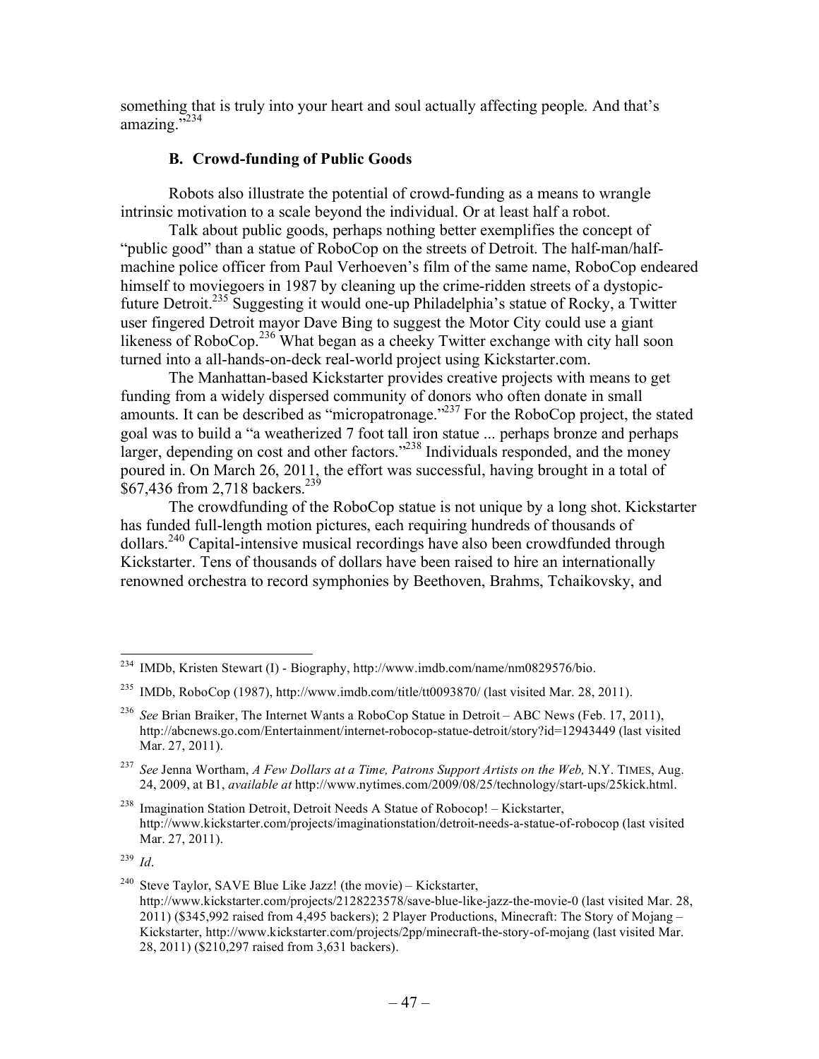something that is truly into your heart and soul actually affecting people. And that's amazing."[234]

### B. Crowd-funding of Public Goods

Robots also illustrate the potential of crowd-funding as a means to wrangle intrinsic motivation to a scale beyond the individual. Or at least half a robot.

Talk about public goods, perhaps nothing better exemplifies the concept of "public good" than a statue of RoboCop on the streets of Detroit. The half-man/half-machine police officer from Paul Verhoeven's film of the same name, RoboCop endeared himself to moviegoers in 1987 by cleaning up the crime-ridden streets of a dystopic-future Detroit.[235] Suggesting it would one-up Philadelphia's statue of Rocky, a Twitter user fingered Detroit mayor Dave Bing to suggest the Motor City could use a giant likeness of RoboCop.[236] What began as a cheeky Twitter exchange with city hall soon turned into a all-hands-on-deck real-world project using Kickstarter.com.

The Manhattan-based Kickstarter provides creative projects with means to get funding from a widely dispersed community of donors who often donate in small amounts. It can be described as "micropatronage."[237] For the RoboCop project, the stated goal was to build a "a weatherized 7 foot tall iron statue ... perhaps bronze and perhaps larger, depending on cost and other factors."[238] Individuals responded, and the money poured in. On March 26, 2011, the effort was successful, having brought in a total of $67,436 from 2,718 backers.[239]

The crowdfunding of the RoboCop statue is not unique by a long shot. Kickstarter has funded full-length motion pictures, each requiring hundreds of thousands of dollars.[240] Capital-intensive musical recordings have also been crowdfunded through Kickstarter. Tens of thousands of dollars have been raised to hire an internationally renowned orchestra to record symphonies by Beethoven, Brahms, Tchaikovsky, and

---

[234] IMDb, Kristen Stewart (I) - Biography, http://www.imdb.com/name/nm0829576/bio.

[235] IMDb, RoboCop (1987), http://www.imdb.com/title/tt0093870/ (last visited Mar. 28, 2011).

[236] *See* Brian Braiker, The Internet Wants a RoboCop Statue in Detroit – ABC News (Feb. 17, 2011), http://abcnews.go.com/Entertainment/internet-robocop-statue-detroit/story?id=12943449 (last visited Mar. 27, 2011).

[237] *See* Jenna Wortham, *A Few Dollars at a Time, Patrons Support Artists on the Web,* N.Y. TIMES, Aug. 24, 2009, at B1, *available at* http://www.nytimes.com/2009/08/25/technology/start-ups/25kick.html.

[238] Imagination Station Detroit, Detroit Needs A Statue of Robocop! – Kickstarter, http://www.kickstarter.com/projects/imaginationstation/detroit-needs-a-statue-of-robocop (last visited Mar. 27, 2011).

[239] *Id*.

[240] Steve Taylor, SAVE Blue Like Jazz! (the movie) – Kickstarter, http://www.kickstarter.com/projects/2128223578/save-blue-like-jazz-the-movie-0 (last visited Mar. 28, 2011) ($345,992 raised from 4,495 backers); 2 Player Productions, Minecraft: The Story of Mojang – Kickstarter, http://www.kickstarter.com/projects/2pp/minecraft-the-story-of-mojang (last visited Mar. 28, 2011) ($210,297 raised from 3,631 backers).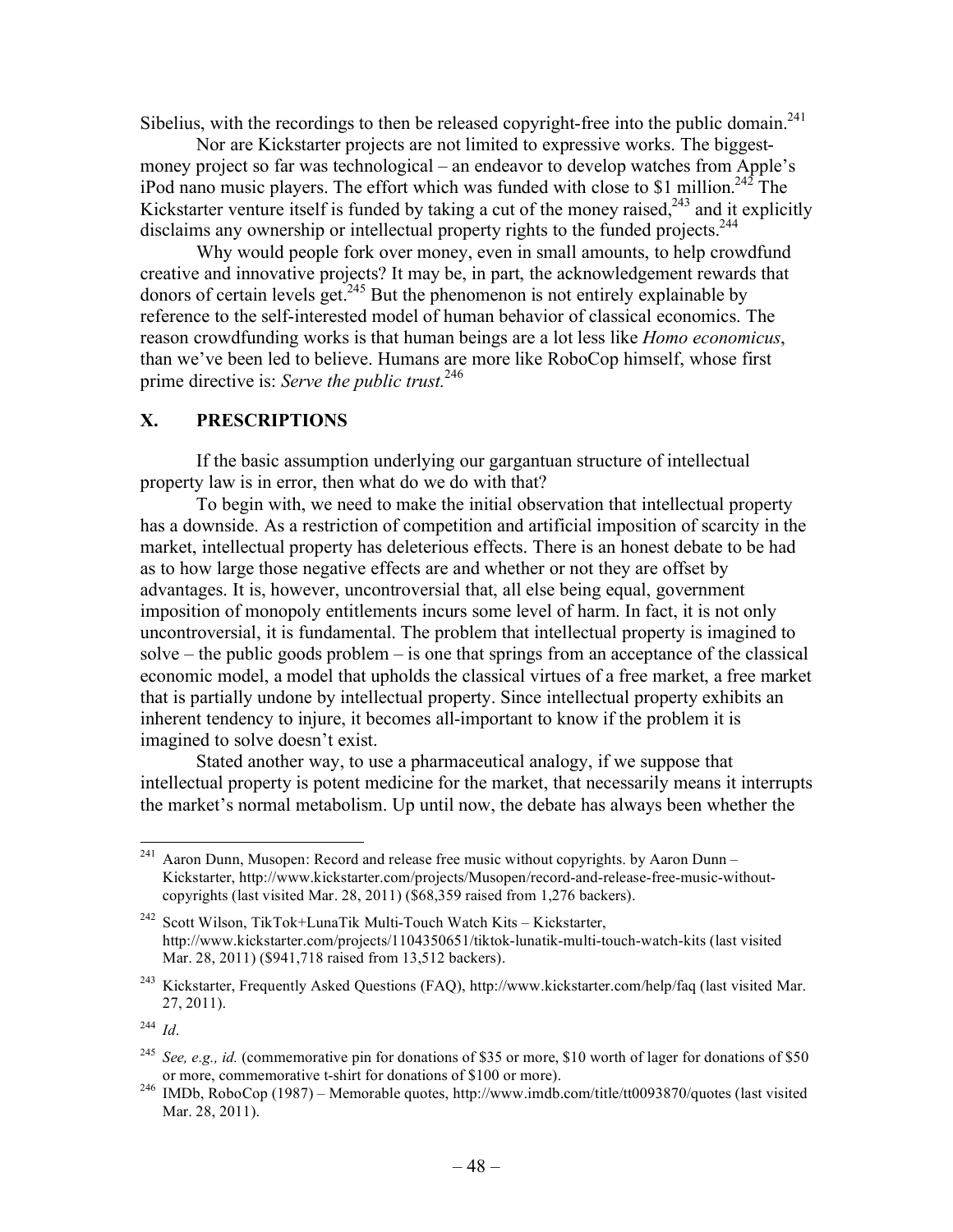Sibelius, with the recordings to then be released copyright-free into the public domain.[241]

Nor are Kickstarter projects are not limited to expressive works. The biggest-money project so far was technological – an endeavor to develop watches from Apple's iPod nano music players. The effort which was funded with close to $1 million.[242] The Kickstarter venture itself is funded by taking a cut of the money raised,[243] and it explicitly disclaims any ownership or intellectual property rights to the funded projects.[244]

Why would people fork over money, even in small amounts, to help crowdfund creative and innovative projects? It may be, in part, the acknowledgement rewards that donors of certain levels get.[245] But the phenomenon is not entirely explainable by reference to the self-interested model of human behavior of classical economics. The reason crowdfunding works is that human beings are a lot less like *Homo economicus*, than we've been led to believe. Humans are more like RoboCop himself, whose first prime directive is: *Serve the public trust.*[246]

## X. PRESCRIPTIONS

If the basic assumption underlying our gargantuan structure of intellectual property law is in error, then what do we do with that?

To begin with, we need to make the initial observation that intellectual property has a downside. As a restriction of competition and artificial imposition of scarcity in the market, intellectual property has deleterious effects. There is an honest debate to be had as to how large those negative effects are and whether or not they are offset by advantages. It is, however, uncontroversial that, all else being equal, government imposition of monopoly entitlements incurs some level of harm. In fact, it is not only uncontroversial, it is fundamental. The problem that intellectual property is imagined to solve – the public goods problem – is one that springs from an acceptance of the classical economic model, a model that upholds the classical virtues of a free market, a free market that is partially undone by intellectual property. Since intellectual property exhibits an inherent tendency to injure, it becomes all-important to know if the problem it is imagined to solve doesn't exist.

Stated another way, to use a pharmaceutical analogy, if we suppose that intellectual property is potent medicine for the market, that necessarily means it interrupts the market's normal metabolism. Up until now, the debate has always been whether the

---

[241] Aaron Dunn, Musopen: Record and release free music without copyrights. by Aaron Dunn – Kickstarter, http://www.kickstarter.com/projects/Musopen/record-and-release-free-music-without-copyrights (last visited Mar. 28, 2011) ($68,359 raised from 1,276 backers).

[242] Scott Wilson, TikTok+LunaTik Multi-Touch Watch Kits – Kickstarter, http://www.kickstarter.com/projects/1104350651/tiktok-lunatik-multi-touch-watch-kits (last visited Mar. 28, 2011) ($941,718 raised from 13,512 backers).

[243] Kickstarter, Frequently Asked Questions (FAQ), http://www.kickstarter.com/help/faq (last visited Mar. 27, 2011).

[244] *Id*.

[245] *See, e.g., id.* (commemorative pin for donations of $35 or more, $10 worth of lager for donations of $50 or more, commemorative t-shirt for donations of $100 or more).

[246] IMDb, RoboCop (1987) – Memorable quotes, http://www.imdb.com/title/tt0093870/quotes (last visited Mar. 28, 2011).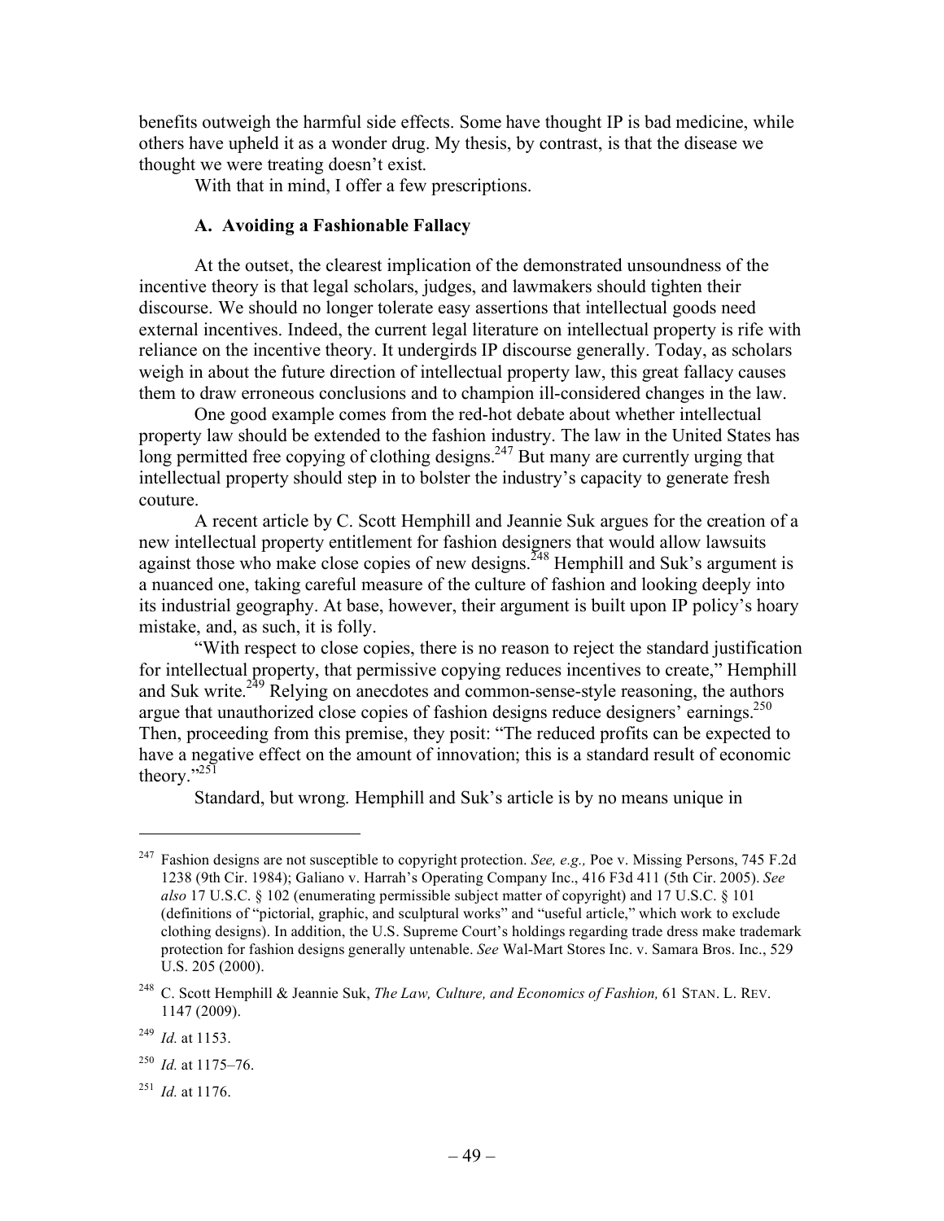benefits outweigh the harmful side effects. Some have thought IP is bad medicine, while others have upheld it as a wonder drug. My thesis, by contrast, is that the disease we thought we were treating doesn't exist.

With that in mind, I offer a few prescriptions.

### A. Avoiding a Fashionable Fallacy

At the outset, the clearest implication of the demonstrated unsoundness of the incentive theory is that legal scholars, judges, and lawmakers should tighten their discourse. We should no longer tolerate easy assertions that intellectual goods need external incentives. Indeed, the current legal literature on intellectual property is rife with reliance on the incentive theory. It undergirds IP discourse generally. Today, as scholars weigh in about the future direction of intellectual property law, this great fallacy causes them to draw erroneous conclusions and to champion ill-considered changes in the law.

One good example comes from the red-hot debate about whether intellectual property law should be extended to the fashion industry. The law in the United States has long permitted free copying of clothing designs.[247] But many are currently urging that intellectual property should step in to bolster the industry's capacity to generate fresh couture.

A recent article by C. Scott Hemphill and Jeannie Suk argues for the creation of a new intellectual property entitlement for fashion designers that would allow lawsuits against those who make close copies of new designs.[248] Hemphill and Suk's argument is a nuanced one, taking careful measure of the culture of fashion and looking deeply into its industrial geography. At base, however, their argument is built upon IP policy's hoary mistake, and, as such, it is folly.

"With respect to close copies, there is no reason to reject the standard justification for intellectual property, that permissive copying reduces incentives to create," Hemphill and Suk write.[249] Relying on anecdotes and common-sense-style reasoning, the authors argue that unauthorized close copies of fashion designs reduce designers' earnings.[250] Then, proceeding from this premise, they posit: "The reduced profits can be expected to have a negative effect on the amount of innovation; this is a standard result of economic theory."[251]

Standard, but wrong. Hemphill and Suk's article is by no means unique in

---

[247] Fashion designs are not susceptible to copyright protection. *See, e.g.,* Poe v. Missing Persons, 745 F.2d 1238 (9th Cir. 1984); Galiano v. Harrah's Operating Company Inc., 416 F3d 411 (5th Cir. 2005). *See also* 17 U.S.C. § 102 (enumerating permissible subject matter of copyright) and 17 U.S.C. § 101 (definitions of "pictorial, graphic, and sculptural works" and "useful article," which work to exclude clothing designs). In addition, the U.S. Supreme Court's holdings regarding trade dress make trademark protection for fashion designs generally untenable. *See* Wal-Mart Stores Inc. v. Samara Bros. Inc., 529 U.S. 205 (2000).

[248] C. Scott Hemphill & Jeannie Suk, *The Law, Culture, and Economics of Fashion,* 61 STAN. L. REV. 1147 (2009).

[249] *Id.* at 1153.

[250] *Id.* at 1175–76.

[251] *Id.* at 1176.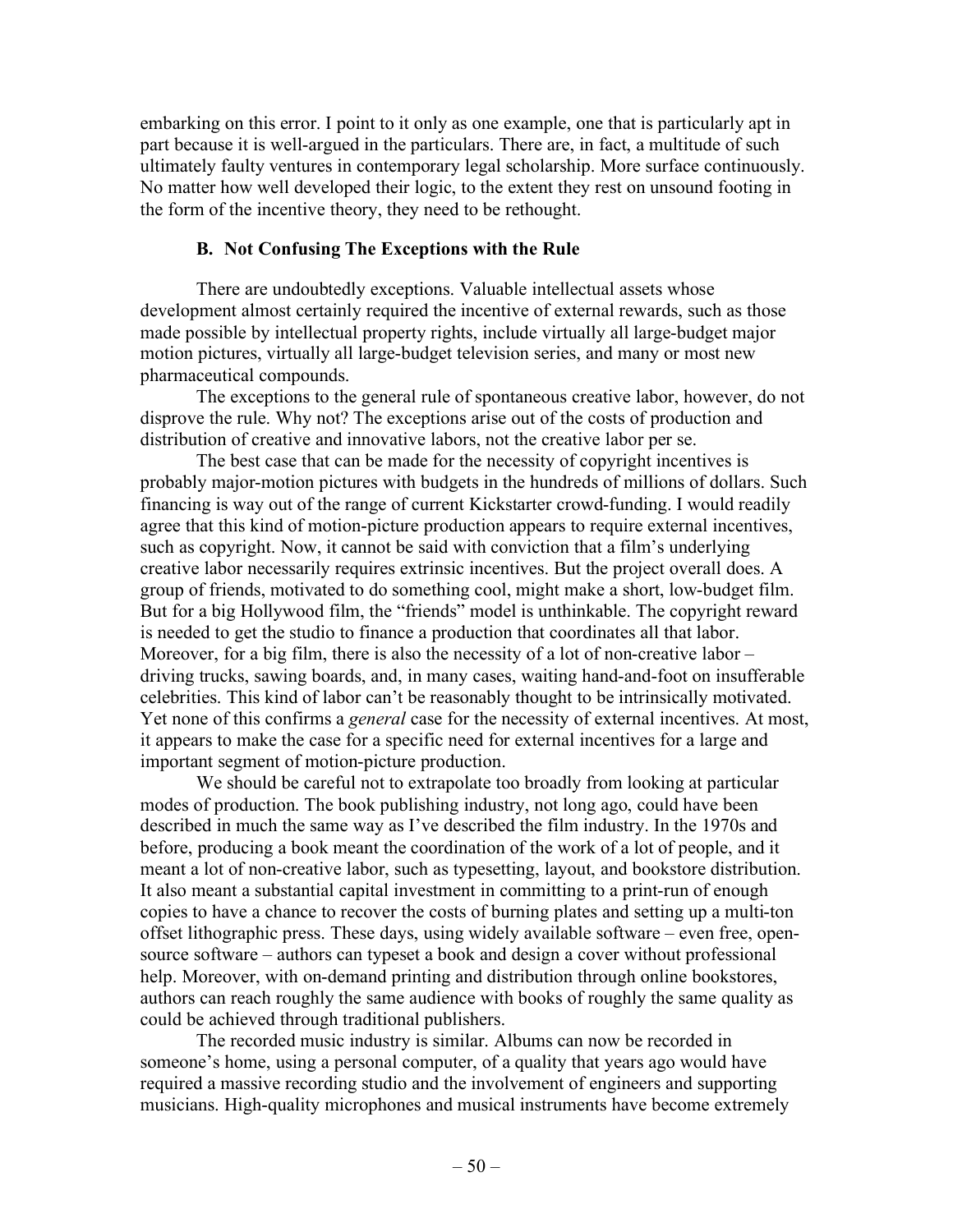embarking on this error. I point to it only as one example, one that is particularly apt in part because it is well-argued in the particulars. There are, in fact, a multitude of such ultimately faulty ventures in contemporary legal scholarship. More surface continuously. No matter how well developed their logic, to the extent they rest on unsound footing in the form of the incentive theory, they need to be rethought.

### B. Not Confusing The Exceptions with the Rule

There are undoubtedly exceptions. Valuable intellectual assets whose development almost certainly required the incentive of external rewards, such as those made possible by intellectual property rights, include virtually all large-budget major motion pictures, virtually all large-budget television series, and many or most new pharmaceutical compounds.

The exceptions to the general rule of spontaneous creative labor, however, do not disprove the rule. Why not? The exceptions arise out of the costs of production and distribution of creative and innovative labors, not the creative labor per se.

The best case that can be made for the necessity of copyright incentives is probably major-motion pictures with budgets in the hundreds of millions of dollars. Such financing is way out of the range of current Kickstarter crowd-funding. I would readily agree that this kind of motion-picture production appears to require external incentives, such as copyright. Now, it cannot be said with conviction that a film's underlying creative labor necessarily requires extrinsic incentives. But the project overall does. A group of friends, motivated to do something cool, might make a short, low-budget film. But for a big Hollywood film, the "friends" model is unthinkable. The copyright reward is needed to get the studio to finance a production that coordinates all that labor. Moreover, for a big film, there is also the necessity of a lot of non-creative labor – driving trucks, sawing boards, and, in many cases, waiting hand-and-foot on insufferable celebrities. This kind of labor can't be reasonably thought to be intrinsically motivated. Yet none of this confirms a *general* case for the necessity of external incentives. At most, it appears to make the case for a specific need for external incentives for a large and important segment of motion-picture production.

We should be careful not to extrapolate too broadly from looking at particular modes of production. The book publishing industry, not long ago, could have been described in much the same way as I've described the film industry. In the 1970s and before, producing a book meant the coordination of the work of a lot of people, and it meant a lot of non-creative labor, such as typesetting, layout, and bookstore distribution. It also meant a substantial capital investment in committing to a print-run of enough copies to have a chance to recover the costs of burning plates and setting up a multi-ton offset lithographic press. These days, using widely available software – even free, open-source software – authors can typeset a book and design a cover without professional help. Moreover, with on-demand printing and distribution through online bookstores, authors can reach roughly the same audience with books of roughly the same quality as could be achieved through traditional publishers.

The recorded music industry is similar. Albums can now be recorded in someone's home, using a personal computer, of a quality that years ago would have required a massive recording studio and the involvement of engineers and supporting musicians. High-quality microphones and musical instruments have become extremely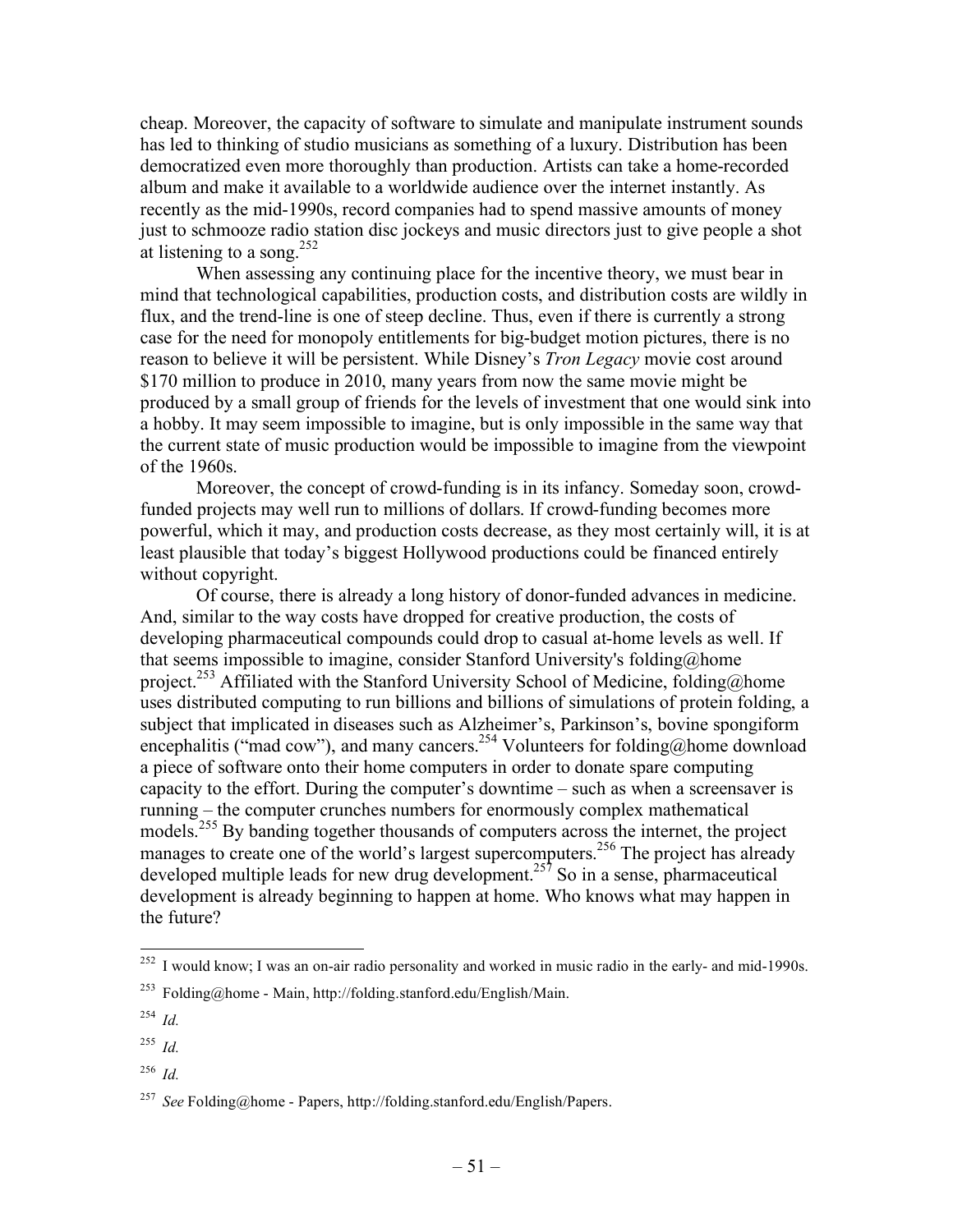cheap. Moreover, the capacity of software to simulate and manipulate instrument sounds has led to thinking of studio musicians as something of a luxury. Distribution has been democratized even more thoroughly than production. Artists can take a home-recorded album and make it available to a worldwide audience over the internet instantly. As recently as the mid-1990s, record companies had to spend massive amounts of money just to schmooze radio station disc jockeys and music directors just to give people a shot at listening to a song.[252]

When assessing any continuing place for the incentive theory, we must bear in mind that technological capabilities, production costs, and distribution costs are wildly in flux, and the trend-line is one of steep decline. Thus, even if there is currently a strong case for the need for monopoly entitlements for big-budget motion pictures, there is no reason to believe it will be persistent. While Disney's *Tron Legacy* movie cost around \$170 million to produce in 2010, many years from now the same movie might be produced by a small group of friends for the levels of investment that one would sink into a hobby. It may seem impossible to imagine, but is only impossible in the same way that the current state of music production would be impossible to imagine from the viewpoint of the 1960s.

Moreover, the concept of crowd-funding is in its infancy. Someday soon, crowd-funded projects may well run to millions of dollars. If crowd-funding becomes more powerful, which it may, and production costs decrease, as they most certainly will, it is at least plausible that today's biggest Hollywood productions could be financed entirely without copyright.

Of course, there is already a long history of donor-funded advances in medicine. And, similar to the way costs have dropped for creative production, the costs of developing pharmaceutical compounds could drop to casual at-home levels as well. If that seems impossible to imagine, consider Stanford University's folding@home project.[253] Affiliated with the Stanford University School of Medicine, folding@home uses distributed computing to run billions and billions of simulations of protein folding, a subject that implicated in diseases such as Alzheimer's, Parkinson's, bovine spongiform encephalitis ("mad cow"), and many cancers.[254] Volunteers for folding@home download a piece of software onto their home computers in order to donate spare computing capacity to the effort. During the computer's downtime – such as when a screensaver is running – the computer crunches numbers for enormously complex mathematical models.[255] By banding together thousands of computers across the internet, the project manages to create one of the world's largest supercomputers.[256] The project has already developed multiple leads for new drug development.[257] So in a sense, pharmaceutical development is already beginning to happen at home. Who knows what may happen in the future?

---

[252] I would know; I was an on-air radio personality and worked in music radio in the early- and mid-1990s.

[253] Folding@home - Main, http://folding.stanford.edu/English/Main.

[254] *Id.*

[255] *Id.*

[256] *Id.*

[257] *See* Folding@home - Papers, http://folding.stanford.edu/English/Papers.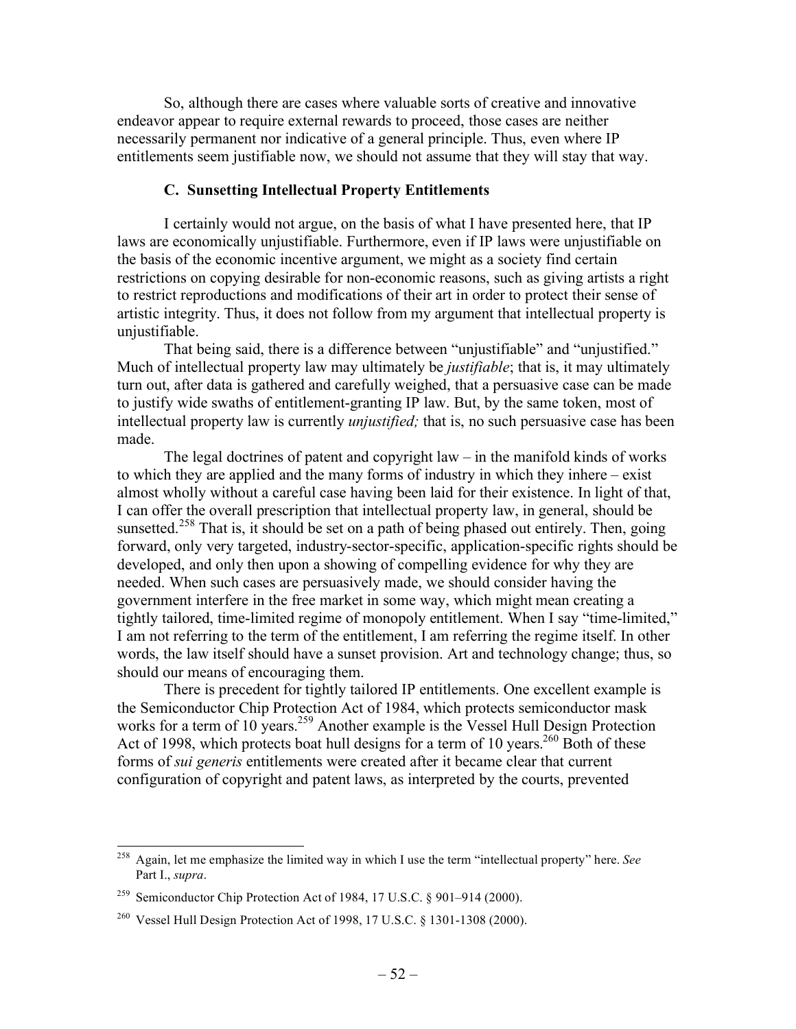So, although there are cases where valuable sorts of creative and innovative endeavor appear to require external rewards to proceed, those cases are neither necessarily permanent nor indicative of a general principle. Thus, even where IP entitlements seem justifiable now, we should not assume that they will stay that way.

### C. Sunsetting Intellectual Property Entitlements

I certainly would not argue, on the basis of what I have presented here, that IP laws are economically unjustifiable. Furthermore, even if IP laws were unjustifiable on the basis of the economic incentive argument, we might as a society find certain restrictions on copying desirable for non-economic reasons, such as giving artists a right to restrict reproductions and modifications of their art in order to protect their sense of artistic integrity. Thus, it does not follow from my argument that intellectual property is unjustifiable.

That being said, there is a difference between "unjustifiable" and "unjustified." Much of intellectual property law may ultimately be *justifiable*; that is, it may ultimately turn out, after data is gathered and carefully weighed, that a persuasive case can be made to justify wide swaths of entitlement-granting IP law. But, by the same token, most of intellectual property law is currently *unjustified;* that is, no such persuasive case has been made.

The legal doctrines of patent and copyright law – in the manifold kinds of works to which they are applied and the many forms of industry in which they inhere – exist almost wholly without a careful case having been laid for their existence. In light of that, I can offer the overall prescription that intellectual property law, in general, should be sunsetted.[258] That is, it should be set on a path of being phased out entirely. Then, going forward, only very targeted, industry-sector-specific, application-specific rights should be developed, and only then upon a showing of compelling evidence for why they are needed. When such cases are persuasively made, we should consider having the government interfere in the free market in some way, which might mean creating a tightly tailored, time-limited regime of monopoly entitlement. When I say "time-limited," I am not referring to the term of the entitlement, I am referring the regime itself. In other words, the law itself should have a sunset provision. Art and technology change; thus, so should our means of encouraging them.

There is precedent for tightly tailored IP entitlements. One excellent example is the Semiconductor Chip Protection Act of 1984, which protects semiconductor mask works for a term of 10 years.[259] Another example is the Vessel Hull Design Protection Act of 1998, which protects boat hull designs for a term of 10 years.[260] Both of these forms of *sui generis* entitlements were created after it became clear that current configuration of copyright and patent laws, as interpreted by the courts, prevented

---

[258] Again, let me emphasize the limited way in which I use the term "intellectual property" here. *See* Part I., *supra*.

[259] Semiconductor Chip Protection Act of 1984, 17 U.S.C. § 901–914 (2000).

[260] Vessel Hull Design Protection Act of 1998, 17 U.S.C. § 1301-1308 (2000).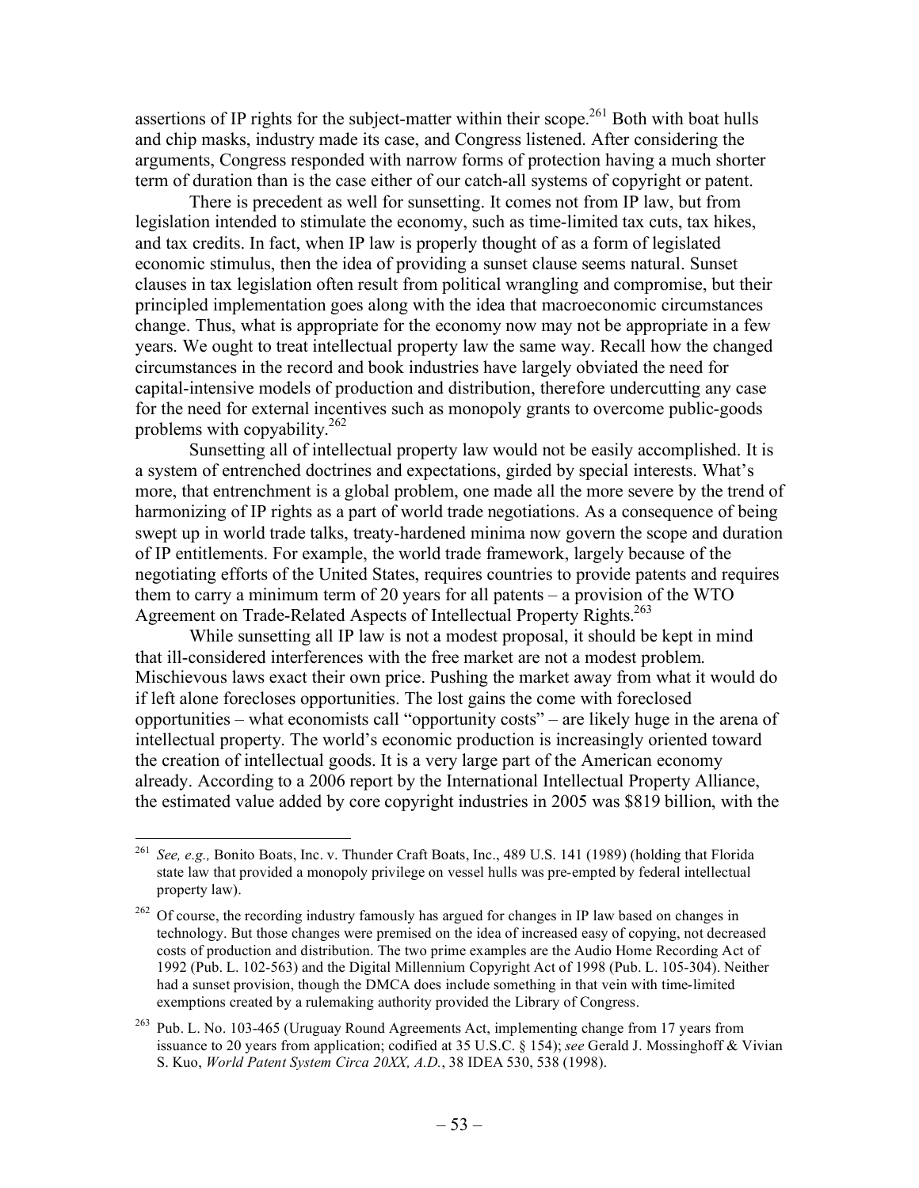assertions of IP rights for the subject-matter within their scope.[261] Both with boat hulls and chip masks, industry made its case, and Congress listened. After considering the arguments, Congress responded with narrow forms of protection having a much shorter term of duration than is the case either of our catch-all systems of copyright or patent.

There is precedent as well for sunsetting. It comes not from IP law, but from legislation intended to stimulate the economy, such as time-limited tax cuts, tax hikes, and tax credits. In fact, when IP law is properly thought of as a form of legislated economic stimulus, then the idea of providing a sunset clause seems natural. Sunset clauses in tax legislation often result from political wrangling and compromise, but their principled implementation goes along with the idea that macroeconomic circumstances change. Thus, what is appropriate for the economy now may not be appropriate in a few years. We ought to treat intellectual property law the same way. Recall how the changed circumstances in the record and book industries have largely obviated the need for capital-intensive models of production and distribution, therefore undercutting any case for the need for external incentives such as monopoly grants to overcome public-goods problems with copyability.[262]

Sunsetting all of intellectual property law would not be easily accomplished. It is a system of entrenched doctrines and expectations, girded by special interests. What's more, that entrenchment is a global problem, one made all the more severe by the trend of harmonizing of IP rights as a part of world trade negotiations. As a consequence of being swept up in world trade talks, treaty-hardened minima now govern the scope and duration of IP entitlements. For example, the world trade framework, largely because of the negotiating efforts of the United States, requires countries to provide patents and requires them to carry a minimum term of 20 years for all patents – a provision of the WTO Agreement on Trade-Related Aspects of Intellectual Property Rights.[263]

While sunsetting all IP law is not a modest proposal, it should be kept in mind that ill-considered interferences with the free market are not a modest problem. Mischievous laws exact their own price. Pushing the market away from what it would do if left alone forecloses opportunities. The lost gains the come with foreclosed opportunities – what economists call "opportunity costs" – are likely huge in the arena of intellectual property. The world's economic production is increasingly oriented toward the creation of intellectual goods. It is a very large part of the American economy already. According to a 2006 report by the International Intellectual Property Alliance, the estimated value added by core copyright industries in 2005 was $819 billion, with the

---

[261] *See, e.g.,* Bonito Boats, Inc. v. Thunder Craft Boats, Inc., 489 U.S. 141 (1989) (holding that Florida state law that provided a monopoly privilege on vessel hulls was pre-empted by federal intellectual property law).

[262] Of course, the recording industry famously has argued for changes in IP law based on changes in technology. But those changes were premised on the idea of increased easy of copying, not decreased costs of production and distribution. The two prime examples are the Audio Home Recording Act of 1992 (Pub. L. 102-563) and the Digital Millennium Copyright Act of 1998 (Pub. L. 105-304). Neither had a sunset provision, though the DMCA does include something in that vein with time-limited exemptions created by a rulemaking authority provided the Library of Congress.

[263] Pub. L. No. 103-465 (Uruguay Round Agreements Act, implementing change from 17 years from issuance to 20 years from application; codified at 35 U.S.C. § 154); *see* Gerald J. Mossinghoff & Vivian S. Kuo, *World Patent System Circa 20XX, A.D.*, 38 IDEA 530, 538 (1998).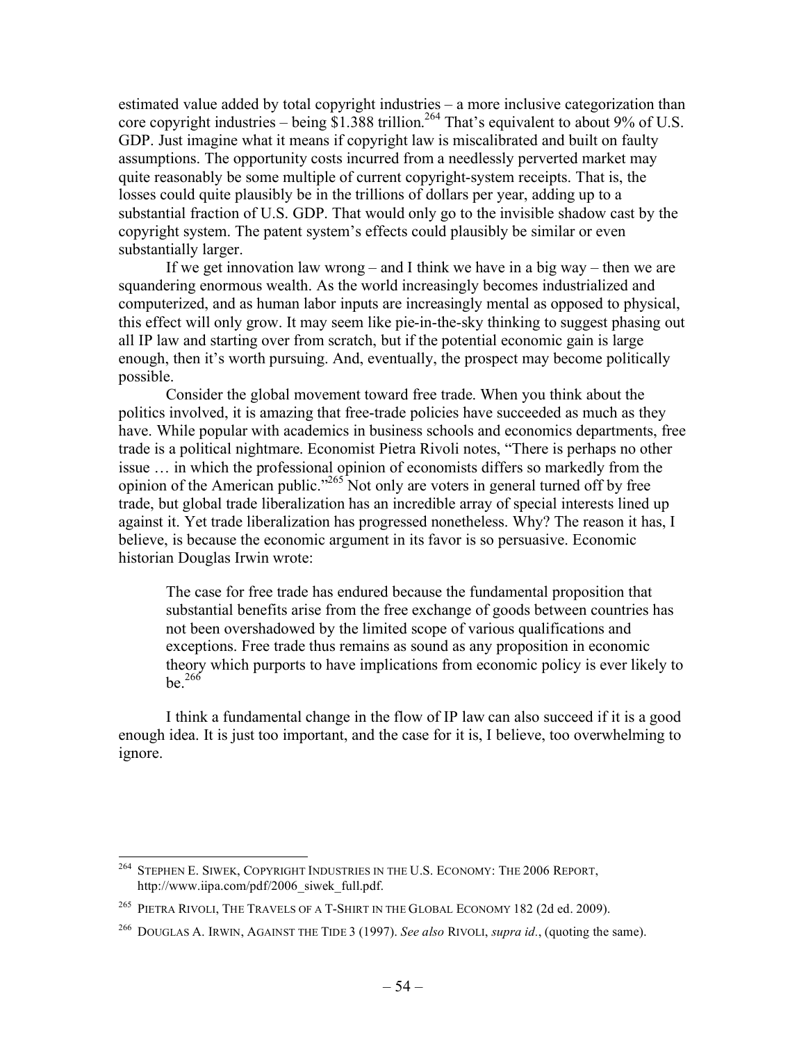estimated value added by total copyright industries – a more inclusive categorization than core copyright industries – being $1.388 trillion.[264] That's equivalent to about 9% of U.S. GDP. Just imagine what it means if copyright law is miscalibrated and built on faulty assumptions. The opportunity costs incurred from a needlessly perverted market may quite reasonably be some multiple of current copyright-system receipts. That is, the losses could quite plausibly be in the trillions of dollars per year, adding up to a substantial fraction of U.S. GDP. That would only go to the invisible shadow cast by the copyright system. The patent system's effects could plausibly be similar or even substantially larger.

If we get innovation law wrong – and I think we have in a big way – then we are squandering enormous wealth. As the world increasingly becomes industrialized and computerized, and as human labor inputs are increasingly mental as opposed to physical, this effect will only grow. It may seem like pie-in-the-sky thinking to suggest phasing out all IP law and starting over from scratch, but if the potential economic gain is large enough, then it's worth pursuing. And, eventually, the prospect may become politically possible.

Consider the global movement toward free trade. When you think about the politics involved, it is amazing that free-trade policies have succeeded as much as they have. While popular with academics in business schools and economics departments, free trade is a political nightmare. Economist Pietra Rivoli notes, "There is perhaps no other issue … in which the professional opinion of economists differs so markedly from the opinion of the American public."[265] Not only are voters in general turned off by free trade, but global trade liberalization has an incredible array of special interests lined up against it. Yet trade liberalization has progressed nonetheless. Why? The reason it has, I believe, is because the economic argument in its favor is so persuasive. Economic historian Douglas Irwin wrote:

> The case for free trade has endured because the fundamental proposition that substantial benefits arise from the free exchange of goods between countries has not been overshadowed by the limited scope of various qualifications and exceptions. Free trade thus remains as sound as any proposition in economic theory which purports to have implications from economic policy is ever likely to be.[266]

I think a fundamental change in the flow of IP law can also succeed if it is a good enough idea. It is just too important, and the case for it is, I believe, too overwhelming to ignore.

---

[264] STEPHEN E. SIWEK, COPYRIGHT INDUSTRIES IN THE U.S. ECONOMY: THE 2006 REPORT, http://www.iipa.com/pdf/2006_siwek_full.pdf.

[265] PIETRA RIVOLI, THE TRAVELS OF A T-SHIRT IN THE GLOBAL ECONOMY 182 (2d ed. 2009).

[266] DOUGLAS A. IRWIN, AGAINST THE TIDE 3 (1997). *See also* RIVOLI, *supra id.*, (quoting the same).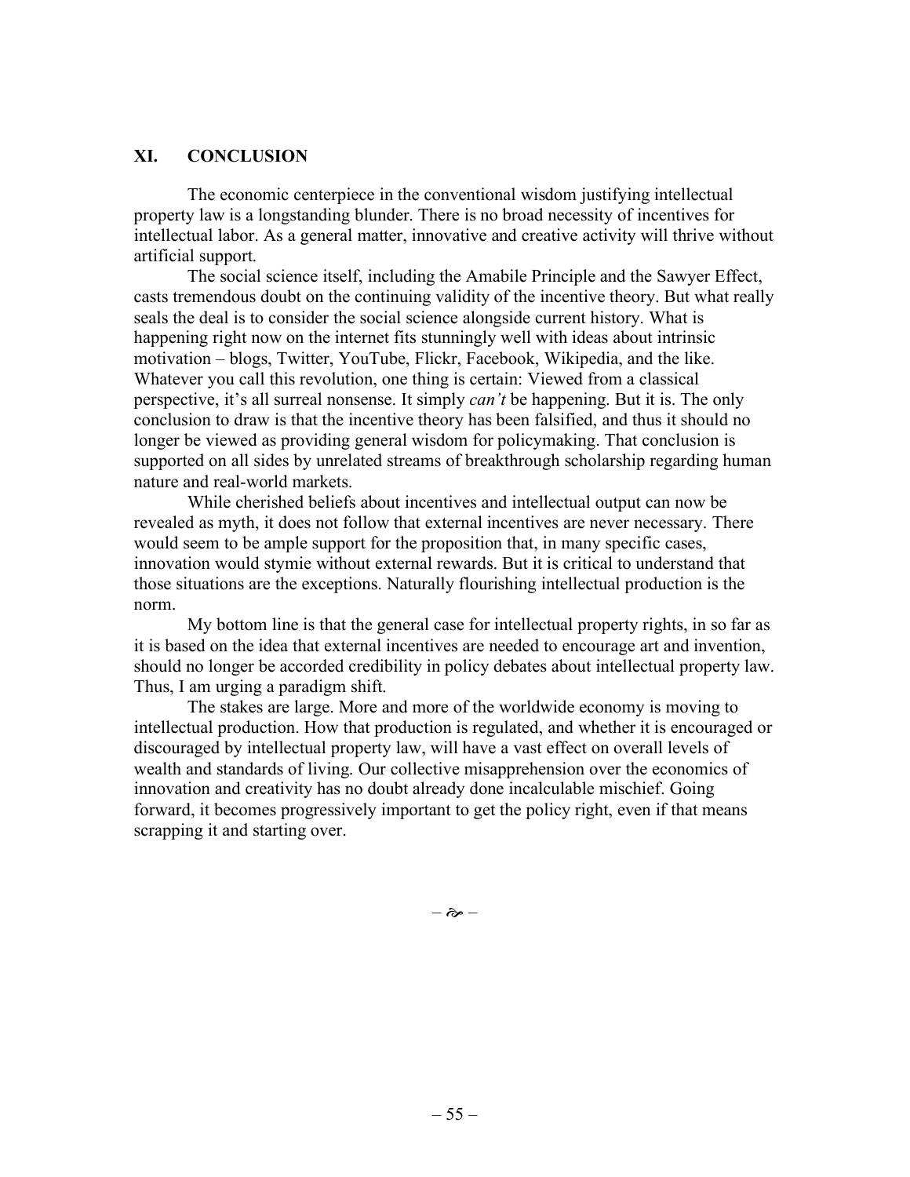## XI. CONCLUSION

The economic centerpiece in the conventional wisdom justifying intellectual property law is a longstanding blunder. There is no broad necessity of incentives for intellectual labor. As a general matter, innovative and creative activity will thrive without artificial support.

The social science itself, including the Amabile Principle and the Sawyer Effect, casts tremendous doubt on the continuing validity of the incentive theory. But what really seals the deal is to consider the social science alongside current history. What is happening right now on the internet fits stunningly well with ideas about intrinsic motivation – blogs, Twitter, YouTube, Flickr, Facebook, Wikipedia, and the like. Whatever you call this revolution, one thing is certain: Viewed from a classical perspective, it's all surreal nonsense. It simply *can't* be happening. But it is. The only conclusion to draw is that the incentive theory has been falsified, and thus it should no longer be viewed as providing general wisdom for policymaking. That conclusion is supported on all sides by unrelated streams of breakthrough scholarship regarding human nature and real-world markets.

While cherished beliefs about incentives and intellectual output can now be revealed as myth, it does not follow that external incentives are never necessary. There would seem to be ample support for the proposition that, in many specific cases, innovation would stymie without external rewards. But it is critical to understand that those situations are the exceptions. Naturally flourishing intellectual production is the norm.

My bottom line is that the general case for intellectual property rights, in so far as it is based on the idea that external incentives are needed to encourage art and invention, should no longer be accorded credibility in policy debates about intellectual property law. Thus, I am urging a paradigm shift.

The stakes are large. More and more of the worldwide economy is moving to intellectual production. How that production is regulated, and whether it is encouraged or discouraged by intellectual property law, will have a vast effect on overall levels of wealth and standards of living. Our collective misapprehension over the economics of innovation and creativity has no doubt already done incalculable mischief. Going forward, it becomes progressively important to get the policy right, even if that means scrapping it and starting over.

– ☙ –